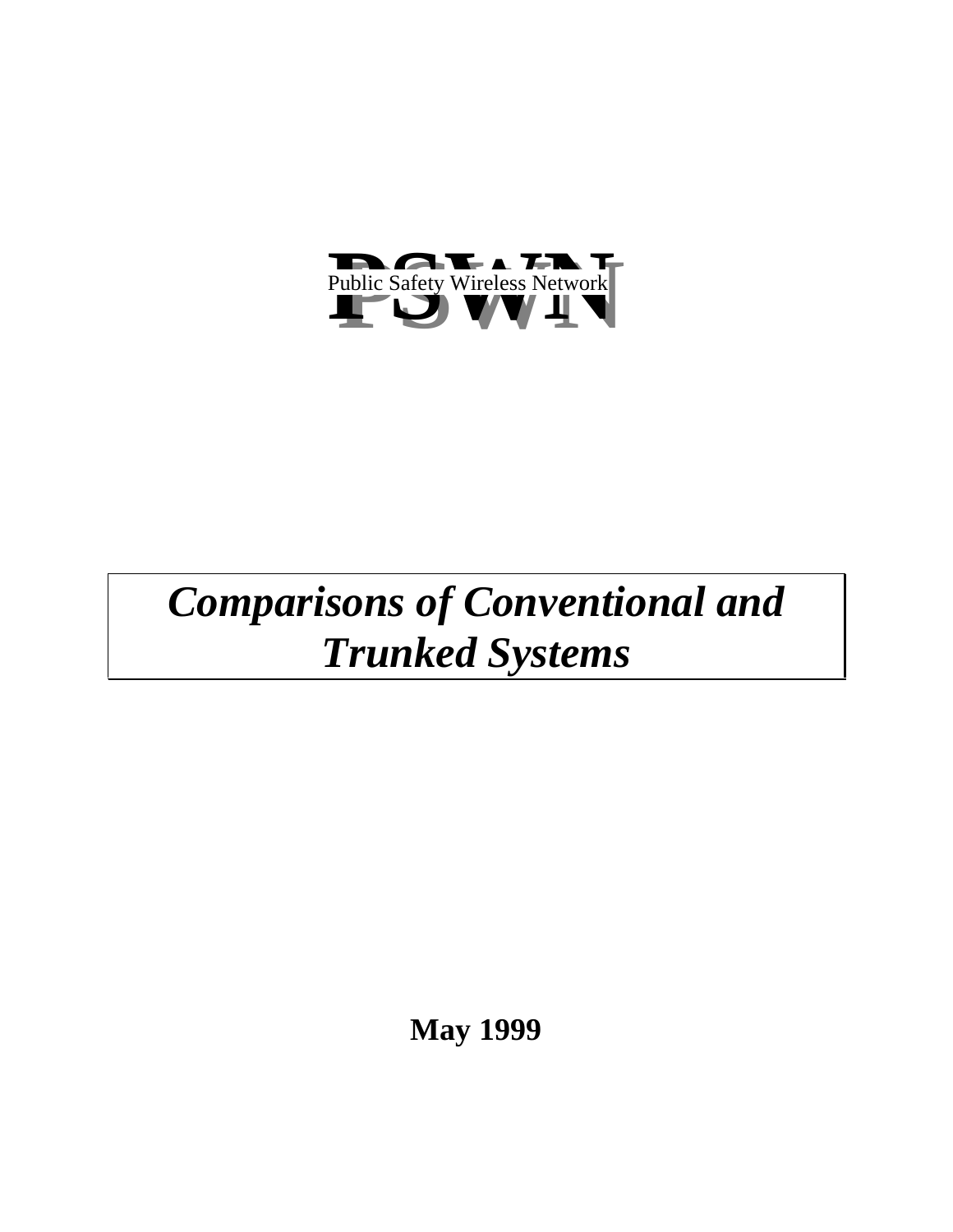PSWN

Public Safety Wireless Network

# *Comparisons of Conventional and Trunked Systems*

**May 1999**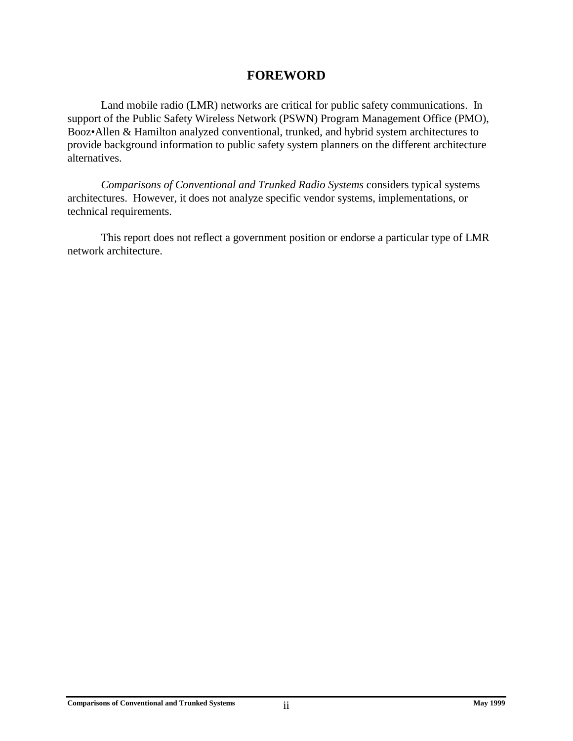# FOREWORD

Land mobile radio (LMR) networks are critical for public safety communications. In support of the Public Safety Wireless Network (PSWN) Program Management Office (PMO), Booz•Allen & Hamilton analyzed conventional, trunked, and hybrid system architectures to provide background information to public safety system planners on the different architecture alternatives.

*Comparisons of Conventional and Trunked Radio Systems* considers typical systems architectures. However, it does not analyze specific vendor systems, implementations, or technical requirements.

This report does not reflect a government position or endorse a particular type of LMR network architecture.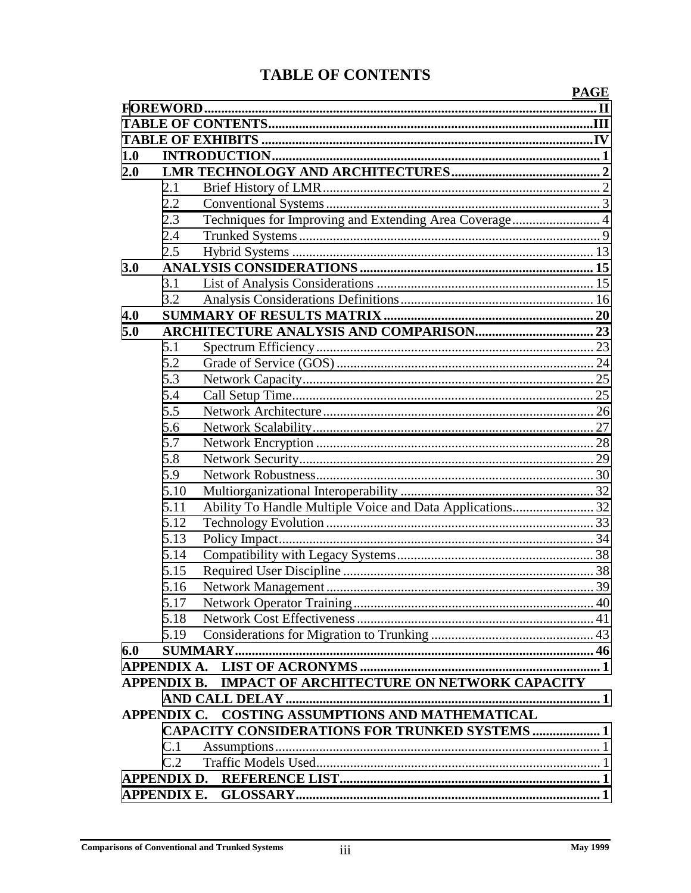# TABLE OF CONTENTS

| | | PAGE |
|---|---|---|
| **FOREWORD** | | **II** |
| **TABLE OF CONTENTS** | | **III** |
| **TABLE OF EXHIBITS** | | **IV** |
| **1.0** | **INTRODUCTION** | **1** |
| **2.0** | **LMR TECHNOLOGY AND ARCHITECTURES** | **2** |
| 2.1 | Brief History of LMR | 2 |
| 2.2 | Conventional Systems | 3 |
| 2.3 | Techniques for Improving and Extending Area Coverage | 4 |
| 2.4 | Trunked Systems | 9 |
| 2.5 | Hybrid Systems | 13 |
| **3.0** | **ANALYSIS CONSIDERATIONS** | **15** |
| 3.1 | List of Analysis Considerations | 15 |
| 3.2 | Analysis Considerations Definitions | 16 |
| **4.0** | **SUMMARY OF RESULTS MATRIX** | **20** |
| **5.0** | **ARCHITECTURE ANALYSIS AND COMPARISON** | **23** |
| 5.1 | Spectrum Efficiency | 23 |
| 5.2 | Grade of Service (GOS) | 24 |
| 5.3 | Network Capacity | 25 |
| 5.4 | Call Setup Time | 25 |
| 5.5 | Network Architecture | 26 |
| 5.6 | Network Scalability | 27 |
| 5.7 | Network Encryption | 28 |
| 5.8 | Network Security | 29 |
| 5.9 | Network Robustness | 30 |
| 5.10 | Multiorganizational Interoperability | 32 |
| 5.11 | Ability To Handle Multiple Voice and Data Applications | 32 |
| 5.12 | Technology Evolution | 33 |
| 5.13 | Policy Impact | 34 |
| 5.14 | Compatibility with Legacy Systems | 38 |
| 5.15 | Required User Discipline | 38 |
| 5.16 | Network Management | 39 |
| 5.17 | Network Operator Training | 40 |
| 5.18 | Network Cost Effectiveness | 41 |
| 5.19 | Considerations for Migration to Trunking | 43 |
| **6.0** | **SUMMARY** | **46** |
| **APPENDIX A.** | **LIST OF ACRONYMS** | **1** |
| **APPENDIX B.** | **IMPACT OF ARCHITECTURE ON NETWORK CAPACITY AND CALL DELAY** | **1** |
| **APPENDIX C.** | **COSTING ASSUMPTIONS AND MATHEMATICAL CAPACITY CONSIDERATIONS FOR TRUNKED SYSTEMS** | **1** |
| C.1 | Assumptions | 1 |
| C.2 | Traffic Models Used | 1 |
| **APPENDIX D.** | **REFERENCE LIST** | **1** |
| **APPENDIX E.** | **GLOSSARY** | **1** |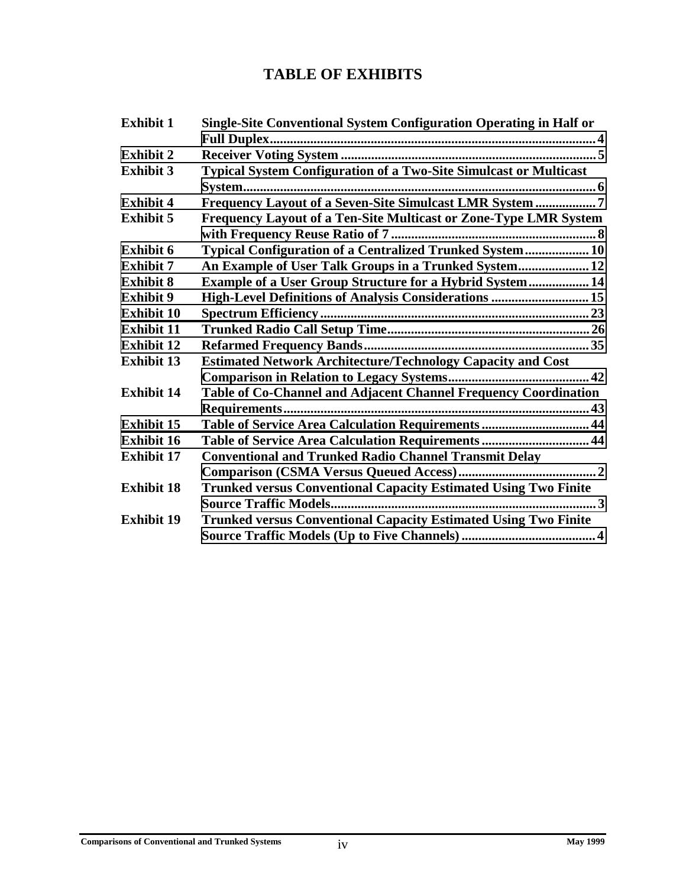# TABLE OF EXHIBITS

| | |
|---|---|
| **Exhibit 1** | **Single-Site Conventional System Configuration Operating in Half or Full Duplex ... 4** |
| **Exhibit 2** | **Receiver Voting System ... 5** |
| **Exhibit 3** | **Typical System Configuration of a Two-Site Simulcast or Multicast System ... 6** |
| **Exhibit 4** | **Frequency Layout of a Seven-Site Simulcast LMR System ... 7** |
| **Exhibit 5** | **Frequency Layout of a Ten-Site Multicast or Zone-Type LMR System with Frequency Reuse Ratio of 7 ... 8** |
| **Exhibit 6** | **Typical Configuration of a Centralized Trunked System ... 10** |
| **Exhibit 7** | **An Example of User Talk Groups in a Trunked System ... 12** |
| **Exhibit 8** | **Example of a User Group Structure for a Hybrid System ... 14** |
| **Exhibit 9** | **High-Level Definitions of Analysis Considerations ... 15** |
| **Exhibit 10** | **Spectrum Efficiency ... 23** |
| **Exhibit 11** | **Trunked Radio Call Setup Time ... 26** |
| **Exhibit 12** | **Refarmed Frequency Bands ... 35** |
| **Exhibit 13** | **Estimated Network Architecture/Technology Capacity and Cost Comparison in Relation to Legacy Systems ... 42** |
| **Exhibit 14** | **Table of Co-Channel and Adjacent Channel Frequency Coordination Requirements ... 43** |
| **Exhibit 15** | **Table of Service Area Calculation Requirements ... 44** |
| **Exhibit 16** | **Table of Service Area Calculation Requirements ... 44** |
| **Exhibit 17** | **Conventional and Trunked Radio Channel Transmit Delay Comparison (CSMA Versus Queued Access) ... 2** |
| **Exhibit 18** | **Trunked versus Conventional Capacity Estimated Using Two Finite Source Traffic Models ... 3** |
| **Exhibit 19** | **Trunked versus Conventional Capacity Estimated Using Two Finite Source Traffic Models (Up to Five Channels) ... 4** |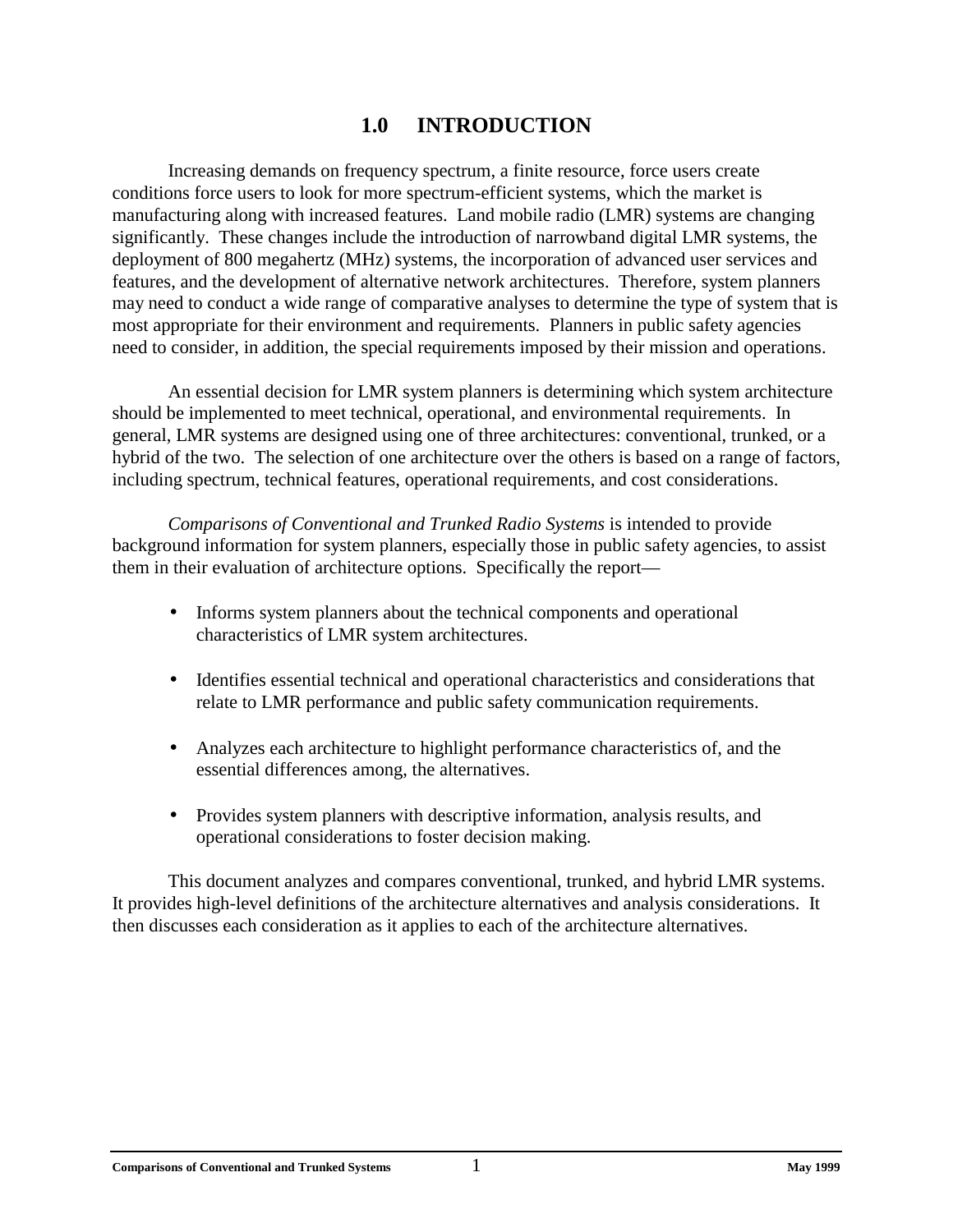# 1.0 INTRODUCTION

Increasing demands on frequency spectrum, a finite resource, force users create conditions force users to look for more spectrum-efficient systems, which the market is manufacturing along with increased features. Land mobile radio (LMR) systems are changing significantly. These changes include the introduction of narrowband digital LMR systems, the deployment of 800 megahertz (MHz) systems, the incorporation of advanced user services and features, and the development of alternative network architectures. Therefore, system planners may need to conduct a wide range of comparative analyses to determine the type of system that is most appropriate for their environment and requirements. Planners in public safety agencies need to consider, in addition, the special requirements imposed by their mission and operations.

An essential decision for LMR system planners is determining which system architecture should be implemented to meet technical, operational, and environmental requirements. In general, LMR systems are designed using one of three architectures: conventional, trunked, or a hybrid of the two. The selection of one architecture over the others is based on a range of factors, including spectrum, technical features, operational requirements, and cost considerations.

*Comparisons of Conventional and Trunked Radio Systems* is intended to provide background information for system planners, especially those in public safety agencies, to assist them in their evaluation of architecture options. Specifically the report—

- Informs system planners about the technical components and operational characteristics of LMR system architectures.
- Identifies essential technical and operational characteristics and considerations that relate to LMR performance and public safety communication requirements.
- Analyzes each architecture to highlight performance characteristics of, and the essential differences among, the alternatives.
- Provides system planners with descriptive information, analysis results, and operational considerations to foster decision making.

This document analyzes and compares conventional, trunked, and hybrid LMR systems. It provides high-level definitions of the architecture alternatives and analysis considerations. It then discusses each consideration as it applies to each of the architecture alternatives.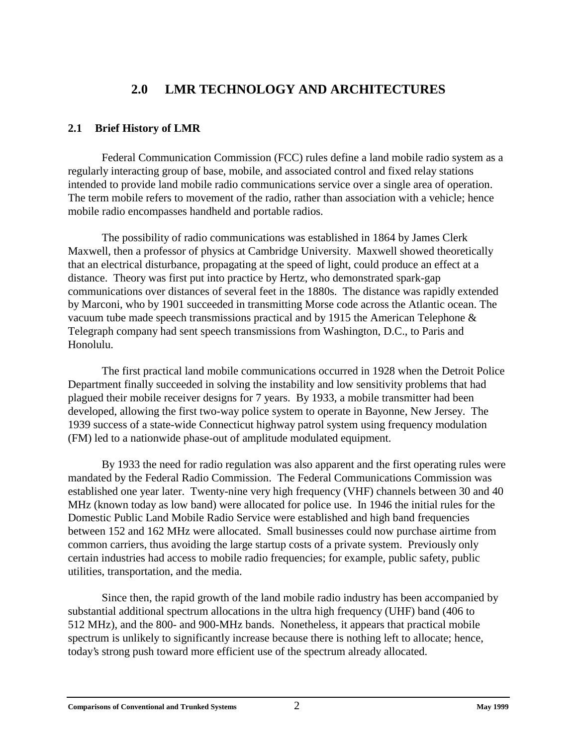# 2.0 LMR TECHNOLOGY AND ARCHITECTURES

## 2.1 Brief History of LMR

Federal Communication Commission (FCC) rules define a land mobile radio system as a regularly interacting group of base, mobile, and associated control and fixed relay stations intended to provide land mobile radio communications service over a single area of operation. The term mobile refers to movement of the radio, rather than association with a vehicle; hence mobile radio encompasses handheld and portable radios.

The possibility of radio communications was established in 1864 by James Clerk Maxwell, then a professor of physics at Cambridge University. Maxwell showed theoretically that an electrical disturbance, propagating at the speed of light, could produce an effect at a distance. Theory was first put into practice by Hertz, who demonstrated spark-gap communications over distances of several feet in the 1880s. The distance was rapidly extended by Marconi, who by 1901 succeeded in transmitting Morse code across the Atlantic ocean. The vacuum tube made speech transmissions practical and by 1915 the American Telephone & Telegraph company had sent speech transmissions from Washington, D.C., to Paris and Honolulu.

The first practical land mobile communications occurred in 1928 when the Detroit Police Department finally succeeded in solving the instability and low sensitivity problems that had plagued their mobile receiver designs for 7 years. By 1933, a mobile transmitter had been developed, allowing the first two-way police system to operate in Bayonne, New Jersey. The 1939 success of a state-wide Connecticut highway patrol system using frequency modulation (FM) led to a nationwide phase-out of amplitude modulated equipment.

By 1933 the need for radio regulation was also apparent and the first operating rules were mandated by the Federal Radio Commission. The Federal Communications Commission was established one year later. Twenty-nine very high frequency (VHF) channels between 30 and 40 MHz (known today as low band) were allocated for police use. In 1946 the initial rules for the Domestic Public Land Mobile Radio Service were established and high band frequencies between 152 and 162 MHz were allocated. Small businesses could now purchase airtime from common carriers, thus avoiding the large startup costs of a private system. Previously only certain industries had access to mobile radio frequencies; for example, public safety, public utilities, transportation, and the media.

Since then, the rapid growth of the land mobile radio industry has been accompanied by substantial additional spectrum allocations in the ultra high frequency (UHF) band (406 to 512 MHz), and the 800- and 900-MHz bands. Nonetheless, it appears that practical mobile spectrum is unlikely to significantly increase because there is nothing left to allocate; hence, today's strong push toward more efficient use of the spectrum already allocated.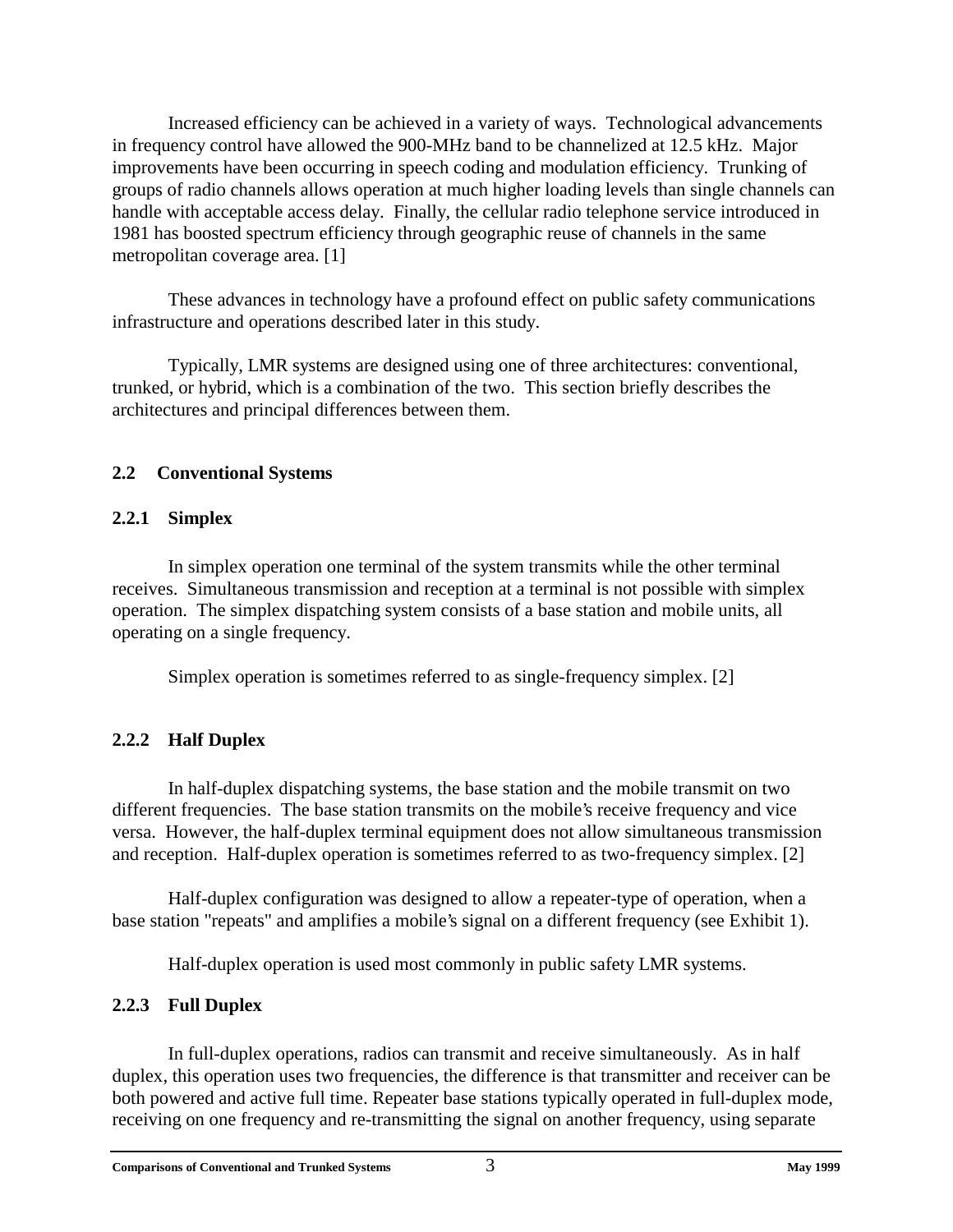Increased efficiency can be achieved in a variety of ways. Technological advancements in frequency control have allowed the 900-MHz band to be channelized at 12.5 kHz. Major improvements have been occurring in speech coding and modulation efficiency. Trunking of groups of radio channels allows operation at much higher loading levels than single channels can handle with acceptable access delay. Finally, the cellular radio telephone service introduced in 1981 has boosted spectrum efficiency through geographic reuse of channels in the same metropolitan coverage area. [1]

These advances in technology have a profound effect on public safety communications infrastructure and operations described later in this study.

Typically, LMR systems are designed using one of three architectures: conventional, trunked, or hybrid, which is a combination of the two. This section briefly describes the architectures and principal differences between them.

## 2.2 Conventional Systems

### 2.2.1 Simplex

In simplex operation one terminal of the system transmits while the other terminal receives. Simultaneous transmission and reception at a terminal is not possible with simplex operation. The simplex dispatching system consists of a base station and mobile units, all operating on a single frequency.

Simplex operation is sometimes referred to as single-frequency simplex. [2]

### 2.2.2 Half Duplex

In half-duplex dispatching systems, the base station and the mobile transmit on two different frequencies. The base station transmits on the mobile's receive frequency and vice versa. However, the half-duplex terminal equipment does not allow simultaneous transmission and reception. Half-duplex operation is sometimes referred to as two-frequency simplex. [2]

Half-duplex configuration was designed to allow a repeater-type of operation, when a base station "repeats" and amplifies a mobile's signal on a different frequency (see Exhibit 1).

Half-duplex operation is used most commonly in public safety LMR systems.

### 2.2.3 Full Duplex

In full-duplex operations, radios can transmit and receive simultaneously. As in half duplex, this operation uses two frequencies, the difference is that transmitter and receiver can be both powered and active full time. Repeater base stations typically operated in full-duplex mode, receiving on one frequency and re-transmitting the signal on another frequency, using separate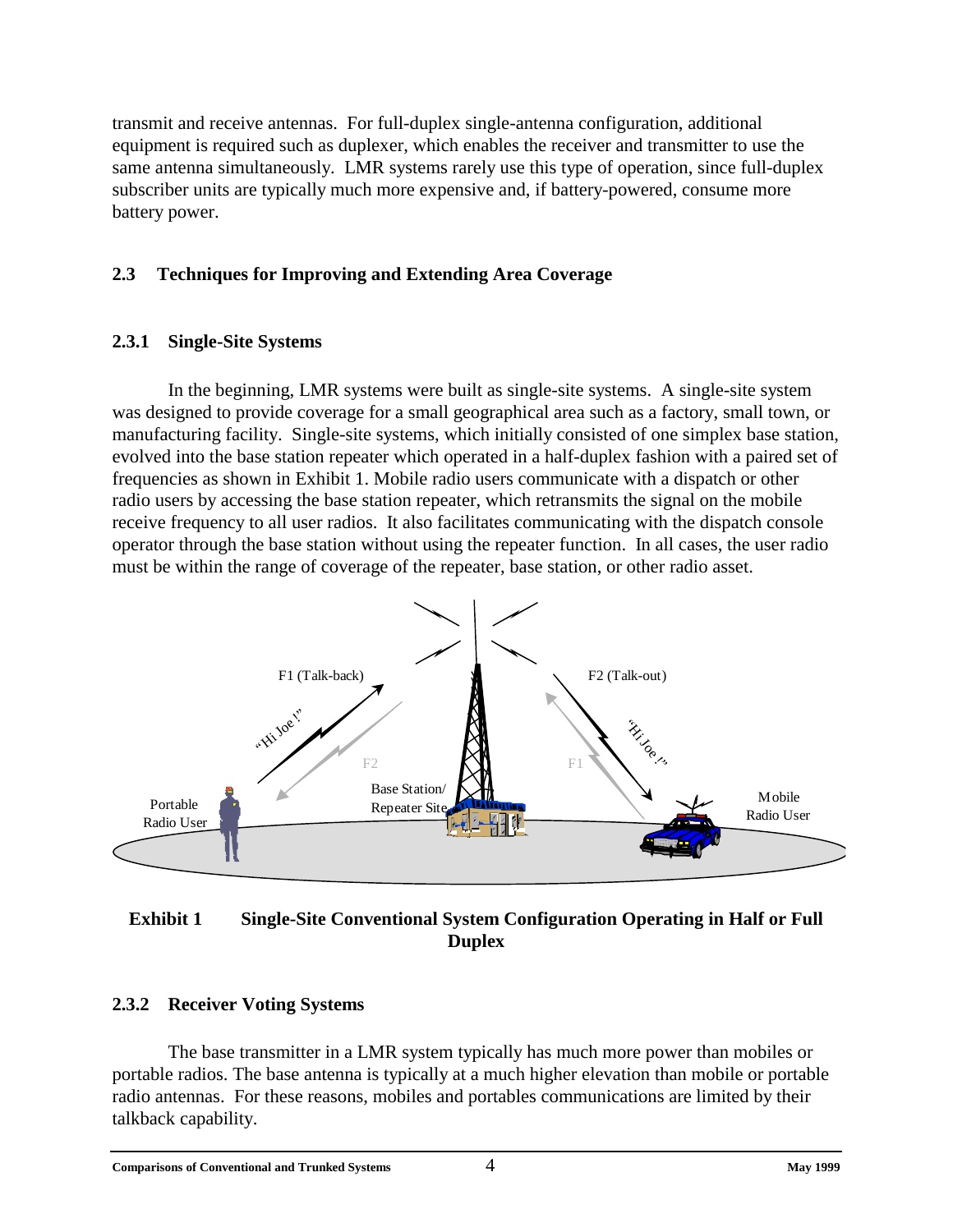transmit and receive antennas. For full-duplex single-antenna configuration, additional equipment is required such as duplexer, which enables the receiver and transmitter to use the same antenna simultaneously. LMR systems rarely use this type of operation, since full-duplex subscriber units are typically much more expensive and, if battery-powered, consume more battery power.

## 2.3 Techniques for Improving and Extending Area Coverage

### 2.3.1 Single-Site Systems

In the beginning, LMR systems were built as single-site systems. A single-site system was designed to provide coverage for a small geographical area such as a factory, small town, or manufacturing facility. Single-site systems, which initially consisted of one simplex base station, evolved into the base station repeater which operated in a half-duplex fashion with a paired set of frequencies as shown in Exhibit 1. Mobile radio users communicate with a dispatch or other radio users by accessing the base station repeater, which retransmits the signal on the mobile receive frequency to all user radios. It also facilitates communicating with the dispatch console operator through the base station without using the repeater function. In all cases, the user radio must be within the range of coverage of the repeater, base station, or other radio asset.

**Exhibit 1 Single-Site Conventional System Configuration Operating in Half or Full Duplex**

### 2.3.2 Receiver Voting Systems

The base transmitter in a LMR system typically has much more power than mobiles or portable radios. The base antenna is typically at a much higher elevation than mobile or portable radio antennas. For these reasons, mobiles and portables communications are limited by their talkback capability.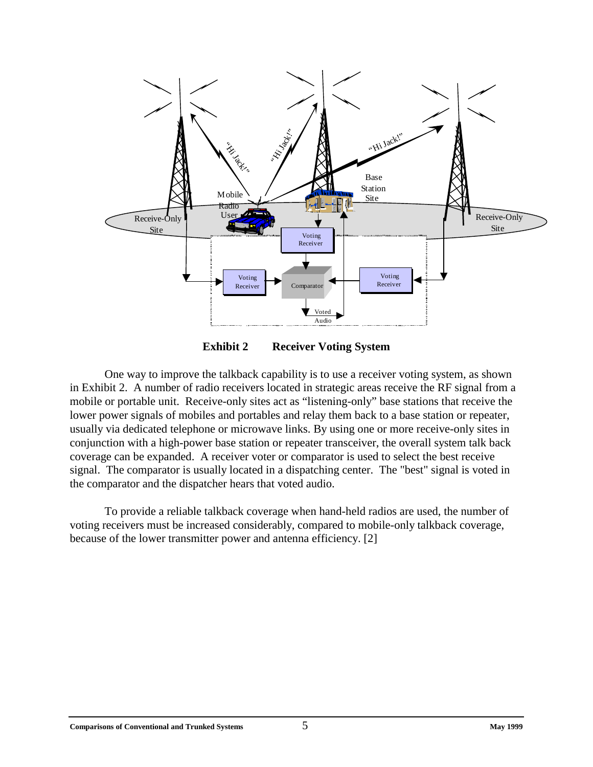**Exhibit 2 Receiver Voting System**

One way to improve the talkback capability is to use a receiver voting system, as shown in Exhibit 2. A number of radio receivers located in strategic areas receive the RF signal from a mobile or portable unit. Receive-only sites act as “listening-only” base stations that receive the lower power signals of mobiles and portables and relay them back to a base station or repeater, usually via dedicated telephone or microwave links. By using one or more receive-only sites in conjunction with a high-power base station or repeater transceiver, the overall system talk back coverage can be expanded. A receiver voter or comparator is used to select the best receive signal. The comparator is usually located in a dispatching center. The "best" signal is voted in the comparator and the dispatcher hears that voted audio.

To provide a reliable talkback coverage when hand-held radios are used, the number of voting receivers must be increased considerably, compared to mobile-only talkback coverage, because of the lower transmitter power and antenna efficiency. [2]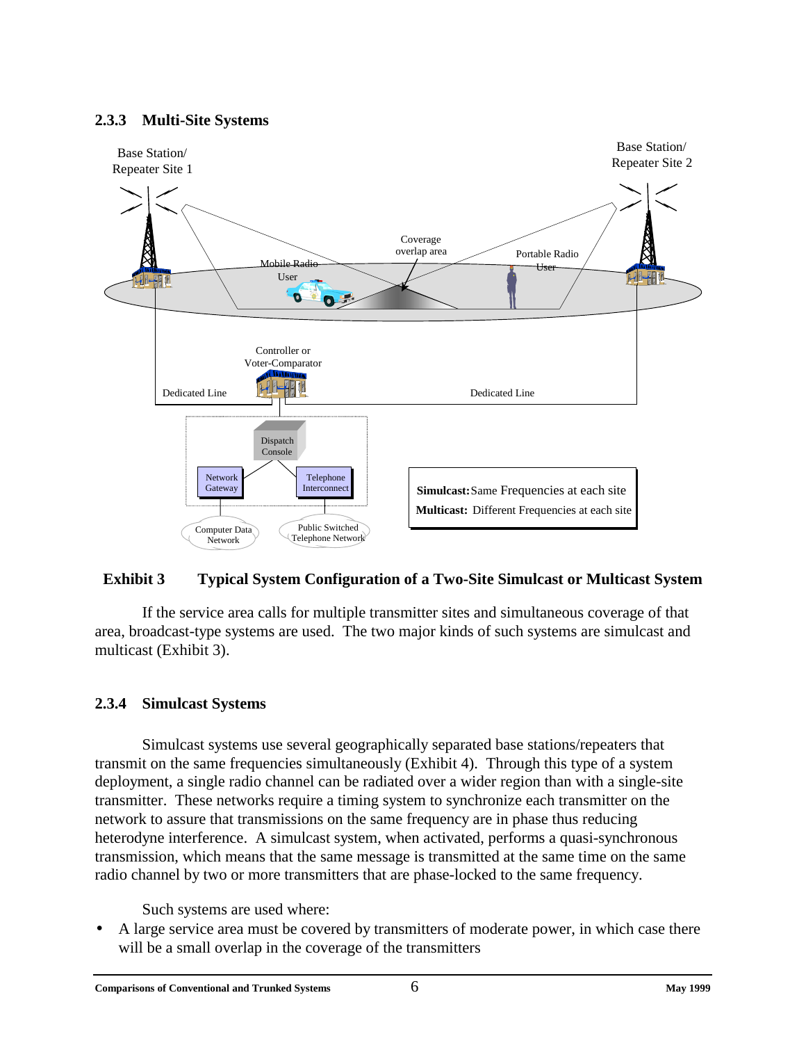### 2.3.3 Multi-Site Systems

**Exhibit 3 Typical System Configuration of a Two-Site Simulcast or Multicast System**

If the service area calls for multiple transmitter sites and simultaneous coverage of that area, broadcast-type systems are used. The two major kinds of such systems are simulcast and multicast (Exhibit 3).

### 2.3.4 Simulcast Systems

Simulcast systems use several geographically separated base stations/repeaters that transmit on the same frequencies simultaneously (Exhibit 4). Through this type of a system deployment, a single radio channel can be radiated over a wider region than with a single-site transmitter. These networks require a timing system to synchronize each transmitter on the network to assure that transmissions on the same frequency are in phase thus reducing heterodyne interference. A simulcast system, when activated, performs a quasi-synchronous transmission, which means that the same message is transmitted at the same time on the same radio channel by two or more transmitters that are phase-locked to the same frequency.

Such systems are used where:

- A large service area must be covered by transmitters of moderate power, in which case there will be a small overlap in the coverage of the transmitters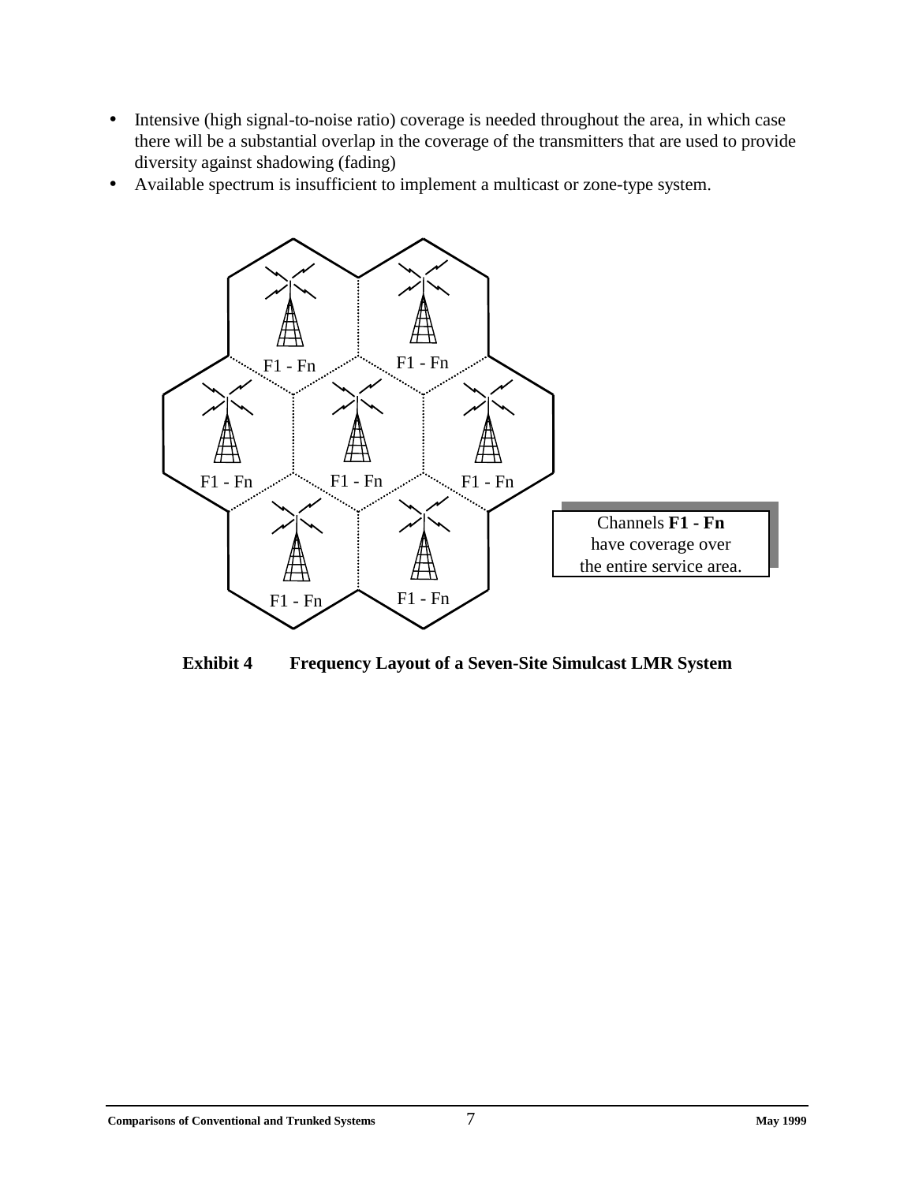- Intensive (high signal-to-noise ratio) coverage is needed throughout the area, in which case there will be a substantial overlap in the coverage of the transmitters that are used to provide diversity against shadowing (fading)
- Available spectrum is insufficient to implement a multicast or zone-type system.

F1 - Fn

F1 - Fn

F1 - Fn

F1 - Fn

F1 - Fn

F1 - Fn

F1 - Fn

Channels **F1 - Fn** have coverage over the entire service area.

**Exhibit 4 Frequency Layout of a Seven-Site Simulcast LMR System**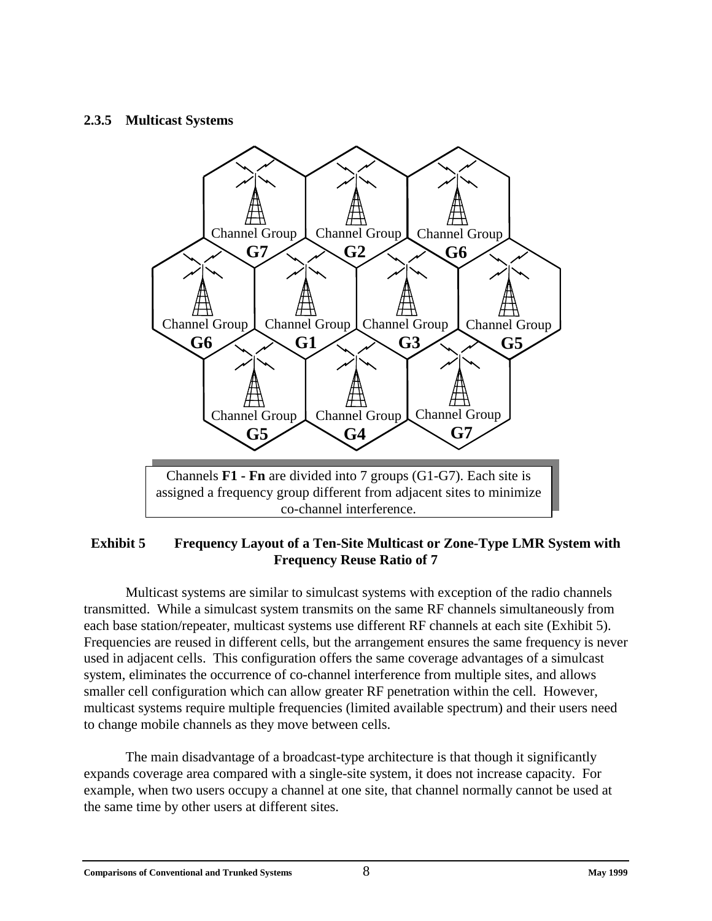### 2.3.5 Multicast Systems

Channel Group **G7** | Channel Group **G2** | Channel Group **G6**

Channel Group **G6** | Channel Group **G1** | Channel Group **G3** | Channel Group **G5**

Channel Group **G5** | Channel Group **G4** | Channel Group **G7**

Channels **F1 - Fn** are divided into 7 groups (G1-G7). Each site is assigned a frequency group different from adjacent sites to minimize co-channel interference.

**Exhibit 5 Frequency Layout of a Ten-Site Multicast or Zone-Type LMR System with Frequency Reuse Ratio of 7**

Multicast systems are similar to simulcast systems with exception of the radio channels transmitted. While a simulcast system transmits on the same RF channels simultaneously from each base station/repeater, multicast systems use different RF channels at each site (Exhibit 5). Frequencies are reused in different cells, but the arrangement ensures the same frequency is never used in adjacent cells. This configuration offers the same coverage advantages of a simulcast system, eliminates the occurrence of co-channel interference from multiple sites, and allows smaller cell configuration which can allow greater RF penetration within the cell. However, multicast systems require multiple frequencies (limited available spectrum) and their users need to change mobile channels as they move between cells.

The main disadvantage of a broadcast-type architecture is that though it significantly expands coverage area compared with a single-site system, it does not increase capacity. For example, when two users occupy a channel at one site, that channel normally cannot be used at the same time by other users at different sites.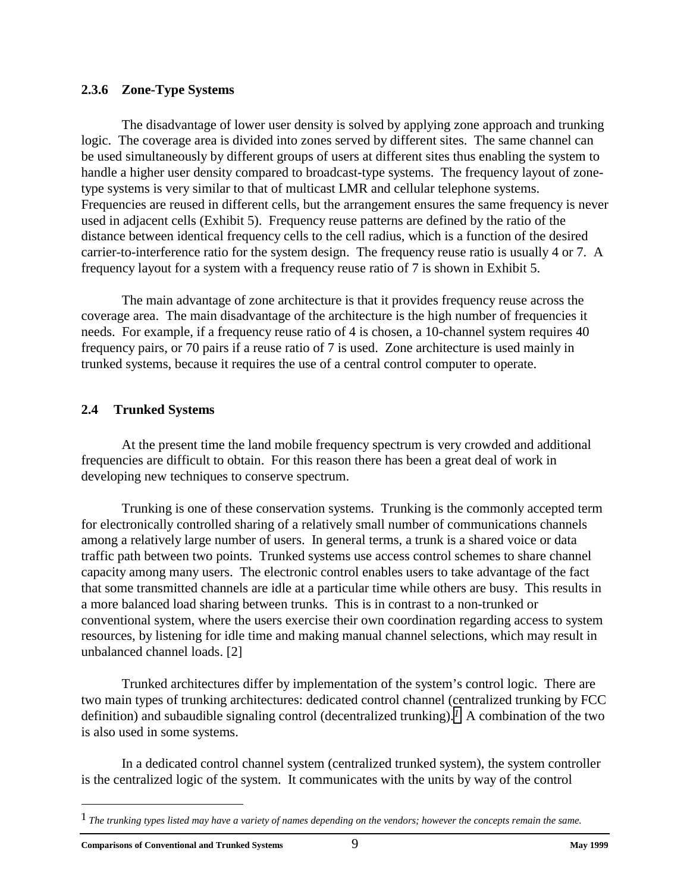### 2.3.6 Zone-Type Systems

The disadvantage of lower user density is solved by applying zone approach and trunking logic. The coverage area is divided into zones served by different sites. The same channel can be used simultaneously by different groups of users at different sites thus enabling the system to handle a higher user density compared to broadcast-type systems. The frequency layout of zone-type systems is very similar to that of multicast LMR and cellular telephone systems. Frequencies are reused in different cells, but the arrangement ensures the same frequency is never used in adjacent cells (Exhibit 5). Frequency reuse patterns are defined by the ratio of the distance between identical frequency cells to the cell radius, which is a function of the desired carrier-to-interference ratio for the system design. The frequency reuse ratio is usually 4 or 7. A frequency layout for a system with a frequency reuse ratio of 7 is shown in Exhibit 5.

The main advantage of zone architecture is that it provides frequency reuse across the coverage area. The main disadvantage of the architecture is the high number of frequencies it needs. For example, if a frequency reuse ratio of 4 is chosen, a 10-channel system requires 40 frequency pairs, or 70 pairs if a reuse ratio of 7 is used. Zone architecture is used mainly in trunked systems, because it requires the use of a central control computer to operate.

## 2.4 Trunked Systems

At the present time the land mobile frequency spectrum is very crowded and additional frequencies are difficult to obtain. For this reason there has been a great deal of work in developing new techniques to conserve spectrum.

Trunking is one of these conservation systems. Trunking is the commonly accepted term for electronically controlled sharing of a relatively small number of communications channels among a relatively large number of users. In general terms, a trunk is a shared voice or data traffic path between two points. Trunked systems use access control schemes to share channel capacity among many users. The electronic control enables users to take advantage of the fact that some transmitted channels are idle at a particular time while others are busy. This results in a more balanced load sharing between trunks. This is in contrast to a non-trunked or conventional system, where the users exercise their own coordination regarding access to system resources, by listening for idle time and making manual channel selections, which may result in unbalanced channel loads. [2]

Trunked architectures differ by implementation of the system's control logic. There are two main types of trunking architectures: dedicated control channel (centralized trunking by FCC definition) and subaudible signaling control (decentralized trunking).[1] A combination of the two is also used in some systems.

In a dedicated control channel system (centralized trunked system), the system controller is the centralized logic of the system. It communicates with the units by way of the control

[1] *The trunking types listed may have a variety of names depending on the vendors; however the concepts remain the same.*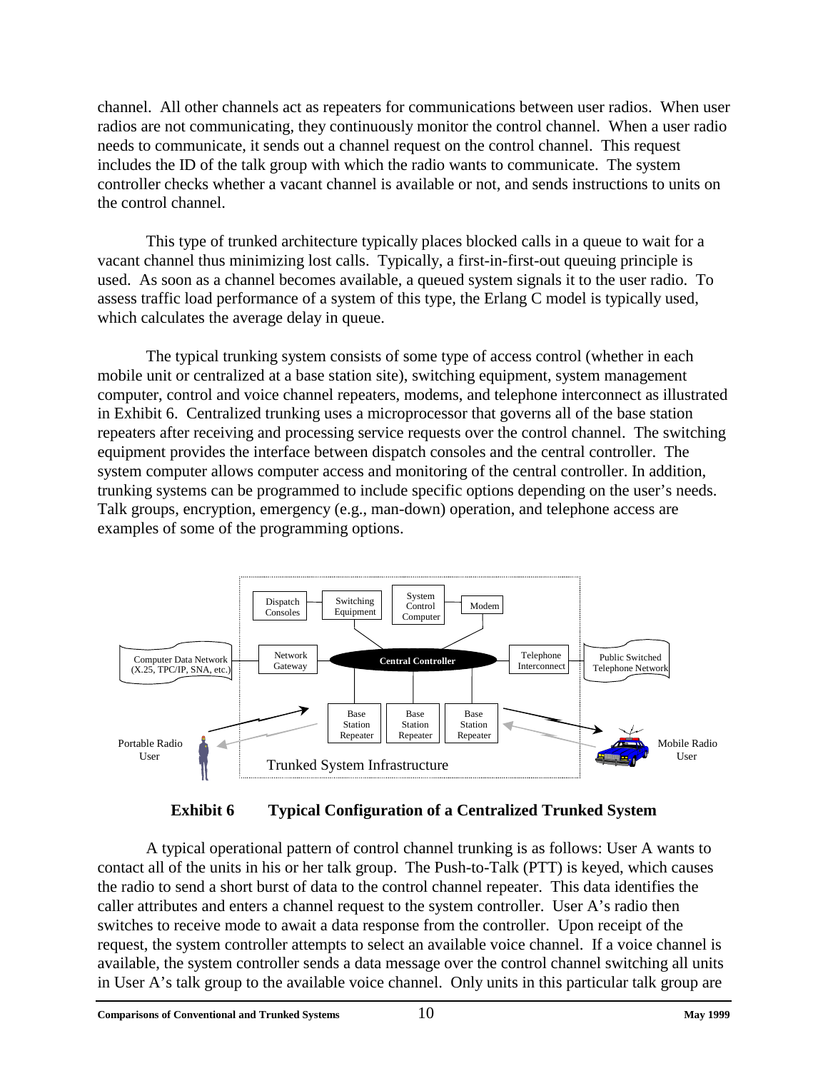channel. All other channels act as repeaters for communications between user radios. When user radios are not communicating, they continuously monitor the control channel. When a user radio needs to communicate, it sends out a channel request on the control channel. This request includes the ID of the talk group with which the radio wants to communicate. The system controller checks whether a vacant channel is available or not, and sends instructions to units on the control channel.

This type of trunked architecture typically places blocked calls in a queue to wait for a vacant channel thus minimizing lost calls. Typically, a first-in-first-out queuing principle is used. As soon as a channel becomes available, a queued system signals it to the user radio. To assess traffic load performance of a system of this type, the Erlang C model is typically used, which calculates the average delay in queue.

The typical trunking system consists of some type of access control (whether in each mobile unit or centralized at a base station site), switching equipment, system management computer, control and voice channel repeaters, modems, and telephone interconnect as illustrated in Exhibit 6. Centralized trunking uses a microprocessor that governs all of the base station repeaters after receiving and processing service requests over the control channel. The switching equipment provides the interface between dispatch consoles and the central controller. The system computer allows computer access and monitoring of the central controller. In addition, trunking systems can be programmed to include specific options depending on the user's needs. Talk groups, encryption, emergency (e.g., man-down) operation, and telephone access are examples of some of the programming options.

**Exhibit 6 Typical Configuration of a Centralized Trunked System**

A typical operational pattern of control channel trunking is as follows: User A wants to contact all of the units in his or her talk group. The Push-to-Talk (PTT) is keyed, which causes the radio to send a short burst of data to the control channel repeater. This data identifies the caller attributes and enters a channel request to the system controller. User A's radio then switches to receive mode to await a data response from the controller. Upon receipt of the request, the system controller attempts to select an available voice channel. If a voice channel is available, the system controller sends a data message over the control channel switching all units in User A's talk group to the available voice channel. Only units in this particular talk group are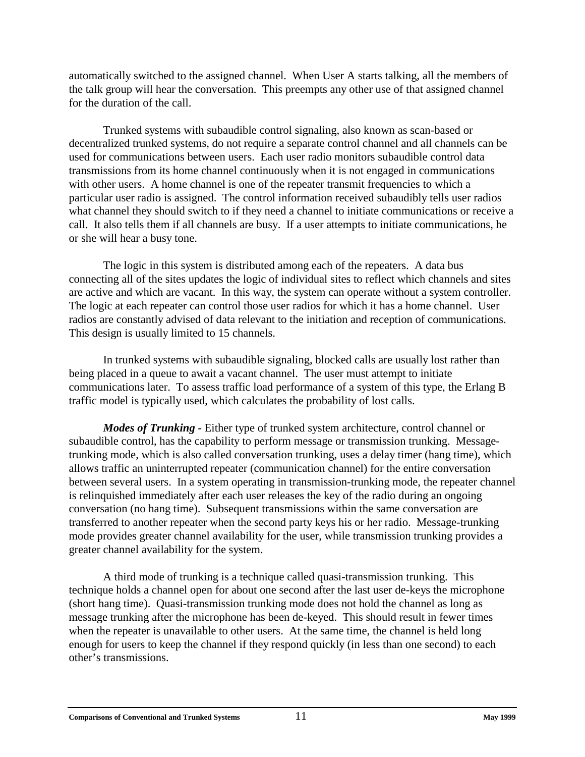automatically switched to the assigned channel. When User A starts talking, all the members of the talk group will hear the conversation. This preempts any other use of that assigned channel for the duration of the call.

Trunked systems with subaudible control signaling, also known as scan-based or decentralized trunked systems, do not require a separate control channel and all channels can be used for communications between users. Each user radio monitors subaudible control data transmissions from its home channel continuously when it is not engaged in communications with other users. A home channel is one of the repeater transmit frequencies to which a particular user radio is assigned. The control information received subaudibly tells user radios what channel they should switch to if they need a channel to initiate communications or receive a call. It also tells them if all channels are busy. If a user attempts to initiate communications, he or she will hear a busy tone.

The logic in this system is distributed among each of the repeaters. A data bus connecting all of the sites updates the logic of individual sites to reflect which channels and sites are active and which are vacant. In this way, the system can operate without a system controller. The logic at each repeater can control those user radios for which it has a home channel. User radios are constantly advised of data relevant to the initiation and reception of communications. This design is usually limited to 15 channels.

In trunked systems with subaudible signaling, blocked calls are usually lost rather than being placed in a queue to await a vacant channel. The user must attempt to initiate communications later. To assess traffic load performance of a system of this type, the Erlang B traffic model is typically used, which calculates the probability of lost calls.

***Modes of Trunking*** - Either type of trunked system architecture, control channel or subaudible control, has the capability to perform message or transmission trunking. Message-trunking mode, which is also called conversation trunking, uses a delay timer (hang time), which allows traffic an uninterrupted repeater (communication channel) for the entire conversation between several users. In a system operating in transmission-trunking mode, the repeater channel is relinquished immediately after each user releases the key of the radio during an ongoing conversation (no hang time). Subsequent transmissions within the same conversation are transferred to another repeater when the second party keys his or her radio. Message-trunking mode provides greater channel availability for the user, while transmission trunking provides a greater channel availability for the system.

A third mode of trunking is a technique called quasi-transmission trunking. This technique holds a channel open for about one second after the last user de-keys the microphone (short hang time). Quasi-transmission trunking mode does not hold the channel as long as message trunking after the microphone has been de-keyed. This should result in fewer times when the repeater is unavailable to other users. At the same time, the channel is held long enough for users to keep the channel if they respond quickly (in less than one second) to each other's transmissions.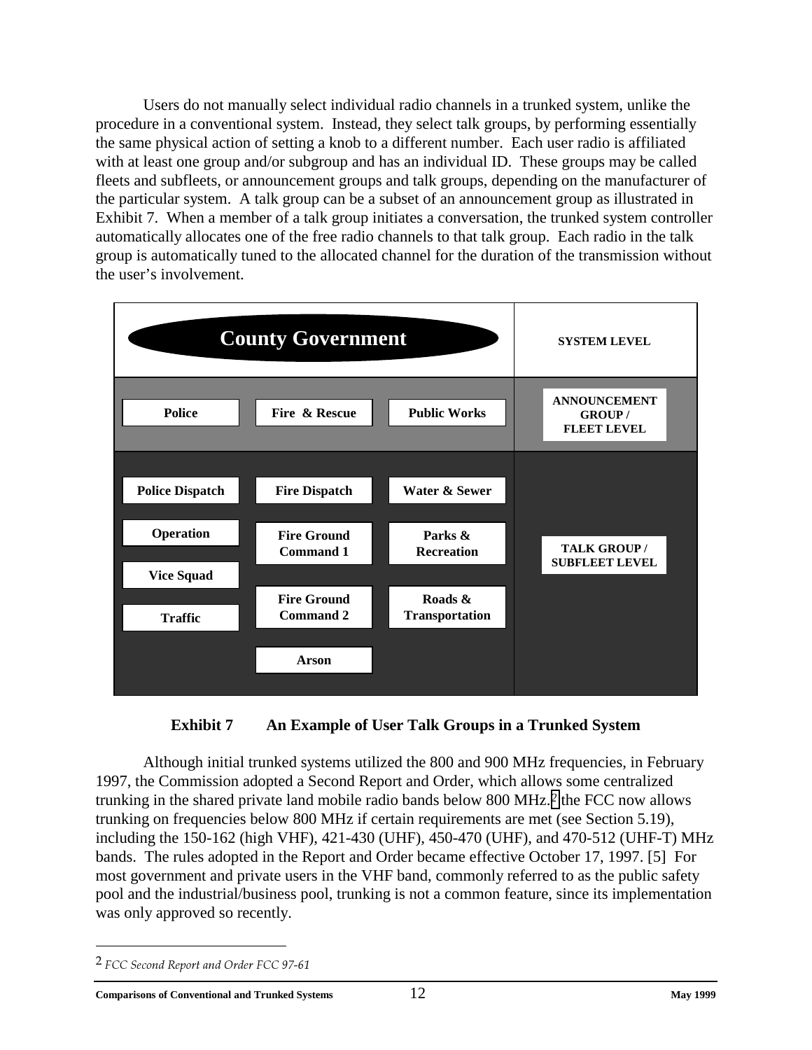Users do not manually select individual radio channels in a trunked system, unlike the procedure in a conventional system. Instead, they select talk groups, by performing essentially the same physical action of setting a knob to a different number. Each user radio is affiliated with at least one group and/or subgroup and has an individual ID. These groups may be called fleets and subfleets, or announcement groups and talk groups, depending on the manufacturer of the particular system. A talk group can be a subset of an announcement group as illustrated in Exhibit 7. When a member of a talk group initiates a conversation, the trunked system controller automatically allocates one of the free radio channels to that talk group. Each radio in the talk group is automatically tuned to the allocated channel for the duration of the transmission without the user's involvement.

| County Government | | | SYSTEM LEVEL |
|---|---|---|---|
| Police | Fire & Rescue | Public Works | ANNOUNCEMENT GROUP / FLEET LEVEL |
| Police Dispatch | Fire Dispatch | Water & Sewer | TALK GROUP / SUBFLEET LEVEL |
| Operation | Fire Ground Command 1 | Parks & Recreation | |
| Vice Squad | Fire Ground Command 2 | Roads & Transportation | |
| Traffic | Arson | | |

**Exhibit 7 An Example of User Talk Groups in a Trunked System**

Although initial trunked systems utilized the 800 and 900 MHz frequencies, in February 1997, the Commission adopted a Second Report and Order, which allows some centralized trunking in the shared private land mobile radio bands below 800 MHz.[2] the FCC now allows trunking on frequencies below 800 MHz if certain requirements are met (see Section 5.19), including the 150-162 (high VHF), 421-430 (UHF), 450-470 (UHF), and 470-512 (UHF-T) MHz bands. The rules adopted in the Report and Order became effective October 17, 1997. [5] For most government and private users in the VHF band, commonly referred to as the public safety pool and the industrial/business pool, trunking is not a common feature, since its implementation was only approved so recently.

---

[2] *FCC Second Report and Order FCC 97-61*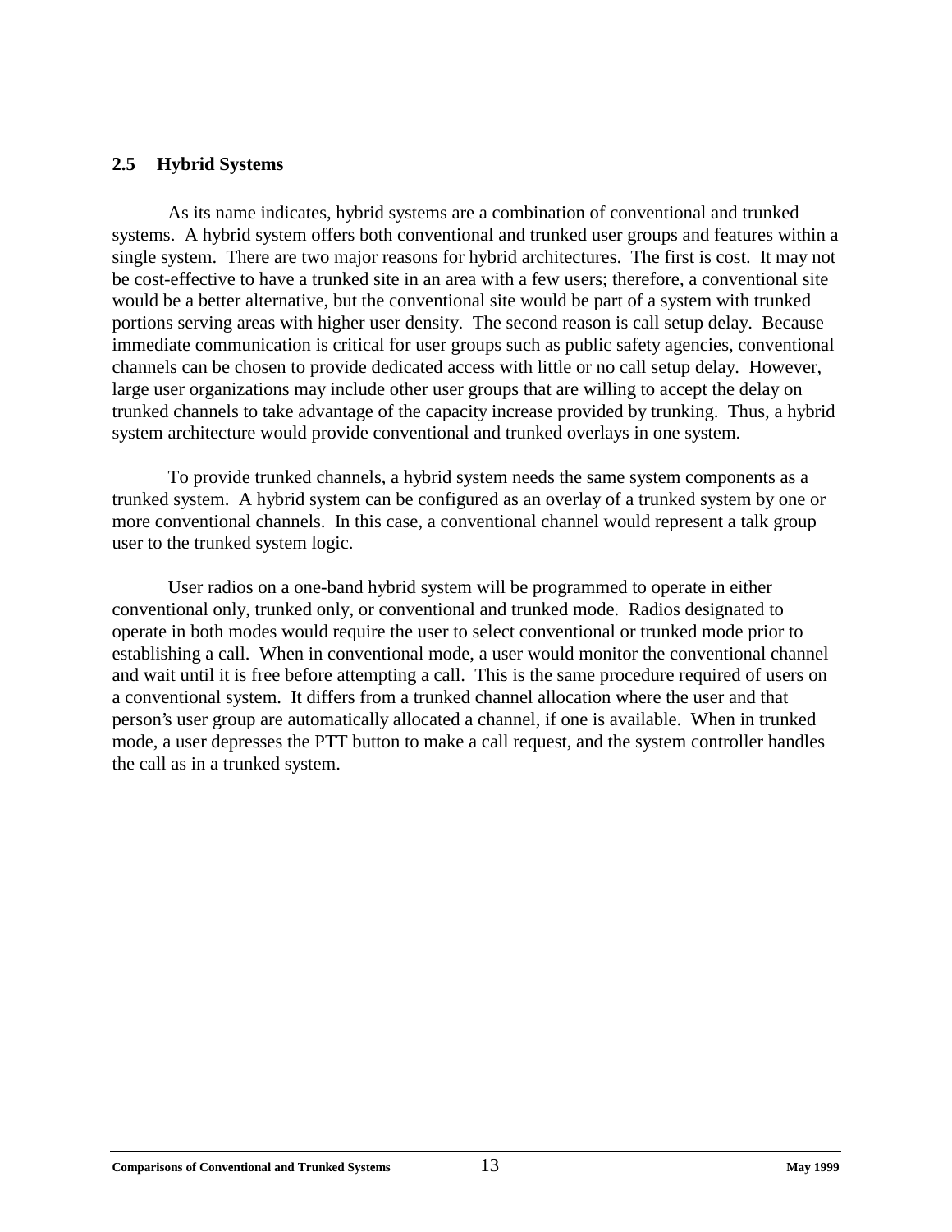## 2.5 Hybrid Systems

As its name indicates, hybrid systems are a combination of conventional and trunked systems. A hybrid system offers both conventional and trunked user groups and features within a single system. There are two major reasons for hybrid architectures. The first is cost. It may not be cost-effective to have a trunked site in an area with a few users; therefore, a conventional site would be a better alternative, but the conventional site would be part of a system with trunked portions serving areas with higher user density. The second reason is call setup delay. Because immediate communication is critical for user groups such as public safety agencies, conventional channels can be chosen to provide dedicated access with little or no call setup delay. However, large user organizations may include other user groups that are willing to accept the delay on trunked channels to take advantage of the capacity increase provided by trunking. Thus, a hybrid system architecture would provide conventional and trunked overlays in one system.

To provide trunked channels, a hybrid system needs the same system components as a trunked system. A hybrid system can be configured as an overlay of a trunked system by one or more conventional channels. In this case, a conventional channel would represent a talk group user to the trunked system logic.

User radios on a one-band hybrid system will be programmed to operate in either conventional only, trunked only, or conventional and trunked mode. Radios designated to operate in both modes would require the user to select conventional or trunked mode prior to establishing a call. When in conventional mode, a user would monitor the conventional channel and wait until it is free before attempting a call. This is the same procedure required of users on a conventional system. It differs from a trunked channel allocation where the user and that person's user group are automatically allocated a channel, if one is available. When in trunked mode, a user depresses the PTT button to make a call request, and the system controller handles the call as in a trunked system.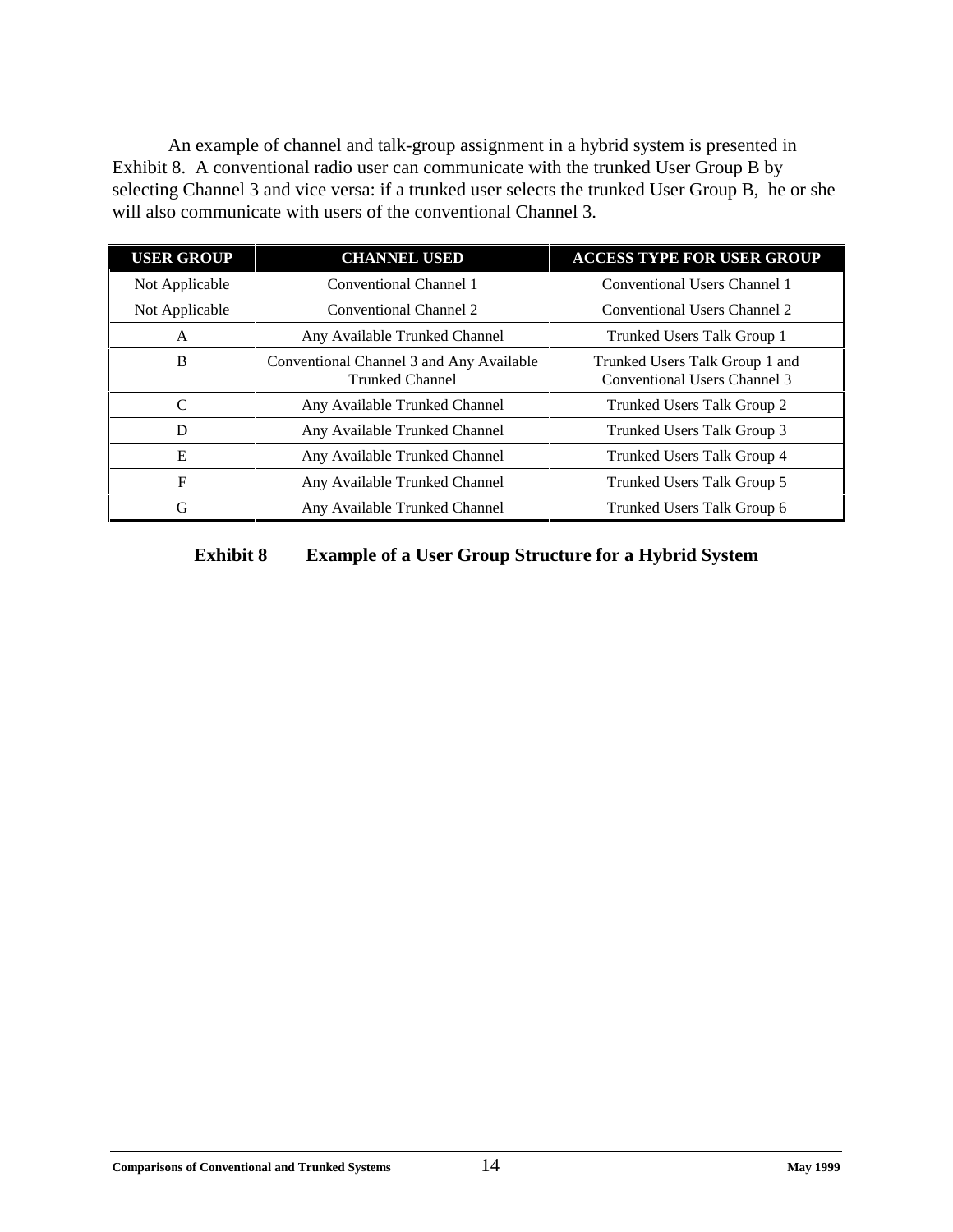An example of channel and talk-group assignment in a hybrid system is presented in Exhibit 8. A conventional radio user can communicate with the trunked User Group B by selecting Channel 3 and vice versa: if a trunked user selects the trunked User Group B, he or she will also communicate with users of the conventional Channel 3.

| USER GROUP | CHANNEL USED | ACCESS TYPE FOR USER GROUP |
|---|---|---|
| Not Applicable | Conventional Channel 1 | Conventional Users Channel 1 |
| Not Applicable | Conventional Channel 2 | Conventional Users Channel 2 |
| A | Any Available Trunked Channel | Trunked Users Talk Group 1 |
| B | Conventional Channel 3 and Any Available Trunked Channel | Trunked Users Talk Group 1 and Conventional Users Channel 3 |
| C | Any Available Trunked Channel | Trunked Users Talk Group 2 |
| D | Any Available Trunked Channel | Trunked Users Talk Group 3 |
| E | Any Available Trunked Channel | Trunked Users Talk Group 4 |
| F | Any Available Trunked Channel | Trunked Users Talk Group 5 |
| G | Any Available Trunked Channel | Trunked Users Talk Group 6 |

**Exhibit 8 Example of a User Group Structure for a Hybrid System**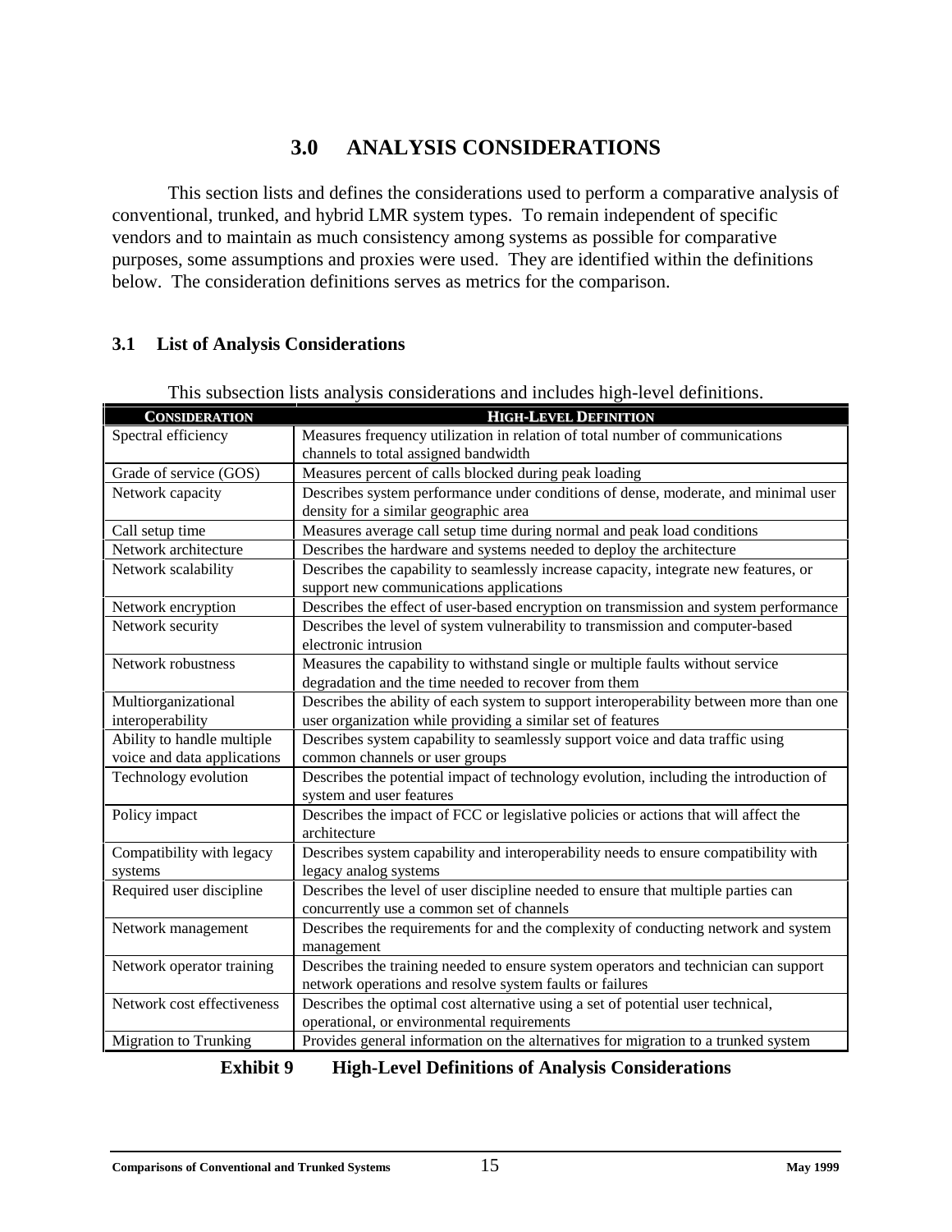# 3.0 ANALYSIS CONSIDERATIONS

This section lists and defines the considerations used to perform a comparative analysis of conventional, trunked, and hybrid LMR system types. To remain independent of specific vendors and to maintain as much consistency among systems as possible for comparative purposes, some assumptions and proxies were used. They are identified within the definitions below. The consideration definitions serves as metrics for the comparison.

## 3.1 List of Analysis Considerations

This subsection lists analysis considerations and includes high-level definitions.

| CONSIDERATION | HIGH-LEVEL DEFINITION |
|---|---|
| Spectral efficiency | Measures frequency utilization in relation of total number of communications channels to total assigned bandwidth |
| Grade of service (GOS) | Measures percent of calls blocked during peak loading |
| Network capacity | Describes system performance under conditions of dense, moderate, and minimal user density for a similar geographic area |
| Call setup time | Measures average call setup time during normal and peak load conditions |
| Network architecture | Describes the hardware and systems needed to deploy the architecture |
| Network scalability | Describes the capability to seamlessly increase capacity, integrate new features, or support new communications applications |
| Network encryption | Describes the effect of user-based encryption on transmission and system performance |
| Network security | Describes the level of system vulnerability to transmission and computer-based electronic intrusion |
| Network robustness | Measures the capability to withstand single or multiple faults without service degradation and the time needed to recover from them |
| Multiorganizational interoperability | Describes the ability of each system to support interoperability between more than one user organization while providing a similar set of features |
| Ability to handle multiple voice and data applications | Describes system capability to seamlessly support voice and data traffic using common channels or user groups |
| Technology evolution | Describes the potential impact of technology evolution, including the introduction of system and user features |
| Policy impact | Describes the impact of FCC or legislative policies or actions that will affect the architecture |
| Compatibility with legacy systems | Describes system capability and interoperability needs to ensure compatibility with legacy analog systems |
| Required user discipline | Describes the level of user discipline needed to ensure that multiple parties can concurrently use a common set of channels |
| Network management | Describes the requirements for and the complexity of conducting network and system management |
| Network operator training | Describes the training needed to ensure system operators and technician can support network operations and resolve system faults or failures |
| Network cost effectiveness | Describes the optimal cost alternative using a set of potential user technical, operational, or environmental requirements |
| Migration to Trunking | Provides general information on the alternatives for migration to a trunked system |

**Exhibit 9 High-Level Definitions of Analysis Considerations**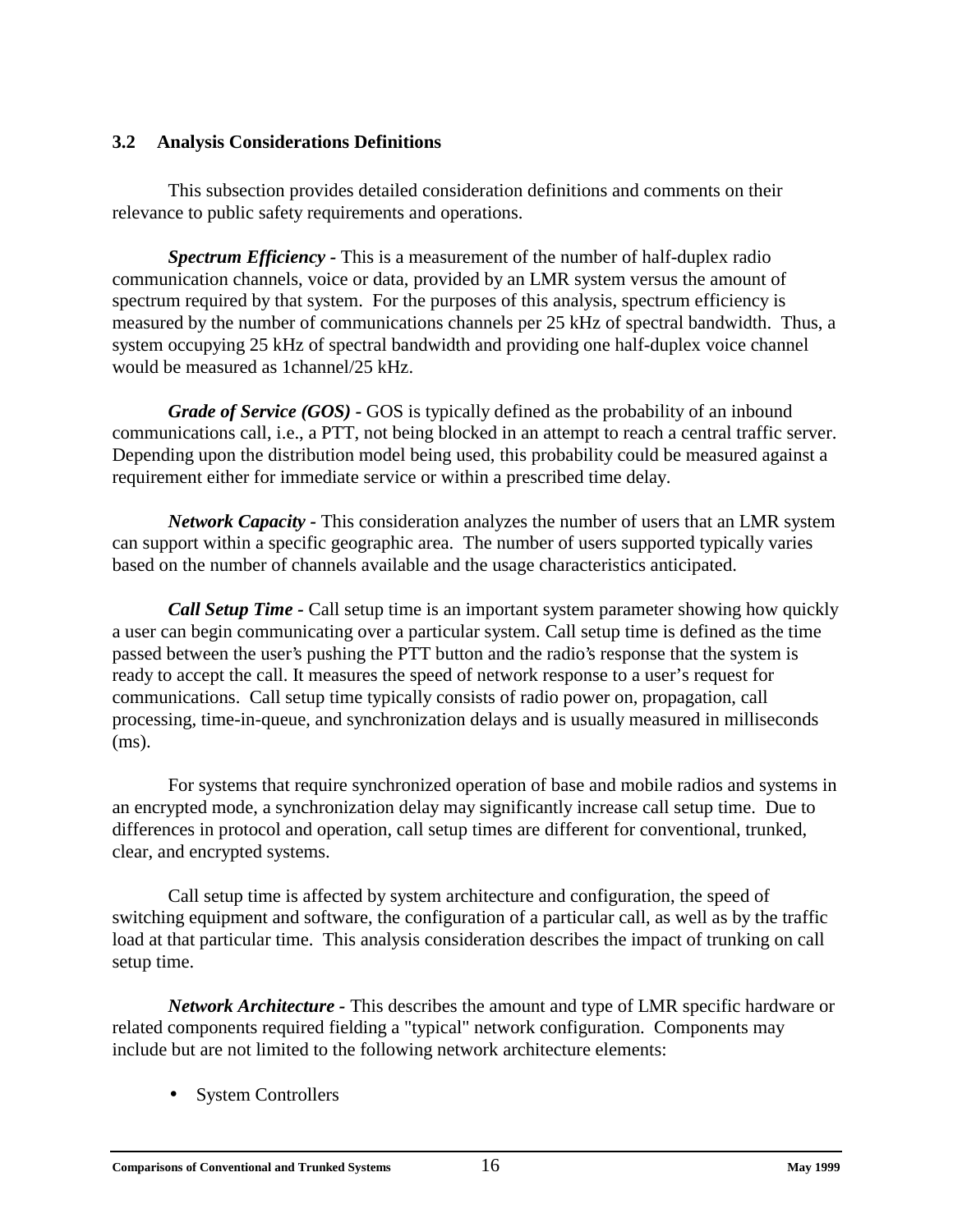### 3.2 Analysis Considerations Definitions

This subsection provides detailed consideration definitions and comments on their relevance to public safety requirements and operations.

***Spectrum Efficiency*** - This is a measurement of the number of half-duplex radio communication channels, voice or data, provided by an LMR system versus the amount of spectrum required by that system. For the purposes of this analysis, spectrum efficiency is measured by the number of communications channels per 25 kHz of spectral bandwidth. Thus, a system occupying 25 kHz of spectral bandwidth and providing one half-duplex voice channel would be measured as 1channel/25 kHz.

***Grade of Service (GOS)*** - GOS is typically defined as the probability of an inbound communications call, i.e., a PTT, not being blocked in an attempt to reach a central traffic server. Depending upon the distribution model being used, this probability could be measured against a requirement either for immediate service or within a prescribed time delay.

***Network Capacity*** - This consideration analyzes the number of users that an LMR system can support within a specific geographic area. The number of users supported typically varies based on the number of channels available and the usage characteristics anticipated.

***Call Setup Time*** - Call setup time is an important system parameter showing how quickly a user can begin communicating over a particular system. Call setup time is defined as the time passed between the user's pushing the PTT button and the radio's response that the system is ready to accept the call. It measures the speed of network response to a user's request for communications. Call setup time typically consists of radio power on, propagation, call processing, time-in-queue, and synchronization delays and is usually measured in milliseconds (ms).

For systems that require synchronized operation of base and mobile radios and systems in an encrypted mode, a synchronization delay may significantly increase call setup time. Due to differences in protocol and operation, call setup times are different for conventional, trunked, clear, and encrypted systems.

Call setup time is affected by system architecture and configuration, the speed of switching equipment and software, the configuration of a particular call, as well as by the traffic load at that particular time. This analysis consideration describes the impact of trunking on call setup time.

***Network Architecture*** - This describes the amount and type of LMR specific hardware or related components required fielding a "typical" network configuration. Components may include but are not limited to the following network architecture elements:

- System Controllers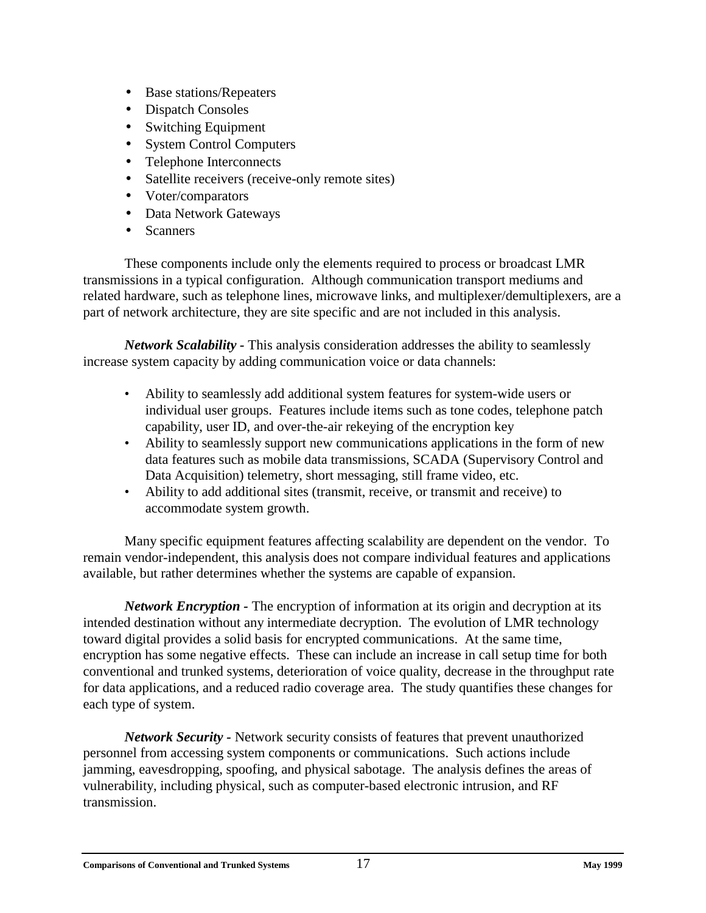- Base stations/Repeaters
- Dispatch Consoles
- Switching Equipment
- System Control Computers
- Telephone Interconnects
- Satellite receivers (receive-only remote sites)
- Voter/comparators
- Data Network Gateways
- Scanners

These components include only the elements required to process or broadcast LMR transmissions in a typical configuration. Although communication transport mediums and related hardware, such as telephone lines, microwave links, and multiplexer/demultiplexers, are a part of network architecture, they are site specific and are not included in this analysis.

***Network Scalability -*** This analysis consideration addresses the ability to seamlessly increase system capacity by adding communication voice or data channels:

- Ability to seamlessly add additional system features for system-wide users or individual user groups. Features include items such as tone codes, telephone patch capability, user ID, and over-the-air rekeying of the encryption key
- Ability to seamlessly support new communications applications in the form of new data features such as mobile data transmissions, SCADA (Supervisory Control and Data Acquisition) telemetry, short messaging, still frame video, etc.
- Ability to add additional sites (transmit, receive, or transmit and receive) to accommodate system growth.

Many specific equipment features affecting scalability are dependent on the vendor. To remain vendor-independent, this analysis does not compare individual features and applications available, but rather determines whether the systems are capable of expansion.

***Network Encryption -*** The encryption of information at its origin and decryption at its intended destination without any intermediate decryption. The evolution of LMR technology toward digital provides a solid basis for encrypted communications. At the same time, encryption has some negative effects. These can include an increase in call setup time for both conventional and trunked systems, deterioration of voice quality, decrease in the throughput rate for data applications, and a reduced radio coverage area. The study quantifies these changes for each type of system.

***Network Security -*** Network security consists of features that prevent unauthorized personnel from accessing system components or communications. Such actions include jamming, eavesdropping, spoofing, and physical sabotage. The analysis defines the areas of vulnerability, including physical, such as computer-based electronic intrusion, and RF transmission.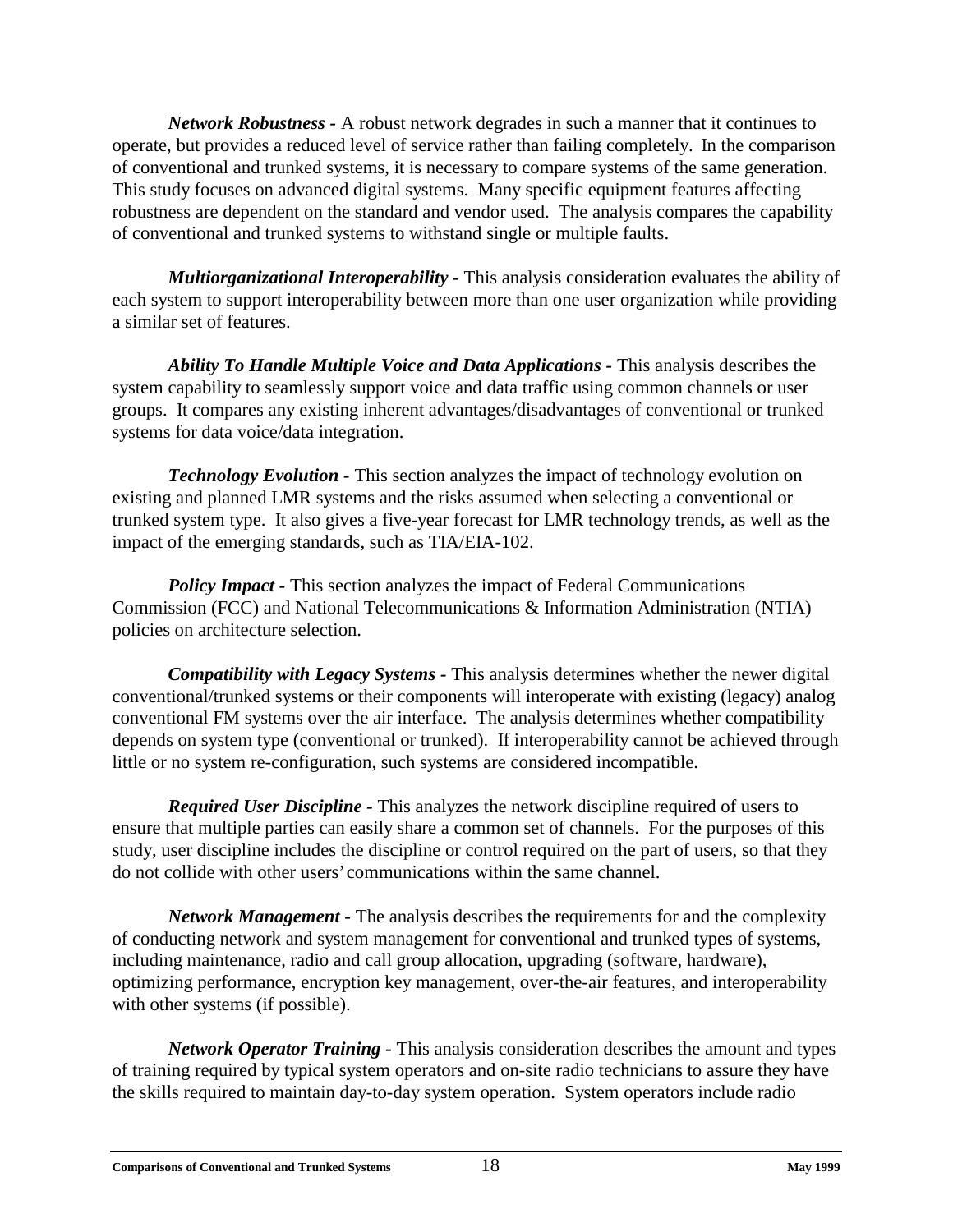***Network Robustness -*** A robust network degrades in such a manner that it continues to operate, but provides a reduced level of service rather than failing completely. In the comparison of conventional and trunked systems, it is necessary to compare systems of the same generation. This study focuses on advanced digital systems. Many specific equipment features affecting robustness are dependent on the standard and vendor used. The analysis compares the capability of conventional and trunked systems to withstand single or multiple faults.

***Multiorganizational Interoperability -*** This analysis consideration evaluates the ability of each system to support interoperability between more than one user organization while providing a similar set of features.

***Ability To Handle Multiple Voice and Data Applications -*** This analysis describes the system capability to seamlessly support voice and data traffic using common channels or user groups. It compares any existing inherent advantages/disadvantages of conventional or trunked systems for data voice/data integration.

***Technology Evolution -*** This section analyzes the impact of technology evolution on existing and planned LMR systems and the risks assumed when selecting a conventional or trunked system type. It also gives a five-year forecast for LMR technology trends, as well as the impact of the emerging standards, such as TIA/EIA-102.

***Policy Impact -*** This section analyzes the impact of Federal Communications Commission (FCC) and National Telecommunications & Information Administration (NTIA) policies on architecture selection.

***Compatibility with Legacy Systems -*** This analysis determines whether the newer digital conventional/trunked systems or their components will interoperate with existing (legacy) analog conventional FM systems over the air interface. The analysis determines whether compatibility depends on system type (conventional or trunked). If interoperability cannot be achieved through little or no system re-configuration, such systems are considered incompatible.

***Required User Discipline -*** This analyzes the network discipline required of users to ensure that multiple parties can easily share a common set of channels. For the purposes of this study, user discipline includes the discipline or control required on the part of users, so that they do not collide with other users' communications within the same channel.

***Network Management -*** The analysis describes the requirements for and the complexity of conducting network and system management for conventional and trunked types of systems, including maintenance, radio and call group allocation, upgrading (software, hardware), optimizing performance, encryption key management, over-the-air features, and interoperability with other systems (if possible).

***Network Operator Training -*** This analysis consideration describes the amount and types of training required by typical system operators and on-site radio technicians to assure they have the skills required to maintain day-to-day system operation. System operators include radio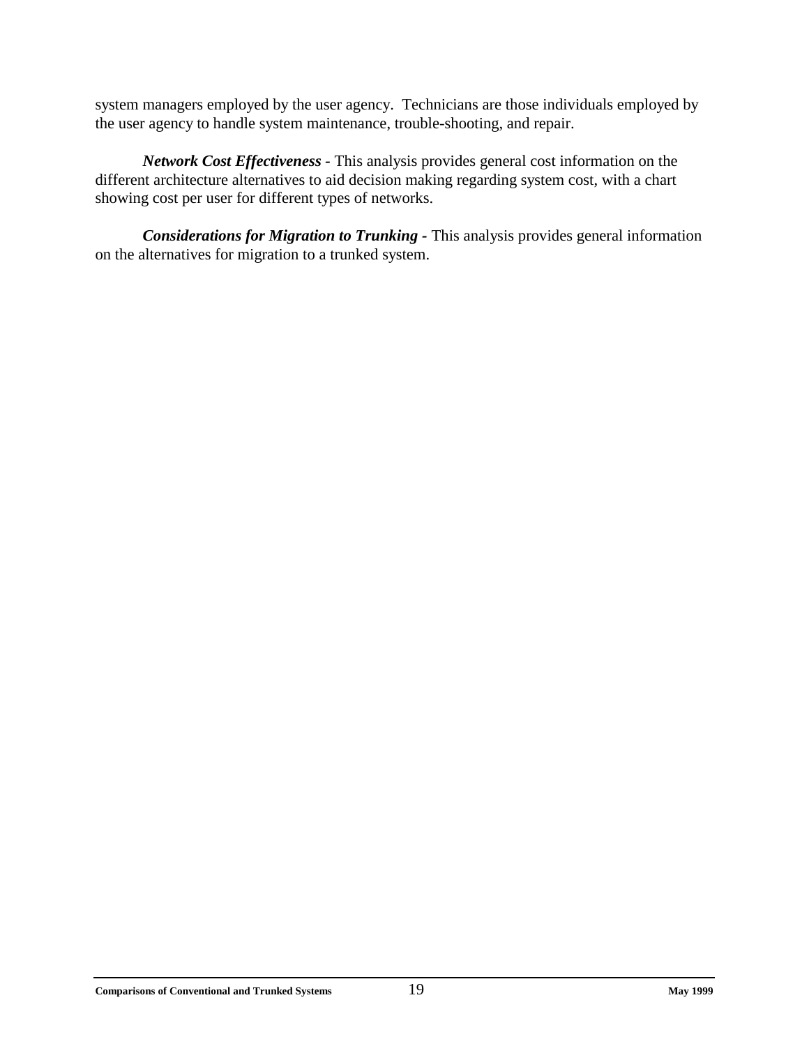system managers employed by the user agency. Technicians are those individuals employed by the user agency to handle system maintenance, trouble-shooting, and repair.

***Network Cost Effectiveness -*** This analysis provides general cost information on the different architecture alternatives to aid decision making regarding system cost, with a chart showing cost per user for different types of networks.

***Considerations for Migration to Trunking -*** This analysis provides general information on the alternatives for migration to a trunked system.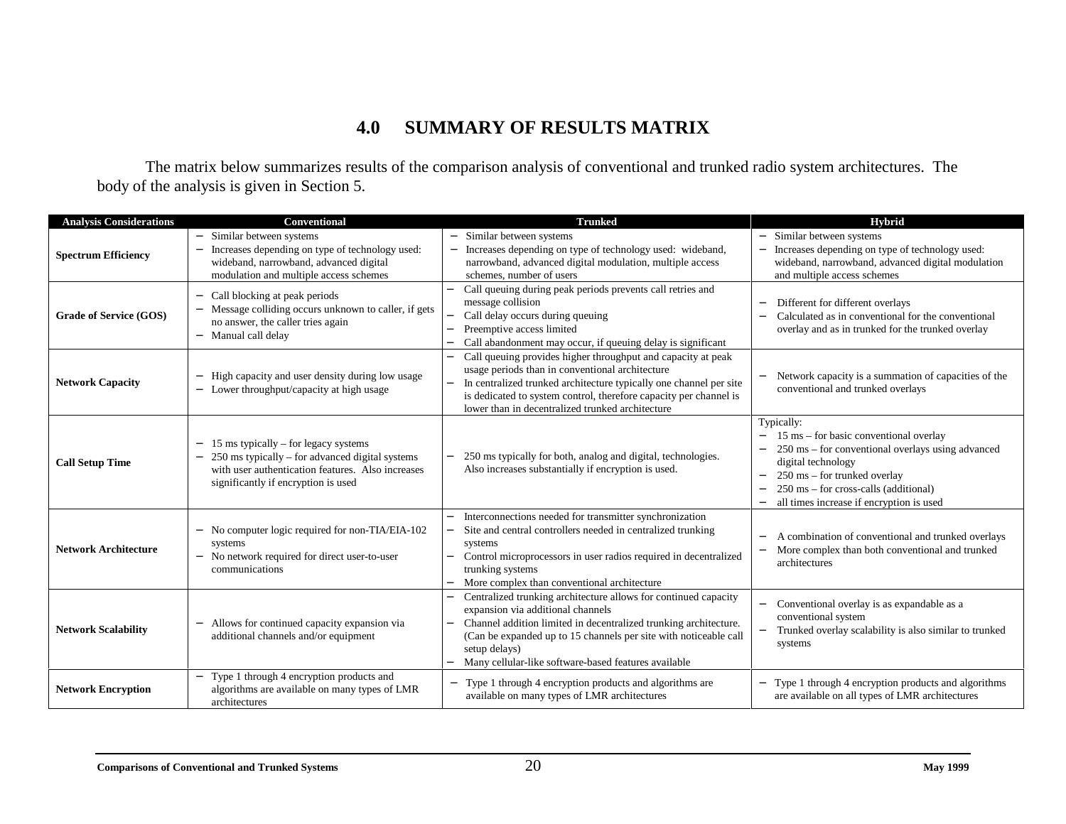# 4.0 SUMMARY OF RESULTS MATRIX

The matrix below summarizes results of the comparison analysis of conventional and trunked radio system architectures. The body of the analysis is given in Section 5.

| Analysis Considerations | Conventional | Trunked | Hybrid |
|---|---|---|---|
| **Spectrum Efficiency** | – Similar between systems<br>– Increases depending on type of technology used: wideband, narrowband, advanced digital modulation and multiple access schemes | – Similar between systems<br>– Increases depending on type of technology used: wideband, narrowband, advanced digital modulation, multiple access schemes, number of users | – Similar between systems<br>– Increases depending on type of technology used: wideband, narrowband, advanced digital modulation and multiple access schemes |
| **Grade of Service (GOS)** | – Call blocking at peak periods<br>– Message colliding occurs unknown to caller, if gets no answer, the caller tries again<br>– Manual call delay | – Call queuing during peak periods prevents call retries and message collision<br>– Call delay occurs during queuing<br>– Preemptive access limited<br>– Call abandonment may occur, if queuing delay is significant | – Different for different overlays<br>– Calculated as in conventional for the conventional overlay and as in trunked for the trunked overlay |
| **Network Capacity** | – High capacity and user density during low usage<br>– Lower throughput/capacity at high usage | – Call queuing provides higher throughput and capacity at peak usage periods than in conventional architecture<br>– In centralized trunked architecture typically one channel per site is dedicated to system control, therefore capacity per channel is lower than in decentralized trunked architecture | – Network capacity is a summation of capacities of the conventional and trunked overlays |
| **Call Setup Time** | – 15 ms typically – for legacy systems<br>– 250 ms typically – for advanced digital systems with user authentication features. Also increases significantly if encryption is used | – 250 ms typically for both, analog and digital, technologies. Also increases substantially if encryption is used. | Typically:<br>– 15 ms – for basic conventional overlay<br>– 250 ms – for conventional overlays using advanced digital technology<br>– 250 ms – for trunked overlay<br>– 250 ms – for cross-calls (additional)<br>– all times increase if encryption is used |
| **Network Architecture** | – No computer logic required for non-TIA/EIA-102 systems<br>– No network required for direct user-to-user communications | – Interconnections needed for transmitter synchronization<br>– Site and central controllers needed in centralized trunking systems<br>– Control microprocessors in user radios required in decentralized trunking systems<br>– More complex than conventional architecture | – A combination of conventional and trunked overlays<br>– More complex than both conventional and trunked architectures |
| **Network Scalability** | – Allows for continued capacity expansion via additional channels and/or equipment | – Centralized trunking architecture allows for continued capacity expansion via additional channels<br>– Channel addition limited in decentralized trunking architecture. (Can be expanded up to 15 channels per site with noticeable call setup delays)<br>– Many cellular-like software-based features available | – Conventional overlay is as expandable as a conventional system<br>– Trunked overlay scalability is also similar to trunked systems |
| **Network Encryption** | – Type 1 through 4 encryption products and algorithms are available on many types of LMR architectures | – Type 1 through 4 encryption products and algorithms are available on many types of LMR architectures | – Type 1 through 4 encryption products and algorithms are available on all types of LMR architectures |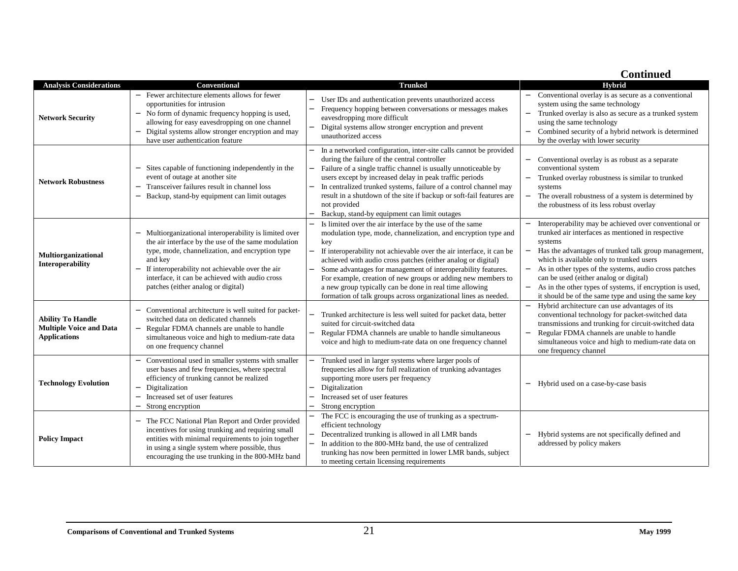**Continued**

| Analysis Considerations | Conventional | Trunked | Hybrid |
|---|---|---|---|
| **Network Security** | – Fewer architecture elements allows for fewer opportunities for intrusion<br>– No form of dynamic frequency hopping is used, allowing for easy eavesdropping on one channel<br>– Digital systems allow stronger encryption and may have user authentication feature | – User IDs and authentication prevents unauthorized access<br>– Frequency hopping between conversations or messages makes eavesdropping more difficult<br>– Digital systems allow stronger encryption and prevent unauthorized access | – Conventional overlay is as secure as a conventional system using the same technology<br>– Trunked overlay is also as secure as a trunked system using the same technology<br>– Combined security of a hybrid network is determined by the overlay with lower security |
| **Network Robustness** | – Sites capable of functioning independently in the event of outage at another site<br>– Transceiver failures result in channel loss<br>– Backup, stand-by equipment can limit outages | – In a networked configuration, inter-site calls cannot be provided during the failure of the central controller<br>– Failure of a single traffic channel is usually unnoticeable by users except by increased delay in peak traffic periods<br>– In centralized trunked systems, failure of a control channel may result in a shutdown of the site if backup or soft-fail features are not provided<br>– Backup, stand-by equipment can limit outages | – Conventional overlay is as robust as a separate conventional system<br>– Trunked overlay robustness is similar to trunked systems<br>– The overall robustness of a system is determined by the robustness of its less robust overlay |
| **Multiorganizational Interoperability** | – Multiorganizational interoperability is limited over the air interface by the use of the same modulation type, mode, channelization, and encryption type and key<br>– If interoperability not achievable over the air interface, it can be achieved with audio cross patches (either analog or digital) | – Is limited over the air interface by the use of the same modulation type, mode, channelization, and encryption type and key<br>– If interoperability not achievable over the air interface, it can be achieved with audio cross patches (either analog or digital)<br>– Some advantages for management of interoperability features. For example, creation of new groups or adding new members to a new group typically can be done in real time allowing formation of talk groups across organizational lines as needed. | – Interoperability may be achieved over conventional or trunked air interfaces as mentioned in respective systems<br>– Has the advantages of trunked talk group management, which is available only to trunked users<br>– As in other types of the systems, audio cross patches can be used (either analog or digital)<br>– As in the other types of systems, if encryption is used, it should be of the same type and using the same key |
| **Ability To Handle Multiple Voice and Data Applications** | – Conventional architecture is well suited for packet-switched data on dedicated channels<br>– Regular FDMA channels are unable to handle simultaneous voice and high to medium-rate data on one frequency channel | – Trunked architecture is less well suited for packet data, better suited for circuit-switched data<br>– Regular FDMA channels are unable to handle simultaneous voice and high to medium-rate data on one frequency channel | – Hybrid architecture can use advantages of its conventional technology for packet-switched data transmissions and trunking for circuit-switched data<br>– Regular FDMA channels are unable to handle simultaneous voice and high to medium-rate data on one frequency channel |
| **Technology Evolution** | – Conventional used in smaller systems with smaller user bases and few frequencies, where spectral efficiency of trunking cannot be realized<br>– Digitalization<br>– Increased set of user features<br>– Strong encryption | – Trunked used in larger systems where larger pools of frequencies allow for full realization of trunking advantages supporting more users per frequency<br>– Digitalization<br>– Increased set of user features<br>– Strong encryption | – Hybrid used on a case-by-case basis |
| **Policy Impact** | – The FCC National Plan Report and Order provided incentives for using trunking and requiring small entities with minimal requirements to join together in using a single system where possible, thus encouraging the use trunking in the 800-MHz band | – The FCC is encouraging the use of trunking as a spectrum-efficient technology<br>– Decentralized trunking is allowed in all LMR bands<br>– In addition to the 800-MHz band, the use of centralized trunking has now been permitted in lower LMR bands, subject to meeting certain licensing requirements | – Hybrid systems are not specifically defined and addressed by policy makers |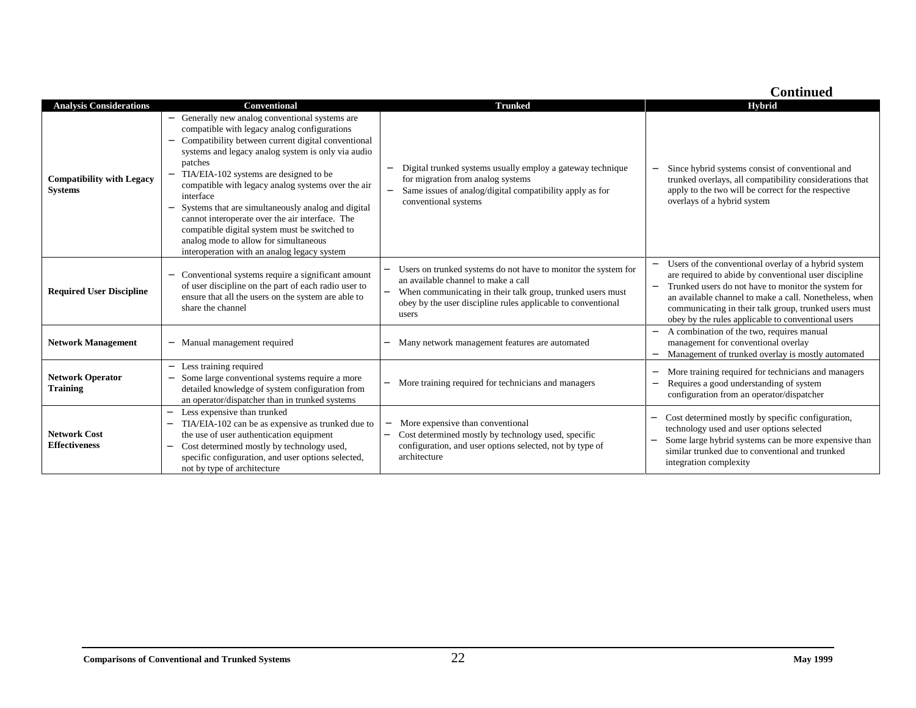**Continued**

| Analysis Considerations | Conventional | Trunked | Hybrid |
|---|---|---|---|
| **Compatibility with Legacy Systems** | – Generally new analog conventional systems are compatible with legacy analog configurations<br>– Compatibility between current digital conventional systems and legacy analog system is only via audio patches<br>– TIA/EIA-102 systems are designed to be compatible with legacy analog systems over the air interface<br>– Systems that are simultaneously analog and digital cannot interoperate over the air interface. The compatible digital system must be switched to analog mode to allow for simultaneous interoperation with an analog legacy system | – Digital trunked systems usually employ a gateway technique for migration from analog systems<br>– Same issues of analog/digital compatibility apply as for conventional systems | – Since hybrid systems consist of conventional and trunked overlays, all compatibility considerations that apply to the two will be correct for the respective overlays of a hybrid system |
| **Required User Discipline** | – Conventional systems require a significant amount of user discipline on the part of each radio user to ensure that all the users on the system are able to share the channel | – Users on trunked systems do not have to monitor the system for an available channel to make a call<br>– When communicating in their talk group, trunked users must obey by the user discipline rules applicable to conventional users | – Users of the conventional overlay of a hybrid system are required to abide by conventional user discipline<br>– Trunked users do not have to monitor the system for an available channel to make a call. Nonetheless, when communicating in their talk group, trunked users must obey by the rules applicable to conventional users |
| **Network Management** | – Manual management required | – Many network management features are automated | – A combination of the two, requires manual management for conventional overlay<br>– Management of trunked overlay is mostly automated |
| **Network Operator Training** | – Less training required<br>– Some large conventional systems require a more detailed knowledge of system configuration from an operator/dispatcher than in trunked systems | – More training required for technicians and managers | – More training required for technicians and managers<br>– Requires a good understanding of system configuration from an operator/dispatcher |
| **Network Cost Effectiveness** | – Less expensive than trunked<br>– TIA/EIA-102 can be as expensive as trunked due to the use of user authentication equipment<br>– Cost determined mostly by technology used, specific configuration, and user options selected, not by type of architecture | – More expensive than conventional<br>– Cost determined mostly by technology used, specific configuration, and user options selected, not by type of architecture | – Cost determined mostly by specific configuration, technology used and user options selected<br>– Some large hybrid systems can be more expensive than similar trunked due to conventional and trunked integration complexity |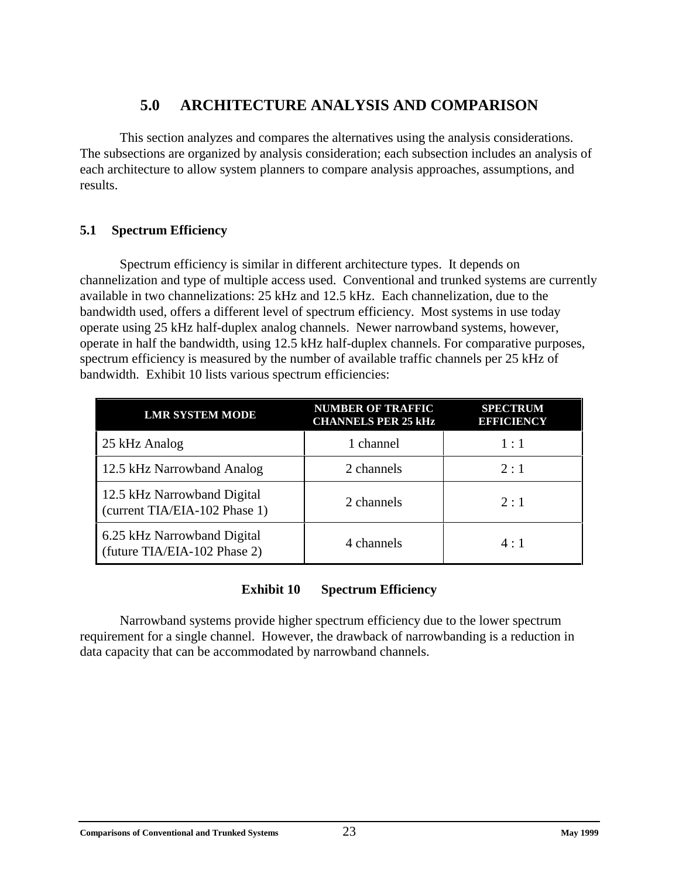# 5.0 ARCHITECTURE ANALYSIS AND COMPARISON

This section analyzes and compares the alternatives using the analysis considerations. The subsections are organized by analysis consideration; each subsection includes an analysis of each architecture to allow system planners to compare analysis approaches, assumptions, and results.

## 5.1 Spectrum Efficiency

Spectrum efficiency is similar in different architecture types. It depends on channelization and type of multiple access used. Conventional and trunked systems are currently available in two channelizations: 25 kHz and 12.5 kHz. Each channelization, due to the bandwidth used, offers a different level of spectrum efficiency. Most systems in use today operate using 25 kHz half-duplex analog channels. Newer narrowband systems, however, operate in half the bandwidth, using 12.5 kHz half-duplex channels. For comparative purposes, spectrum efficiency is measured by the number of available traffic channels per 25 kHz of bandwidth. Exhibit 10 lists various spectrum efficiencies:

| LMR SYSTEM MODE | NUMBER OF TRAFFIC CHANNELS PER 25 kHz | SPECTRUM EFFICIENCY |
|---|---|---|
| 25 kHz Analog | 1 channel | 1 : 1 |
| 12.5 kHz Narrowband Analog | 2 channels | 2 : 1 |
| 12.5 kHz Narrowband Digital (current TIA/EIA-102 Phase 1) | 2 channels | 2 : 1 |
| 6.25 kHz Narrowband Digital (future TIA/EIA-102 Phase 2) | 4 channels | 4 : 1 |

**Exhibit 10 Spectrum Efficiency**

Narrowband systems provide higher spectrum efficiency due to the lower spectrum requirement for a single channel. However, the drawback of narrowbanding is a reduction in data capacity that can be accommodated by narrowband channels.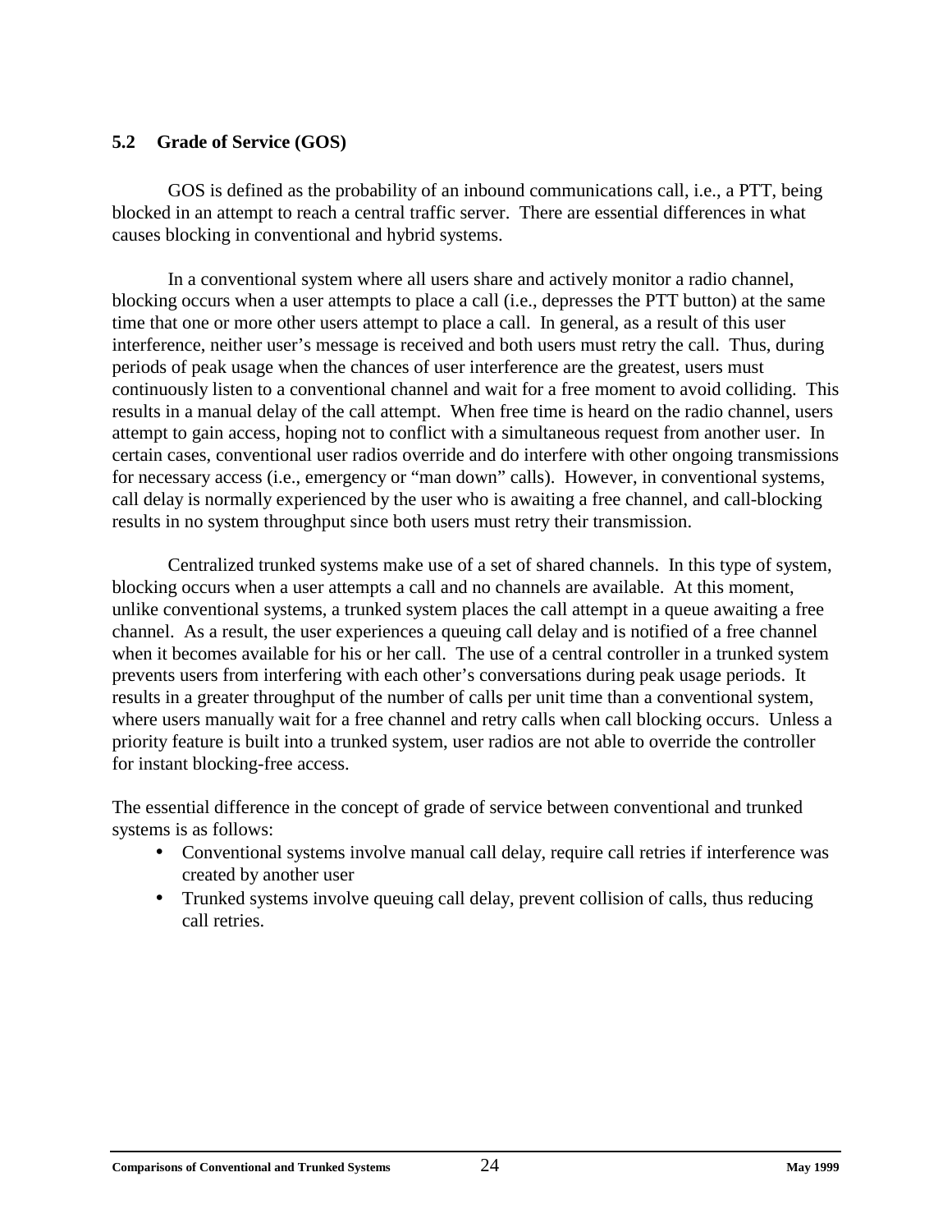## 5.2 Grade of Service (GOS)

GOS is defined as the probability of an inbound communications call, i.e., a PTT, being blocked in an attempt to reach a central traffic server. There are essential differences in what causes blocking in conventional and hybrid systems.

In a conventional system where all users share and actively monitor a radio channel, blocking occurs when a user attempts to place a call (i.e., depresses the PTT button) at the same time that one or more other users attempt to place a call. In general, as a result of this user interference, neither user's message is received and both users must retry the call. Thus, during periods of peak usage when the chances of user interference are the greatest, users must continuously listen to a conventional channel and wait for a free moment to avoid colliding. This results in a manual delay of the call attempt. When free time is heard on the radio channel, users attempt to gain access, hoping not to conflict with a simultaneous request from another user. In certain cases, conventional user radios override and do interfere with other ongoing transmissions for necessary access (i.e., emergency or "man down" calls). However, in conventional systems, call delay is normally experienced by the user who is awaiting a free channel, and call-blocking results in no system throughput since both users must retry their transmission.

Centralized trunked systems make use of a set of shared channels. In this type of system, blocking occurs when a user attempts a call and no channels are available. At this moment, unlike conventional systems, a trunked system places the call attempt in a queue awaiting a free channel. As a result, the user experiences a queuing call delay and is notified of a free channel when it becomes available for his or her call. The use of a central controller in a trunked system prevents users from interfering with each other's conversations during peak usage periods. It results in a greater throughput of the number of calls per unit time than a conventional system, where users manually wait for a free channel and retry calls when call blocking occurs. Unless a priority feature is built into a trunked system, user radios are not able to override the controller for instant blocking-free access.

The essential difference in the concept of grade of service between conventional and trunked systems is as follows:

- Conventional systems involve manual call delay, require call retries if interference was created by another user
- Trunked systems involve queuing call delay, prevent collision of calls, thus reducing call retries.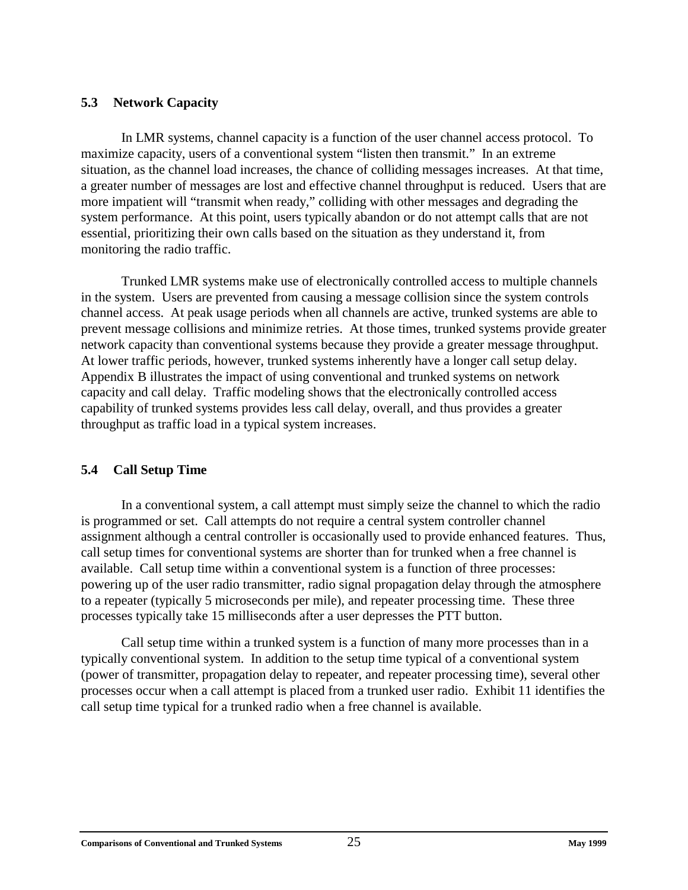## 5.3 Network Capacity

In LMR systems, channel capacity is a function of the user channel access protocol. To maximize capacity, users of a conventional system "listen then transmit." In an extreme situation, as the channel load increases, the chance of colliding messages increases. At that time, a greater number of messages are lost and effective channel throughput is reduced. Users that are more impatient will "transmit when ready," colliding with other messages and degrading the system performance. At this point, users typically abandon or do not attempt calls that are not essential, prioritizing their own calls based on the situation as they understand it, from monitoring the radio traffic.

Trunked LMR systems make use of electronically controlled access to multiple channels in the system. Users are prevented from causing a message collision since the system controls channel access. At peak usage periods when all channels are active, trunked systems are able to prevent message collisions and minimize retries. At those times, trunked systems provide greater network capacity than conventional systems because they provide a greater message throughput. At lower traffic periods, however, trunked systems inherently have a longer call setup delay. Appendix B illustrates the impact of using conventional and trunked systems on network capacity and call delay. Traffic modeling shows that the electronically controlled access capability of trunked systems provides less call delay, overall, and thus provides a greater throughput as traffic load in a typical system increases.

## 5.4 Call Setup Time

In a conventional system, a call attempt must simply seize the channel to which the radio is programmed or set. Call attempts do not require a central system controller channel assignment although a central controller is occasionally used to provide enhanced features. Thus, call setup times for conventional systems are shorter than for trunked when a free channel is available. Call setup time within a conventional system is a function of three processes: powering up of the user radio transmitter, radio signal propagation delay through the atmosphere to a repeater (typically 5 microseconds per mile), and repeater processing time. These three processes typically take 15 milliseconds after a user depresses the PTT button.

Call setup time within a trunked system is a function of many more processes than in a typically conventional system. In addition to the setup time typical of a conventional system (power of transmitter, propagation delay to repeater, and repeater processing time), several other processes occur when a call attempt is placed from a trunked user radio. Exhibit 11 identifies the call setup time typical for a trunked radio when a free channel is available.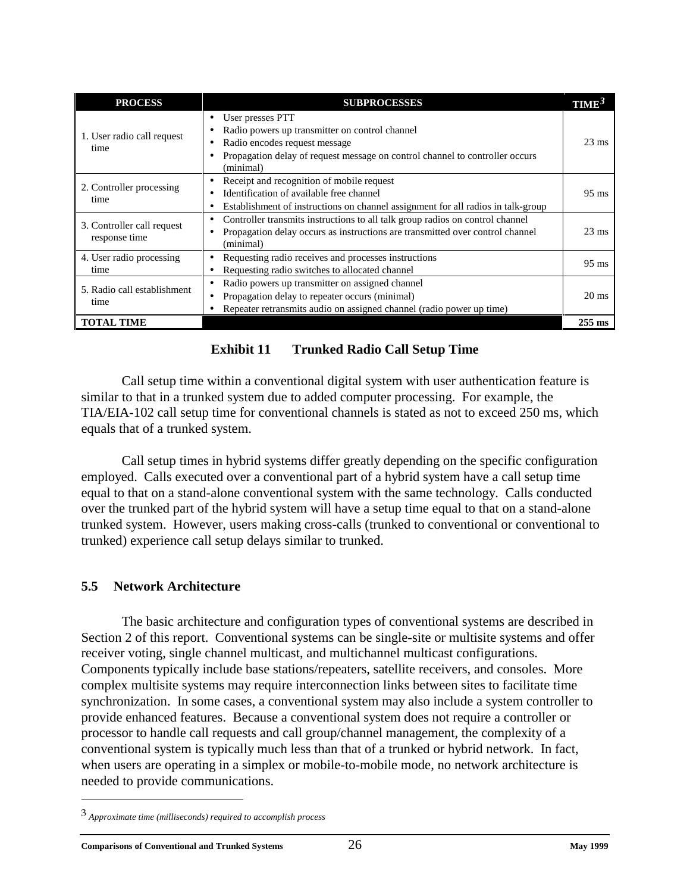| PROCESS | SUBPROCESSES | TIME[3] |
|---|---|---|
| 1. User radio call request time | • User presses PTT<br>• Radio powers up transmitter on control channel<br>• Radio encodes request message<br>• Propagation delay of request message on control channel to controller occurs (minimal) | 23 ms |
| 2. Controller processing time | • Receipt and recognition of mobile request<br>• Identification of available free channel<br>• Establishment of instructions on channel assignment for all radios in talk-group | 95 ms |
| 3. Controller call request response time | • Controller transmits instructions to all talk group radios on control channel<br>• Propagation delay occurs as instructions are transmitted over control channel (minimal) | 23 ms |
| 4. User radio processing time | • Requesting radio receives and processes instructions<br>• Requesting radio switches to allocated channel | 95 ms |
| 5. Radio call establishment time | • Radio powers up transmitter on assigned channel<br>• Propagation delay to repeater occurs (minimal)<br>• Repeater retransmits audio on assigned channel (radio power up time) | 20 ms |
| **TOTAL TIME** | | **255 ms** |

**Exhibit 11 Trunked Radio Call Setup Time**

Call setup time within a conventional digital system with user authentication feature is similar to that in a trunked system due to added computer processing. For example, the TIA/EIA-102 call setup time for conventional channels is stated as not to exceed 250 ms, which equals that of a trunked system.

Call setup times in hybrid systems differ greatly depending on the specific configuration employed. Calls executed over a conventional part of a hybrid system have a call setup time equal to that on a stand-alone conventional system with the same technology. Calls conducted over the trunked part of the hybrid system will have a setup time equal to that on a stand-alone trunked system. However, users making cross-calls (trunked to conventional or conventional to trunked) experience call setup delays similar to trunked.

### 5.5 Network Architecture

The basic architecture and configuration types of conventional systems are described in Section 2 of this report. Conventional systems can be single-site or multisite systems and offer receiver voting, single channel multicast, and multichannel multicast configurations. Components typically include base stations/repeaters, satellite receivers, and consoles. More complex multisite systems may require interconnection links between sites to facilitate time synchronization. In some cases, a conventional system may also include a system controller to provide enhanced features. Because a conventional system does not require a controller or processor to handle call requests and call group/channel management, the complexity of a conventional system is typically much less than that of a trunked or hybrid network. In fact, when users are operating in a simplex or mobile-to-mobile mode, no network architecture is needed to provide communications.

---

[3] *Approximate time (milliseconds) required to accomplish process*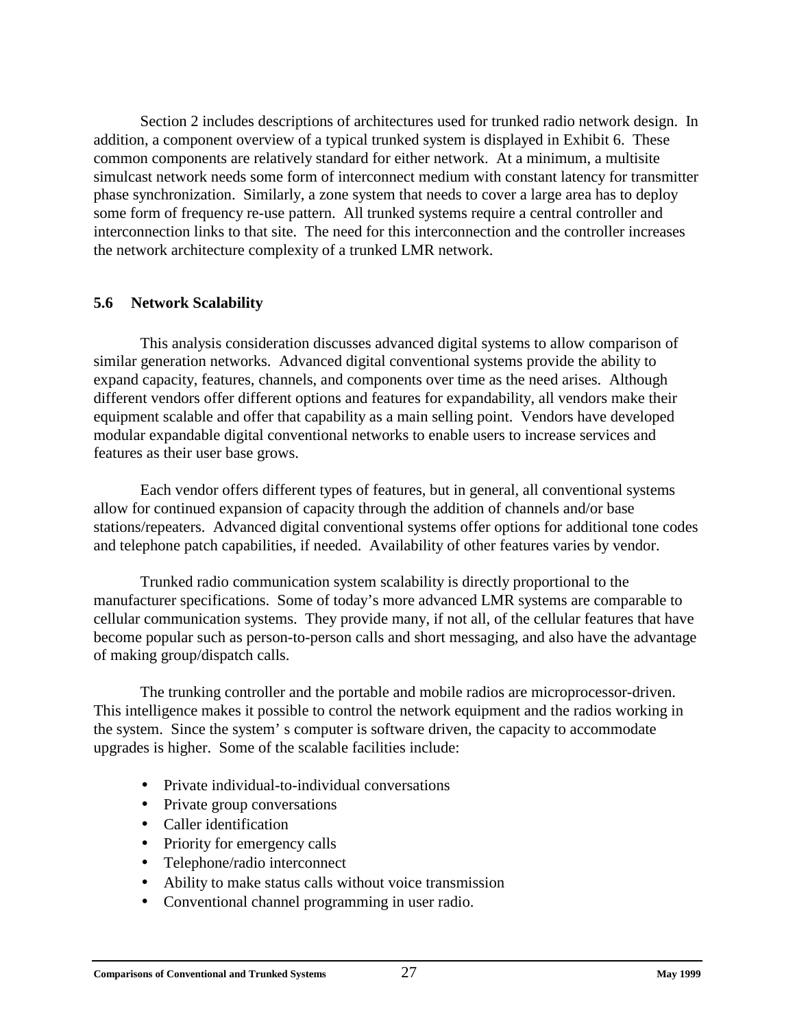Section 2 includes descriptions of architectures used for trunked radio network design. In addition, a component overview of a typical trunked system is displayed in Exhibit 6. These common components are relatively standard for either network. At a minimum, a multisite simulcast network needs some form of interconnect medium with constant latency for transmitter phase synchronization. Similarly, a zone system that needs to cover a large area has to deploy some form of frequency re-use pattern. All trunked systems require a central controller and interconnection links to that site. The need for this interconnection and the controller increases the network architecture complexity of a trunked LMR network.

### 5.6 Network Scalability

This analysis consideration discusses advanced digital systems to allow comparison of similar generation networks. Advanced digital conventional systems provide the ability to expand capacity, features, channels, and components over time as the need arises. Although different vendors offer different options and features for expandability, all vendors make their equipment scalable and offer that capability as a main selling point. Vendors have developed modular expandable digital conventional networks to enable users to increase services and features as their user base grows.

Each vendor offers different types of features, but in general, all conventional systems allow for continued expansion of capacity through the addition of channels and/or base stations/repeaters. Advanced digital conventional systems offer options for additional tone codes and telephone patch capabilities, if needed. Availability of other features varies by vendor.

Trunked radio communication system scalability is directly proportional to the manufacturer specifications. Some of today's more advanced LMR systems are comparable to cellular communication systems. They provide many, if not all, of the cellular features that have become popular such as person-to-person calls and short messaging, and also have the advantage of making group/dispatch calls.

The trunking controller and the portable and mobile radios are microprocessor-driven. This intelligence makes it possible to control the network equipment and the radios working in the system. Since the system' s computer is software driven, the capacity to accommodate upgrades is higher. Some of the scalable facilities include:

- Private individual-to-individual conversations
- Private group conversations
- Caller identification
- Priority for emergency calls
- Telephone/radio interconnect
- Ability to make status calls without voice transmission
- Conventional channel programming in user radio.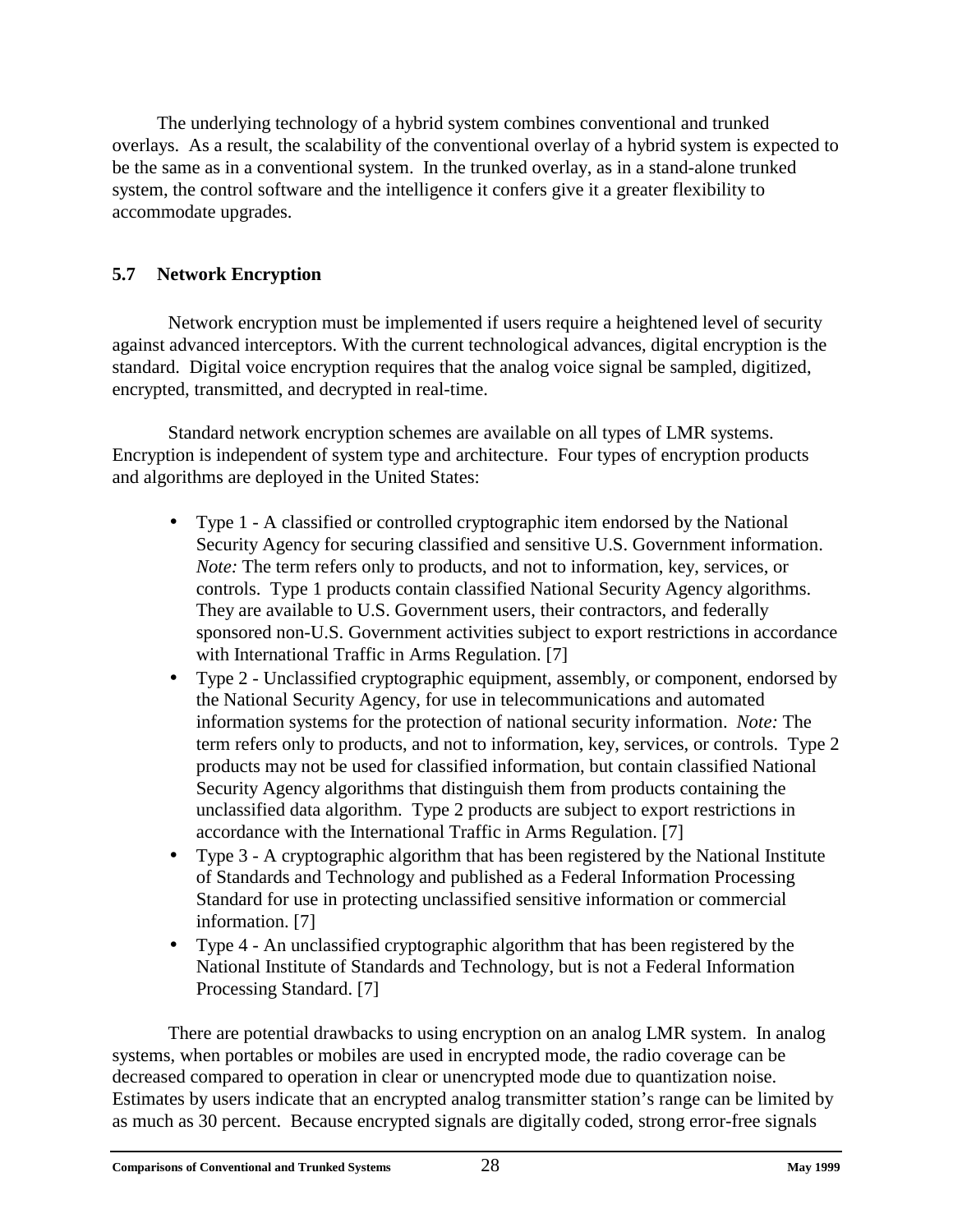The underlying technology of a hybrid system combines conventional and trunked overlays. As a result, the scalability of the conventional overlay of a hybrid system is expected to be the same as in a conventional system. In the trunked overlay, as in a stand-alone trunked system, the control software and the intelligence it confers give it a greater flexibility to accommodate upgrades.

## 5.7 Network Encryption

Network encryption must be implemented if users require a heightened level of security against advanced interceptors. With the current technological advances, digital encryption is the standard. Digital voice encryption requires that the analog voice signal be sampled, digitized, encrypted, transmitted, and decrypted in real-time.

Standard network encryption schemes are available on all types of LMR systems. Encryption is independent of system type and architecture. Four types of encryption products and algorithms are deployed in the United States:

- Type 1 - A classified or controlled cryptographic item endorsed by the National Security Agency for securing classified and sensitive U.S. Government information. *Note:* The term refers only to products, and not to information, key, services, or controls. Type 1 products contain classified National Security Agency algorithms. They are available to U.S. Government users, their contractors, and federally sponsored non-U.S. Government activities subject to export restrictions in accordance with International Traffic in Arms Regulation. [7]
- Type 2 - Unclassified cryptographic equipment, assembly, or component, endorsed by the National Security Agency, for use in telecommunications and automated information systems for the protection of national security information. *Note:* The term refers only to products, and not to information, key, services, or controls. Type 2 products may not be used for classified information, but contain classified National Security Agency algorithms that distinguish them from products containing the unclassified data algorithm. Type 2 products are subject to export restrictions in accordance with the International Traffic in Arms Regulation. [7]
- Type 3 - A cryptographic algorithm that has been registered by the National Institute of Standards and Technology and published as a Federal Information Processing Standard for use in protecting unclassified sensitive information or commercial information. [7]
- Type 4 - An unclassified cryptographic algorithm that has been registered by the National Institute of Standards and Technology, but is not a Federal Information Processing Standard. [7]

There are potential drawbacks to using encryption on an analog LMR system. In analog systems, when portables or mobiles are used in encrypted mode, the radio coverage can be decreased compared to operation in clear or unencrypted mode due to quantization noise. Estimates by users indicate that an encrypted analog transmitter station's range can be limited by as much as 30 percent. Because encrypted signals are digitally coded, strong error-free signals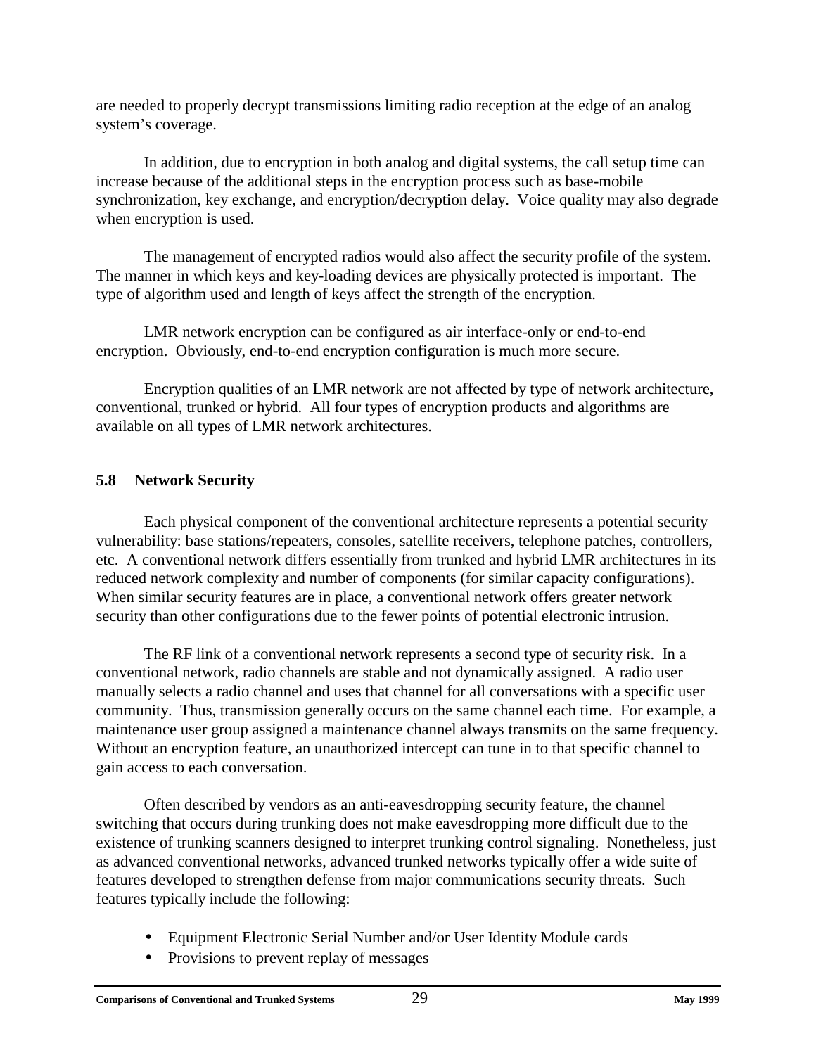are needed to properly decrypt transmissions limiting radio reception at the edge of an analog system's coverage.

In addition, due to encryption in both analog and digital systems, the call setup time can increase because of the additional steps in the encryption process such as base-mobile synchronization, key exchange, and encryption/decryption delay. Voice quality may also degrade when encryption is used.

The management of encrypted radios would also affect the security profile of the system. The manner in which keys and key-loading devices are physically protected is important. The type of algorithm used and length of keys affect the strength of the encryption.

LMR network encryption can be configured as air interface-only or end-to-end encryption. Obviously, end-to-end encryption configuration is much more secure.

Encryption qualities of an LMR network are not affected by type of network architecture, conventional, trunked or hybrid. All four types of encryption products and algorithms are available on all types of LMR network architectures.

### 5.8 Network Security

Each physical component of the conventional architecture represents a potential security vulnerability: base stations/repeaters, consoles, satellite receivers, telephone patches, controllers, etc. A conventional network differs essentially from trunked and hybrid LMR architectures in its reduced network complexity and number of components (for similar capacity configurations). When similar security features are in place, a conventional network offers greater network security than other configurations due to the fewer points of potential electronic intrusion.

The RF link of a conventional network represents a second type of security risk. In a conventional network, radio channels are stable and not dynamically assigned. A radio user manually selects a radio channel and uses that channel for all conversations with a specific user community. Thus, transmission generally occurs on the same channel each time. For example, a maintenance user group assigned a maintenance channel always transmits on the same frequency. Without an encryption feature, an unauthorized intercept can tune in to that specific channel to gain access to each conversation.

Often described by vendors as an anti-eavesdropping security feature, the channel switching that occurs during trunking does not make eavesdropping more difficult due to the existence of trunking scanners designed to interpret trunking control signaling. Nonetheless, just as advanced conventional networks, advanced trunked networks typically offer a wide suite of features developed to strengthen defense from major communications security threats. Such features typically include the following:

- Equipment Electronic Serial Number and/or User Identity Module cards
- Provisions to prevent replay of messages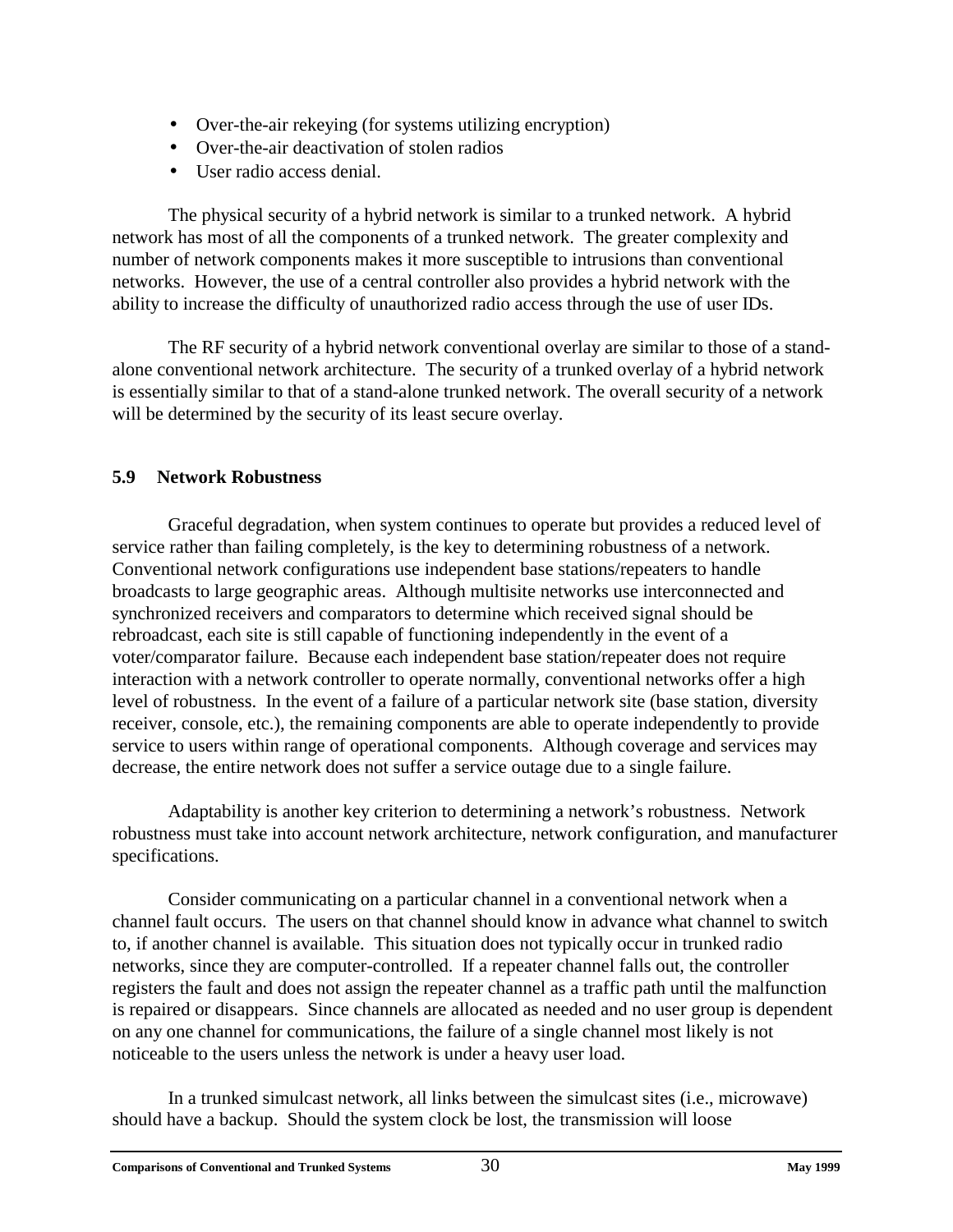- Over-the-air rekeying (for systems utilizing encryption)
- Over-the-air deactivation of stolen radios
- User radio access denial.

The physical security of a hybrid network is similar to a trunked network. A hybrid network has most of all the components of a trunked network. The greater complexity and number of network components makes it more susceptible to intrusions than conventional networks. However, the use of a central controller also provides a hybrid network with the ability to increase the difficulty of unauthorized radio access through the use of user IDs.

The RF security of a hybrid network conventional overlay are similar to those of a stand-alone conventional network architecture. The security of a trunked overlay of a hybrid network is essentially similar to that of a stand-alone trunked network. The overall security of a network will be determined by the security of its least secure overlay.

### 5.9 Network Robustness

Graceful degradation, when system continues to operate but provides a reduced level of service rather than failing completely, is the key to determining robustness of a network. Conventional network configurations use independent base stations/repeaters to handle broadcasts to large geographic areas. Although multisite networks use interconnected and synchronized receivers and comparators to determine which received signal should be rebroadcast, each site is still capable of functioning independently in the event of a voter/comparator failure. Because each independent base station/repeater does not require interaction with a network controller to operate normally, conventional networks offer a high level of robustness. In the event of a failure of a particular network site (base station, diversity receiver, console, etc.), the remaining components are able to operate independently to provide service to users within range of operational components. Although coverage and services may decrease, the entire network does not suffer a service outage due to a single failure.

Adaptability is another key criterion to determining a network's robustness. Network robustness must take into account network architecture, network configuration, and manufacturer specifications.

Consider communicating on a particular channel in a conventional network when a channel fault occurs. The users on that channel should know in advance what channel to switch to, if another channel is available. This situation does not typically occur in trunked radio networks, since they are computer-controlled. If a repeater channel falls out, the controller registers the fault and does not assign the repeater channel as a traffic path until the malfunction is repaired or disappears. Since channels are allocated as needed and no user group is dependent on any one channel for communications, the failure of a single channel most likely is not noticeable to the users unless the network is under a heavy user load.

In a trunked simulcast network, all links between the simulcast sites (i.e., microwave) should have a backup. Should the system clock be lost, the transmission will loose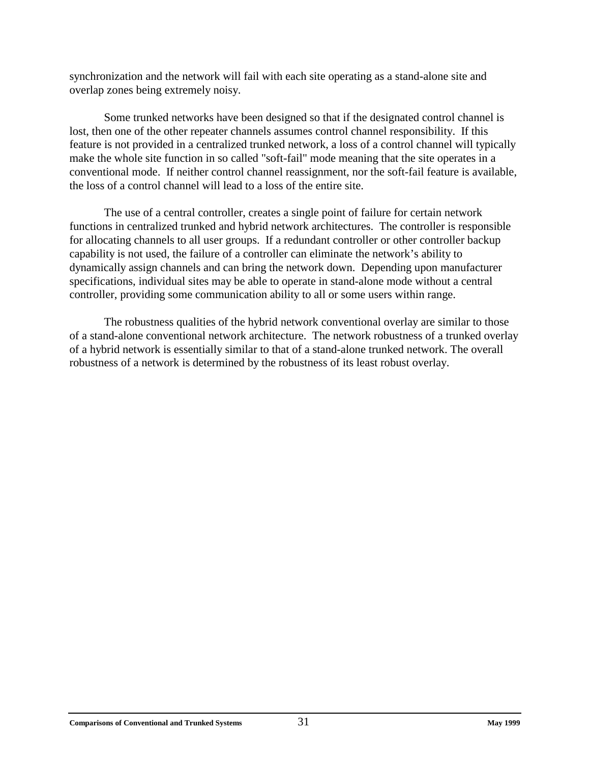synchronization and the network will fail with each site operating as a stand-alone site and overlap zones being extremely noisy.

Some trunked networks have been designed so that if the designated control channel is lost, then one of the other repeater channels assumes control channel responsibility. If this feature is not provided in a centralized trunked network, a loss of a control channel will typically make the whole site function in so called "soft-fail" mode meaning that the site operates in a conventional mode. If neither control channel reassignment, nor the soft-fail feature is available, the loss of a control channel will lead to a loss of the entire site.

The use of a central controller, creates a single point of failure for certain network functions in centralized trunked and hybrid network architectures. The controller is responsible for allocating channels to all user groups. If a redundant controller or other controller backup capability is not used, the failure of a controller can eliminate the network's ability to dynamically assign channels and can bring the network down. Depending upon manufacturer specifications, individual sites may be able to operate in stand-alone mode without a central controller, providing some communication ability to all or some users within range.

The robustness qualities of the hybrid network conventional overlay are similar to those of a stand-alone conventional network architecture. The network robustness of a trunked overlay of a hybrid network is essentially similar to that of a stand-alone trunked network. The overall robustness of a network is determined by the robustness of its least robust overlay.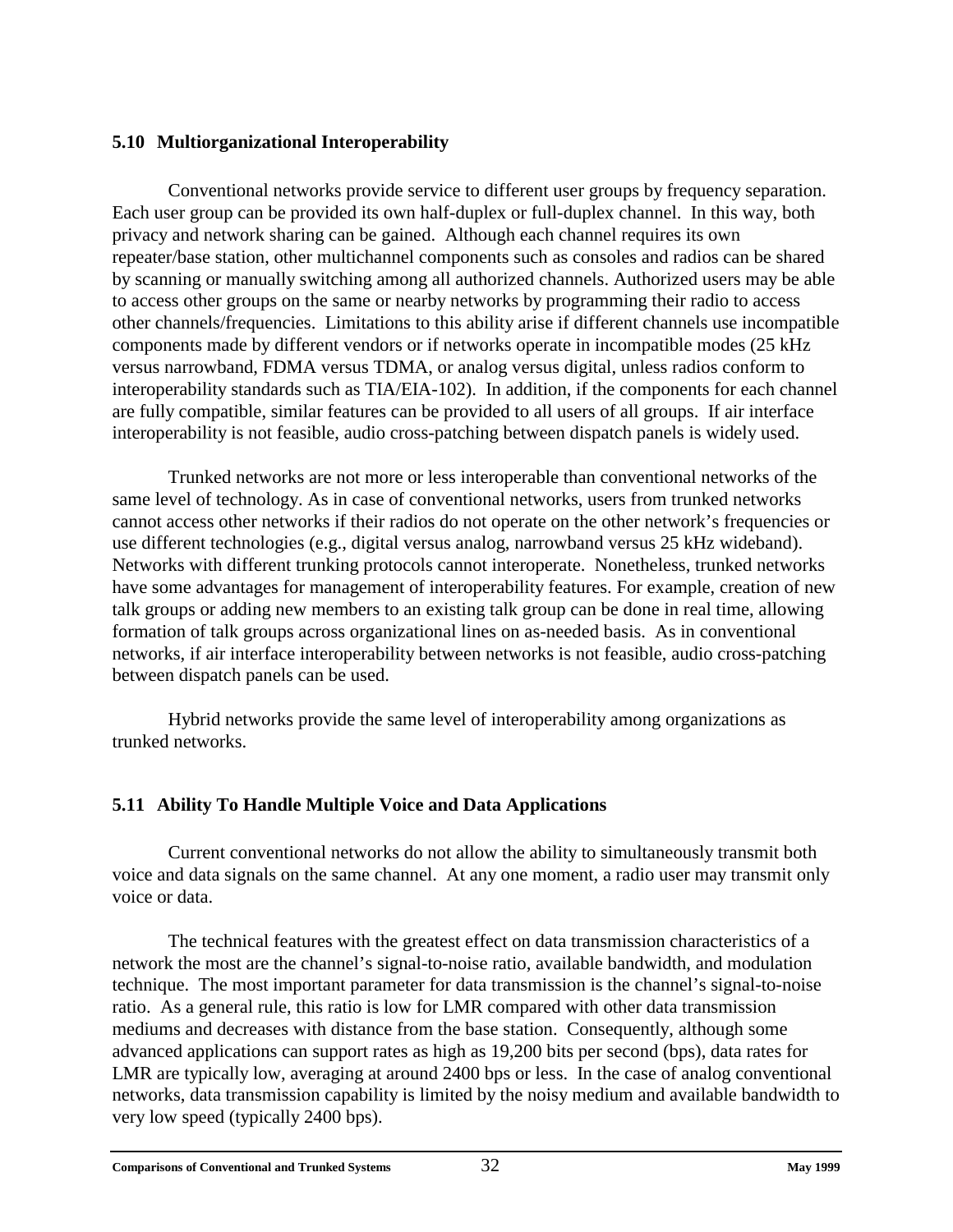### 5.10 Multiorganizational Interoperability

Conventional networks provide service to different user groups by frequency separation. Each user group can be provided its own half-duplex or full-duplex channel. In this way, both privacy and network sharing can be gained. Although each channel requires its own repeater/base station, other multichannel components such as consoles and radios can be shared by scanning or manually switching among all authorized channels. Authorized users may be able to access other groups on the same or nearby networks by programming their radio to access other channels/frequencies. Limitations to this ability arise if different channels use incompatible components made by different vendors or if networks operate in incompatible modes (25 kHz versus narrowband, FDMA versus TDMA, or analog versus digital, unless radios conform to interoperability standards such as TIA/EIA-102). In addition, if the components for each channel are fully compatible, similar features can be provided to all users of all groups. If air interface interoperability is not feasible, audio cross-patching between dispatch panels is widely used.

Trunked networks are not more or less interoperable than conventional networks of the same level of technology. As in case of conventional networks, users from trunked networks cannot access other networks if their radios do not operate on the other network's frequencies or use different technologies (e.g., digital versus analog, narrowband versus 25 kHz wideband). Networks with different trunking protocols cannot interoperate. Nonetheless, trunked networks have some advantages for management of interoperability features. For example, creation of new talk groups or adding new members to an existing talk group can be done in real time, allowing formation of talk groups across organizational lines on as-needed basis. As in conventional networks, if air interface interoperability between networks is not feasible, audio cross-patching between dispatch panels can be used.

Hybrid networks provide the same level of interoperability among organizations as trunked networks.

### 5.11 Ability To Handle Multiple Voice and Data Applications

Current conventional networks do not allow the ability to simultaneously transmit both voice and data signals on the same channel. At any one moment, a radio user may transmit only voice or data.

The technical features with the greatest effect on data transmission characteristics of a network the most are the channel's signal-to-noise ratio, available bandwidth, and modulation technique. The most important parameter for data transmission is the channel's signal-to-noise ratio. As a general rule, this ratio is low for LMR compared with other data transmission mediums and decreases with distance from the base station. Consequently, although some advanced applications can support rates as high as 19,200 bits per second (bps), data rates for LMR are typically low, averaging at around 2400 bps or less. In the case of analog conventional networks, data transmission capability is limited by the noisy medium and available bandwidth to very low speed (typically 2400 bps).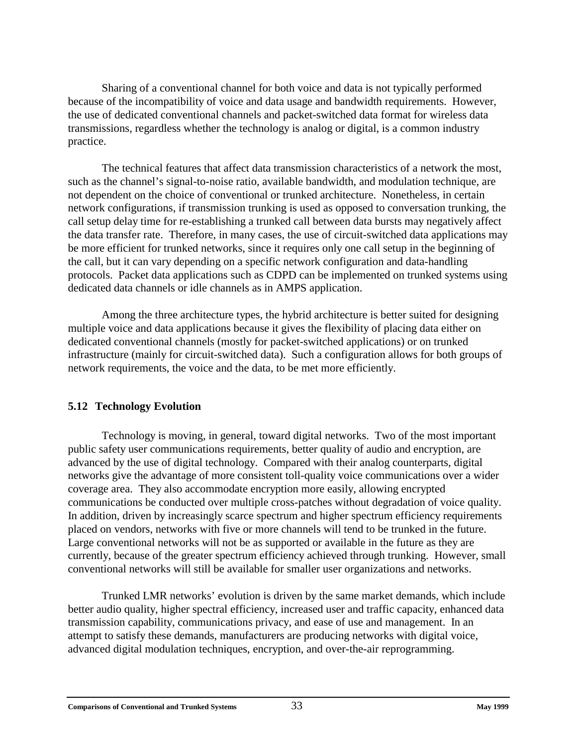Sharing of a conventional channel for both voice and data is not typically performed because of the incompatibility of voice and data usage and bandwidth requirements. However, the use of dedicated conventional channels and packet-switched data format for wireless data transmissions, regardless whether the technology is analog or digital, is a common industry practice.

The technical features that affect data transmission characteristics of a network the most, such as the channel's signal-to-noise ratio, available bandwidth, and modulation technique, are not dependent on the choice of conventional or trunked architecture. Nonetheless, in certain network configurations, if transmission trunking is used as opposed to conversation trunking, the call setup delay time for re-establishing a trunked call between data bursts may negatively affect the data transfer rate. Therefore, in many cases, the use of circuit-switched data applications may be more efficient for trunked networks, since it requires only one call setup in the beginning of the call, but it can vary depending on a specific network configuration and data-handling protocols. Packet data applications such as CDPD can be implemented on trunked systems using dedicated data channels or idle channels as in AMPS application.

Among the three architecture types, the hybrid architecture is better suited for designing multiple voice and data applications because it gives the flexibility of placing data either on dedicated conventional channels (mostly for packet-switched applications) or on trunked infrastructure (mainly for circuit-switched data). Such a configuration allows for both groups of network requirements, the voice and the data, to be met more efficiently.

### 5.12 Technology Evolution

Technology is moving, in general, toward digital networks. Two of the most important public safety user communications requirements, better quality of audio and encryption, are advanced by the use of digital technology. Compared with their analog counterparts, digital networks give the advantage of more consistent toll-quality voice communications over a wider coverage area. They also accommodate encryption more easily, allowing encrypted communications be conducted over multiple cross-patches without degradation of voice quality. In addition, driven by increasingly scarce spectrum and higher spectrum efficiency requirements placed on vendors, networks with five or more channels will tend to be trunked in the future. Large conventional networks will not be as supported or available in the future as they are currently, because of the greater spectrum efficiency achieved through trunking. However, small conventional networks will still be available for smaller user organizations and networks.

Trunked LMR networks' evolution is driven by the same market demands, which include better audio quality, higher spectral efficiency, increased user and traffic capacity, enhanced data transmission capability, communications privacy, and ease of use and management. In an attempt to satisfy these demands, manufacturers are producing networks with digital voice, advanced digital modulation techniques, encryption, and over-the-air reprogramming.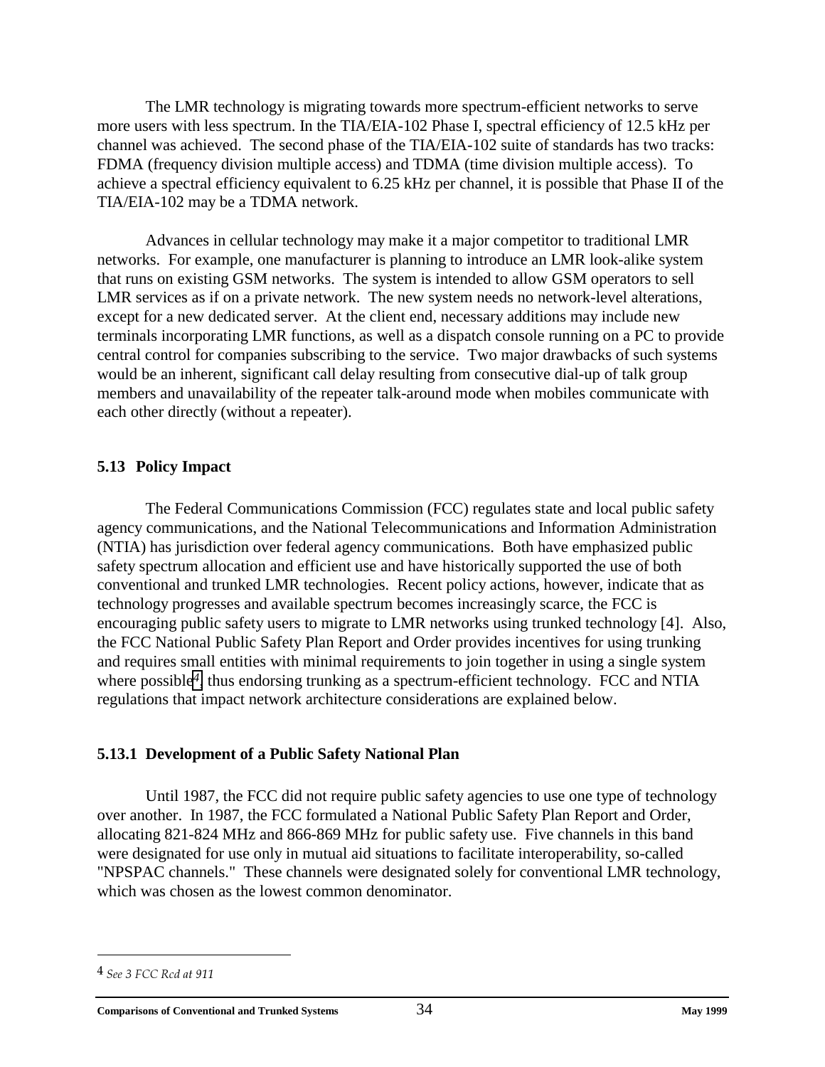The LMR technology is migrating towards more spectrum-efficient networks to serve more users with less spectrum. In the TIA/EIA-102 Phase I, spectral efficiency of 12.5 kHz per channel was achieved. The second phase of the TIA/EIA-102 suite of standards has two tracks: FDMA (frequency division multiple access) and TDMA (time division multiple access). To achieve a spectral efficiency equivalent to 6.25 kHz per channel, it is possible that Phase II of the TIA/EIA-102 may be a TDMA network.

Advances in cellular technology may make it a major competitor to traditional LMR networks. For example, one manufacturer is planning to introduce an LMR look-alike system that runs on existing GSM networks. The system is intended to allow GSM operators to sell LMR services as if on a private network. The new system needs no network-level alterations, except for a new dedicated server. At the client end, necessary additions may include new terminals incorporating LMR functions, as well as a dispatch console running on a PC to provide central control for companies subscribing to the service. Two major drawbacks of such systems would be an inherent, significant call delay resulting from consecutive dial-up of talk group members and unavailability of the repeater talk-around mode when mobiles communicate with each other directly (without a repeater).

### 5.13 Policy Impact

The Federal Communications Commission (FCC) regulates state and local public safety agency communications, and the National Telecommunications and Information Administration (NTIA) has jurisdiction over federal agency communications. Both have emphasized public safety spectrum allocation and efficient use and have historically supported the use of both conventional and trunked LMR technologies. Recent policy actions, however, indicate that as technology progresses and available spectrum becomes increasingly scarce, the FCC is encouraging public safety users to migrate to LMR networks using trunked technology [4]. Also, the FCC National Public Safety Plan Report and Order provides incentives for using trunking and requires small entities with minimal requirements to join together in using a single system where possible[4], thus endorsing trunking as a spectrum-efficient technology. FCC and NTIA regulations that impact network architecture considerations are explained below.

#### 5.13.1 Development of a Public Safety National Plan

Until 1987, the FCC did not require public safety agencies to use one type of technology over another. In 1987, the FCC formulated a National Public Safety Plan Report and Order, allocating 821-824 MHz and 866-869 MHz for public safety use. Five channels in this band were designated for use only in mutual aid situations to facilitate interoperability, so-called "NPSPAC channels." These channels were designated solely for conventional LMR technology, which was chosen as the lowest common denominator.

---

4 *See 3 FCC Rcd at 911*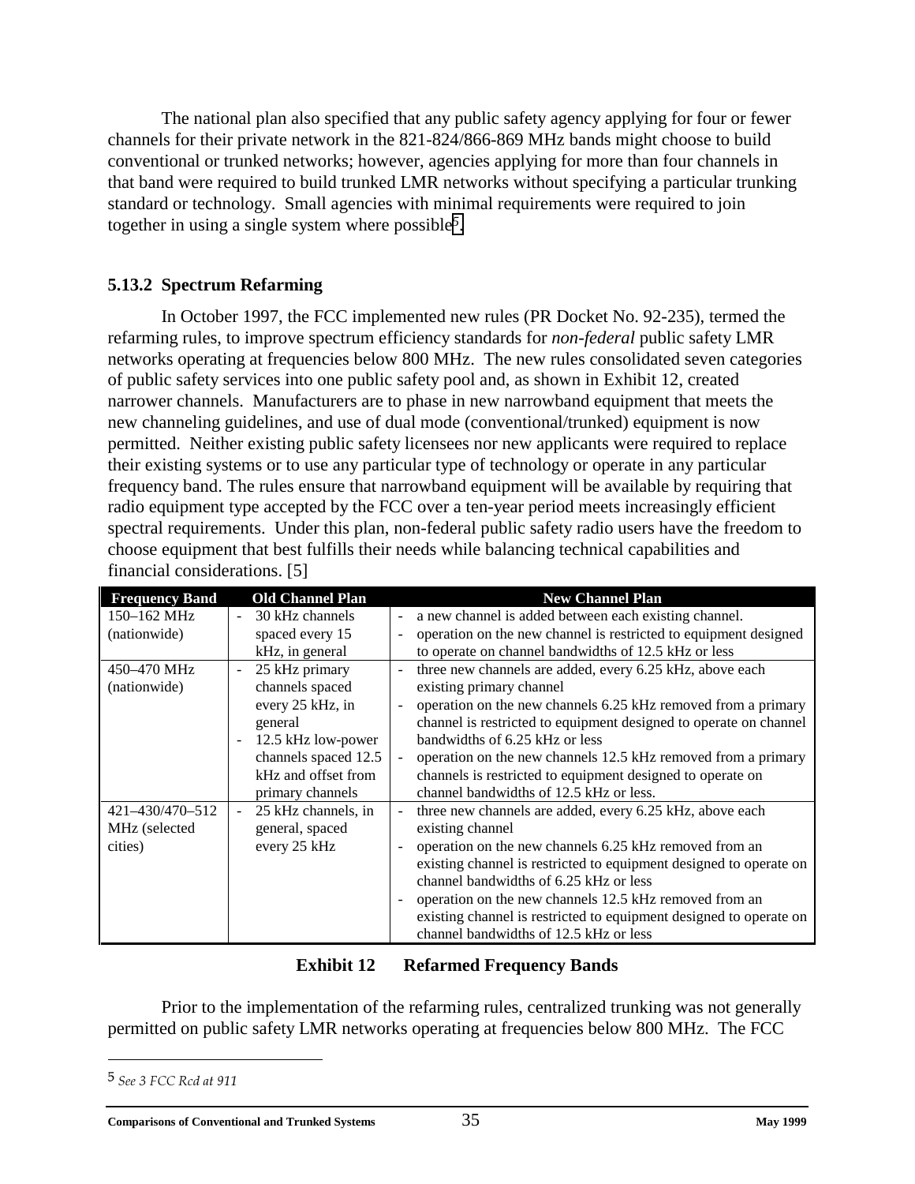The national plan also specified that any public safety agency applying for four or fewer channels for their private network in the 821-824/866-869 MHz bands might choose to build conventional or trunked networks; however, agencies applying for more than four channels in that band were required to build trunked LMR networks without specifying a particular trunking standard or technology. Small agencies with minimal requirements were required to join together in using a single system where possible[5].

### 5.13.2 Spectrum Refarming

In October 1997, the FCC implemented new rules (PR Docket No. 92-235), termed the refarming rules, to improve spectrum efficiency standards for *non-federal* public safety LMR networks operating at frequencies below 800 MHz. The new rules consolidated seven categories of public safety services into one public safety pool and, as shown in Exhibit 12, created narrower channels. Manufacturers are to phase in new narrowband equipment that meets the new channeling guidelines, and use of dual mode (conventional/trunked) equipment is now permitted. Neither existing public safety licensees nor new applicants were required to replace their existing systems or to use any particular type of technology or operate in any particular frequency band. The rules ensure that narrowband equipment will be available by requiring that radio equipment type accepted by the FCC over a ten-year period meets increasingly efficient spectral requirements. Under this plan, non-federal public safety radio users have the freedom to choose equipment that best fulfills their needs while balancing technical capabilities and financial considerations. [5]

| Frequency Band | Old Channel Plan | New Channel Plan |
|---|---|---|
| 150–162 MHz (nationwide) | - 30 kHz channels spaced every 15 kHz, in general | - a new channel is added between each existing channel.<br>- operation on the new channel is restricted to equipment designed to operate on channel bandwidths of 12.5 kHz or less |
| 450–470 MHz (nationwide) | - 25 kHz primary channels spaced every 25 kHz, in general<br>- 12.5 kHz low-power channels spaced 12.5 kHz and offset from primary channels | - three new channels are added, every 6.25 kHz, above each existing primary channel<br>- operation on the new channels 6.25 kHz removed from a primary channel is restricted to equipment designed to operate on channel bandwidths of 6.25 kHz or less<br>- operation on the new channels 12.5 kHz removed from a primary channels is restricted to equipment designed to operate on channel bandwidths of 12.5 kHz or less. |
| 421–430/470–512 MHz (selected cities) | - 25 kHz channels, in general, spaced every 25 kHz | - three new channels are added, every 6.25 kHz, above each existing channel<br>- operation on the new channels 6.25 kHz removed from an existing channel is restricted to equipment designed to operate on channel bandwidths of 6.25 kHz or less<br>- operation on the new channels 12.5 kHz removed from an existing channel is restricted to equipment designed to operate on channel bandwidths of 12.5 kHz or less |

**Exhibit 12 Refarmed Frequency Bands**

Prior to the implementation of the refarming rules, centralized trunking was not generally permitted on public safety LMR networks operating at frequencies below 800 MHz. The FCC

5 *See 3 FCC Rcd at 911*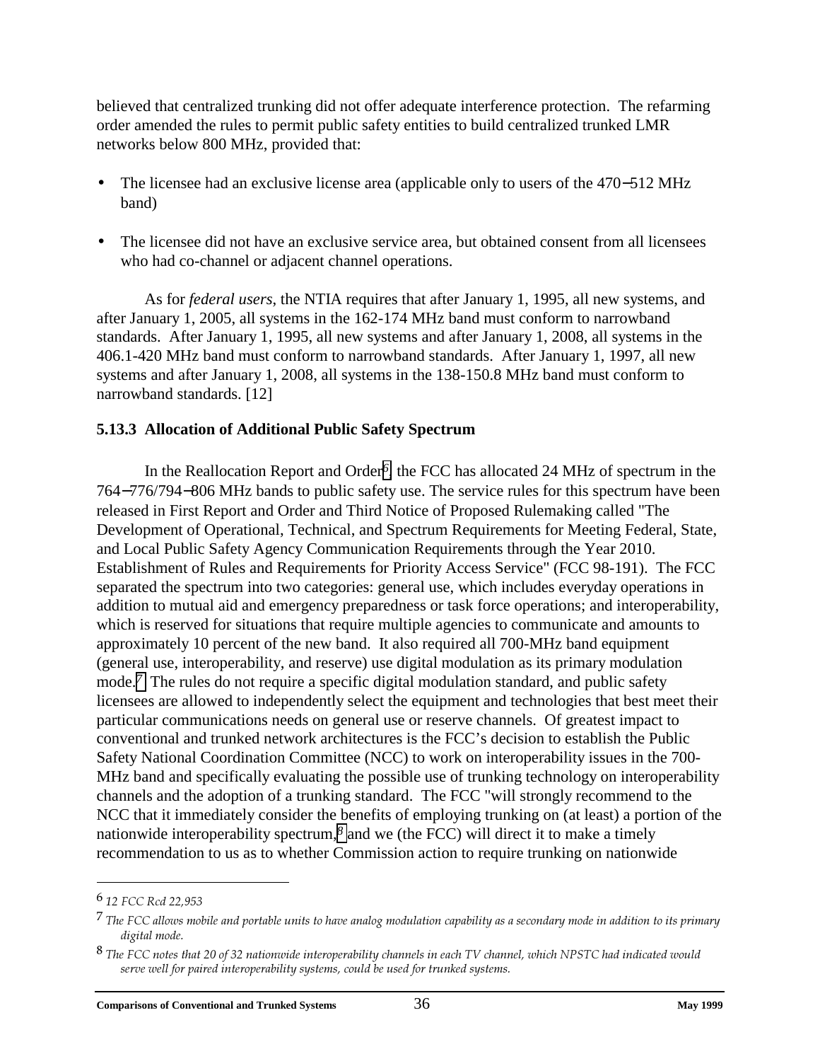believed that centralized trunking did not offer adequate interference protection. The refarming order amended the rules to permit public safety entities to build centralized trunked LMR networks below 800 MHz, provided that:

- The licensee had an exclusive license area (applicable only to users of the 470−512 MHz band)
- The licensee did not have an exclusive service area, but obtained consent from all licensees who had co-channel or adjacent channel operations.

As for *federal users*, the NTIA requires that after January 1, 1995, all new systems, and after January 1, 2005, all systems in the 162-174 MHz band must conform to narrowband standards. After January 1, 1995, all new systems and after January 1, 2008, all systems in the 406.1-420 MHz band must conform to narrowband standards. After January 1, 1997, all new systems and after January 1, 2008, all systems in the 138-150.8 MHz band must conform to narrowband standards. [12]

### 5.13.3 Allocation of Additional Public Safety Spectrum

In the Reallocation Report and Order[6], the FCC has allocated 24 MHz of spectrum in the 764−776/794−806 MHz bands to public safety use. The service rules for this spectrum have been released in First Report and Order and Third Notice of Proposed Rulemaking called "The Development of Operational, Technical, and Spectrum Requirements for Meeting Federal, State, and Local Public Safety Agency Communication Requirements through the Year 2010. Establishment of Rules and Requirements for Priority Access Service" (FCC 98-191). The FCC separated the spectrum into two categories: general use, which includes everyday operations in addition to mutual aid and emergency preparedness or task force operations; and interoperability, which is reserved for situations that require multiple agencies to communicate and amounts to approximately 10 percent of the new band. It also required all 700-MHz band equipment (general use, interoperability, and reserve) use digital modulation as its primary modulation mode.[7] The rules do not require a specific digital modulation standard, and public safety licensees are allowed to independently select the equipment and technologies that best meet their particular communications needs on general use or reserve channels. Of greatest impact to conventional and trunked network architectures is the FCC's decision to establish the Public Safety National Coordination Committee (NCC) to work on interoperability issues in the 700-MHz band and specifically evaluating the possible use of trunking technology on interoperability channels and the adoption of a trunking standard. The FCC "will strongly recommend to the NCC that it immediately consider the benefits of employing trunking on (at least) a portion of the nationwide interoperability spectrum,[8] and we (the FCC) will direct it to make a timely recommendation to us as to whether Commission action to require trunking on nationwide

---

[6] *12 FCC Rcd 22,953*

[7] *The FCC allows mobile and portable units to have analog modulation capability as a secondary mode in addition to its primary digital mode.*

[8] *The FCC notes that 20 of 32 nationwide interoperability channels in each TV channel, which NPSTC had indicated would serve well for paired interoperability systems, could be used for trunked systems.*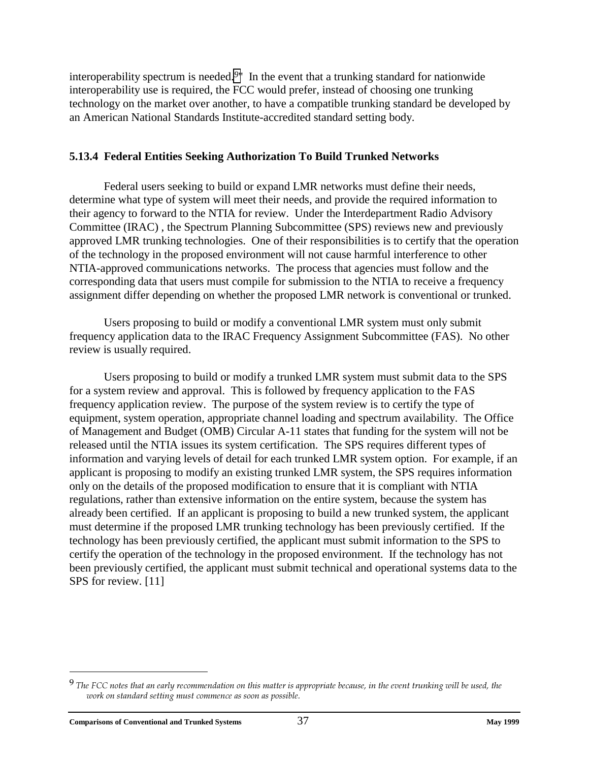interoperability spectrum is needed.[9]" In the event that a trunking standard for nationwide interoperability use is required, the FCC would prefer, instead of choosing one trunking technology on the market over another, to have a compatible trunking standard be developed by an American National Standards Institute-accredited standard setting body.

### 5.13.4 Federal Entities Seeking Authorization To Build Trunked Networks

Federal users seeking to build or expand LMR networks must define their needs, determine what type of system will meet their needs, and provide the required information to their agency to forward to the NTIA for review. Under the Interdepartment Radio Advisory Committee (IRAC) , the Spectrum Planning Subcommittee (SPS) reviews new and previously approved LMR trunking technologies. One of their responsibilities is to certify that the operation of the technology in the proposed environment will not cause harmful interference to other NTIA-approved communications networks. The process that agencies must follow and the corresponding data that users must compile for submission to the NTIA to receive a frequency assignment differ depending on whether the proposed LMR network is conventional or trunked.

Users proposing to build or modify a conventional LMR system must only submit frequency application data to the IRAC Frequency Assignment Subcommittee (FAS). No other review is usually required.

Users proposing to build or modify a trunked LMR system must submit data to the SPS for a system review and approval. This is followed by frequency application to the FAS frequency application review. The purpose of the system review is to certify the type of equipment, system operation, appropriate channel loading and spectrum availability. The Office of Management and Budget (OMB) Circular A-11 states that funding for the system will not be released until the NTIA issues its system certification. The SPS requires different types of information and varying levels of detail for each trunked LMR system option. For example, if an applicant is proposing to modify an existing trunked LMR system, the SPS requires information only on the details of the proposed modification to ensure that it is compliant with NTIA regulations, rather than extensive information on the entire system, because the system has already been certified. If an applicant is proposing to build a new trunked system, the applicant must determine if the proposed LMR trunking technology has been previously certified. If the technology has been previously certified, the applicant must submit information to the SPS to certify the operation of the technology in the proposed environment. If the technology has not been previously certified, the applicant must submit technical and operational systems data to the SPS for review. [11]

---

[9] *The FCC notes that an early recommendation on this matter is appropriate because, in the event trunking will be used, the work on standard setting must commence as soon as possible.*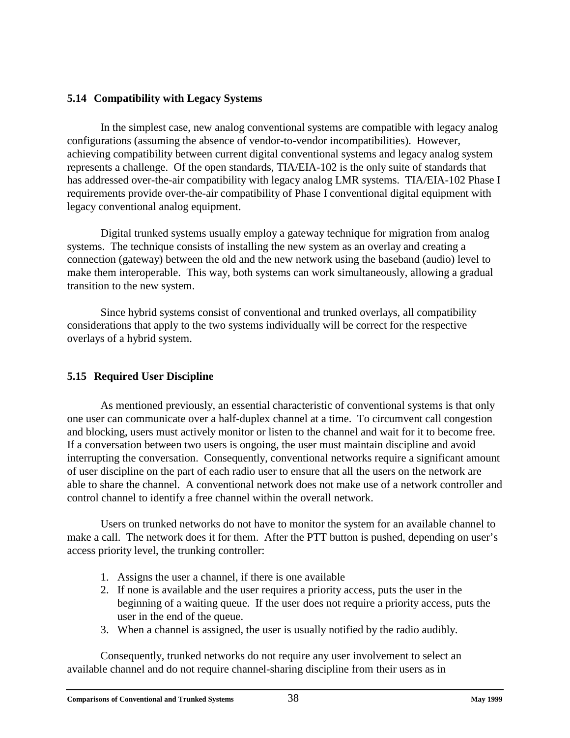### 5.14 Compatibility with Legacy Systems

In the simplest case, new analog conventional systems are compatible with legacy analog configurations (assuming the absence of vendor-to-vendor incompatibilities). However, achieving compatibility between current digital conventional systems and legacy analog system represents a challenge. Of the open standards, TIA/EIA-102 is the only suite of standards that has addressed over-the-air compatibility with legacy analog LMR systems. TIA/EIA-102 Phase I requirements provide over-the-air compatibility of Phase I conventional digital equipment with legacy conventional analog equipment.

Digital trunked systems usually employ a gateway technique for migration from analog systems. The technique consists of installing the new system as an overlay and creating a connection (gateway) between the old and the new network using the baseband (audio) level to make them interoperable. This way, both systems can work simultaneously, allowing a gradual transition to the new system.

Since hybrid systems consist of conventional and trunked overlays, all compatibility considerations that apply to the two systems individually will be correct for the respective overlays of a hybrid system.

### 5.15 Required User Discipline

As mentioned previously, an essential characteristic of conventional systems is that only one user can communicate over a half-duplex channel at a time. To circumvent call congestion and blocking, users must actively monitor or listen to the channel and wait for it to become free. If a conversation between two users is ongoing, the user must maintain discipline and avoid interrupting the conversation. Consequently, conventional networks require a significant amount of user discipline on the part of each radio user to ensure that all the users on the network are able to share the channel. A conventional network does not make use of a network controller and control channel to identify a free channel within the overall network.

Users on trunked networks do not have to monitor the system for an available channel to make a call. The network does it for them. After the PTT button is pushed, depending on user's access priority level, the trunking controller:

1. Assigns the user a channel, if there is one available
2. If none is available and the user requires a priority access, puts the user in the beginning of a waiting queue. If the user does not require a priority access, puts the user in the end of the queue.
3. When a channel is assigned, the user is usually notified by the radio audibly.

Consequently, trunked networks do not require any user involvement to select an available channel and do not require channel-sharing discipline from their users as in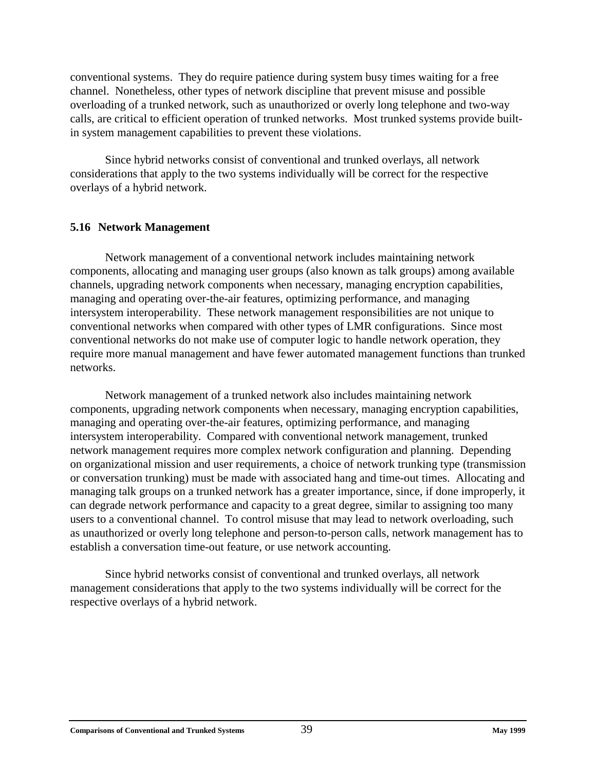conventional systems. They do require patience during system busy times waiting for a free channel. Nonetheless, other types of network discipline that prevent misuse and possible overloading of a trunked network, such as unauthorized or overly long telephone and two-way calls, are critical to efficient operation of trunked networks. Most trunked systems provide built-in system management capabilities to prevent these violations.

Since hybrid networks consist of conventional and trunked overlays, all network considerations that apply to the two systems individually will be correct for the respective overlays of a hybrid network.

### 5.16 Network Management

Network management of a conventional network includes maintaining network components, allocating and managing user groups (also known as talk groups) among available channels, upgrading network components when necessary, managing encryption capabilities, managing and operating over-the-air features, optimizing performance, and managing intersystem interoperability. These network management responsibilities are not unique to conventional networks when compared with other types of LMR configurations. Since most conventional networks do not make use of computer logic to handle network operation, they require more manual management and have fewer automated management functions than trunked networks.

Network management of a trunked network also includes maintaining network components, upgrading network components when necessary, managing encryption capabilities, managing and operating over-the-air features, optimizing performance, and managing intersystem interoperability. Compared with conventional network management, trunked network management requires more complex network configuration and planning. Depending on organizational mission and user requirements, a choice of network trunking type (transmission or conversation trunking) must be made with associated hang and time-out times. Allocating and managing talk groups on a trunked network has a greater importance, since, if done improperly, it can degrade network performance and capacity to a great degree, similar to assigning too many users to a conventional channel. To control misuse that may lead to network overloading, such as unauthorized or overly long telephone and person-to-person calls, network management has to establish a conversation time-out feature, or use network accounting.

Since hybrid networks consist of conventional and trunked overlays, all network management considerations that apply to the two systems individually will be correct for the respective overlays of a hybrid network.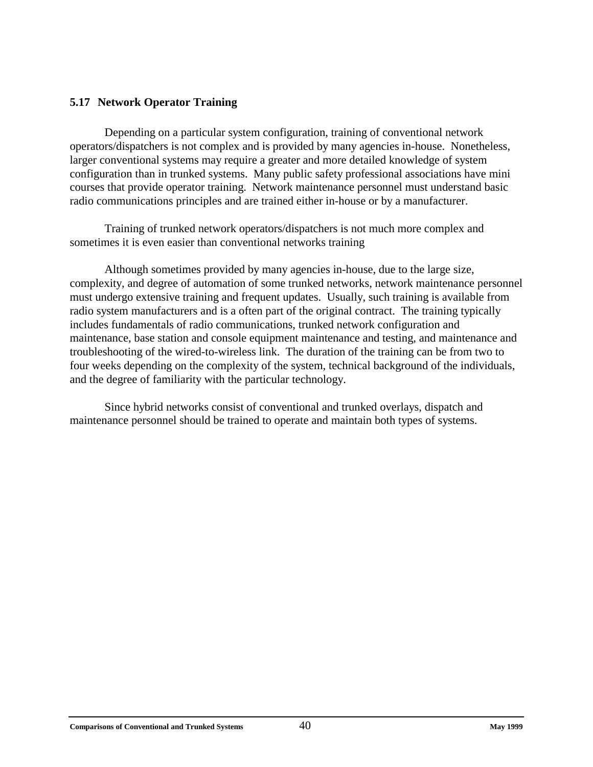### 5.17 Network Operator Training

Depending on a particular system configuration, training of conventional network operators/dispatchers is not complex and is provided by many agencies in-house. Nonetheless, larger conventional systems may require a greater and more detailed knowledge of system configuration than in trunked systems. Many public safety professional associations have mini courses that provide operator training. Network maintenance personnel must understand basic radio communications principles and are trained either in-house or by a manufacturer.

Training of trunked network operators/dispatchers is not much more complex and sometimes it is even easier than conventional networks training

Although sometimes provided by many agencies in-house, due to the large size, complexity, and degree of automation of some trunked networks, network maintenance personnel must undergo extensive training and frequent updates. Usually, such training is available from radio system manufacturers and is a often part of the original contract. The training typically includes fundamentals of radio communications, trunked network configuration and maintenance, base station and console equipment maintenance and testing, and maintenance and troubleshooting of the wired-to-wireless link. The duration of the training can be from two to four weeks depending on the complexity of the system, technical background of the individuals, and the degree of familiarity with the particular technology.

Since hybrid networks consist of conventional and trunked overlays, dispatch and maintenance personnel should be trained to operate and maintain both types of systems.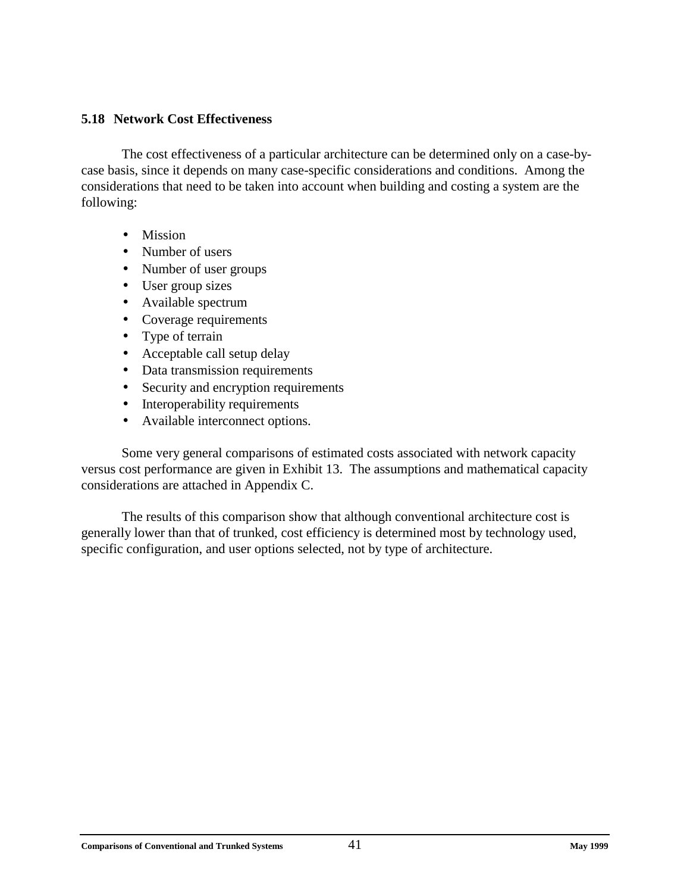### 5.18 Network Cost Effectiveness

The cost effectiveness of a particular architecture can be determined only on a case-by-case basis, since it depends on many case-specific considerations and conditions. Among the considerations that need to be taken into account when building and costing a system are the following:

- Mission
- Number of users
- Number of user groups
- User group sizes
- Available spectrum
- Coverage requirements
- Type of terrain
- Acceptable call setup delay
- Data transmission requirements
- Security and encryption requirements
- Interoperability requirements
- Available interconnect options.

Some very general comparisons of estimated costs associated with network capacity versus cost performance are given in Exhibit 13. The assumptions and mathematical capacity considerations are attached in Appendix C.

The results of this comparison show that although conventional architecture cost is generally lower than that of trunked, cost efficiency is determined most by technology used, specific configuration, and user options selected, not by type of architecture.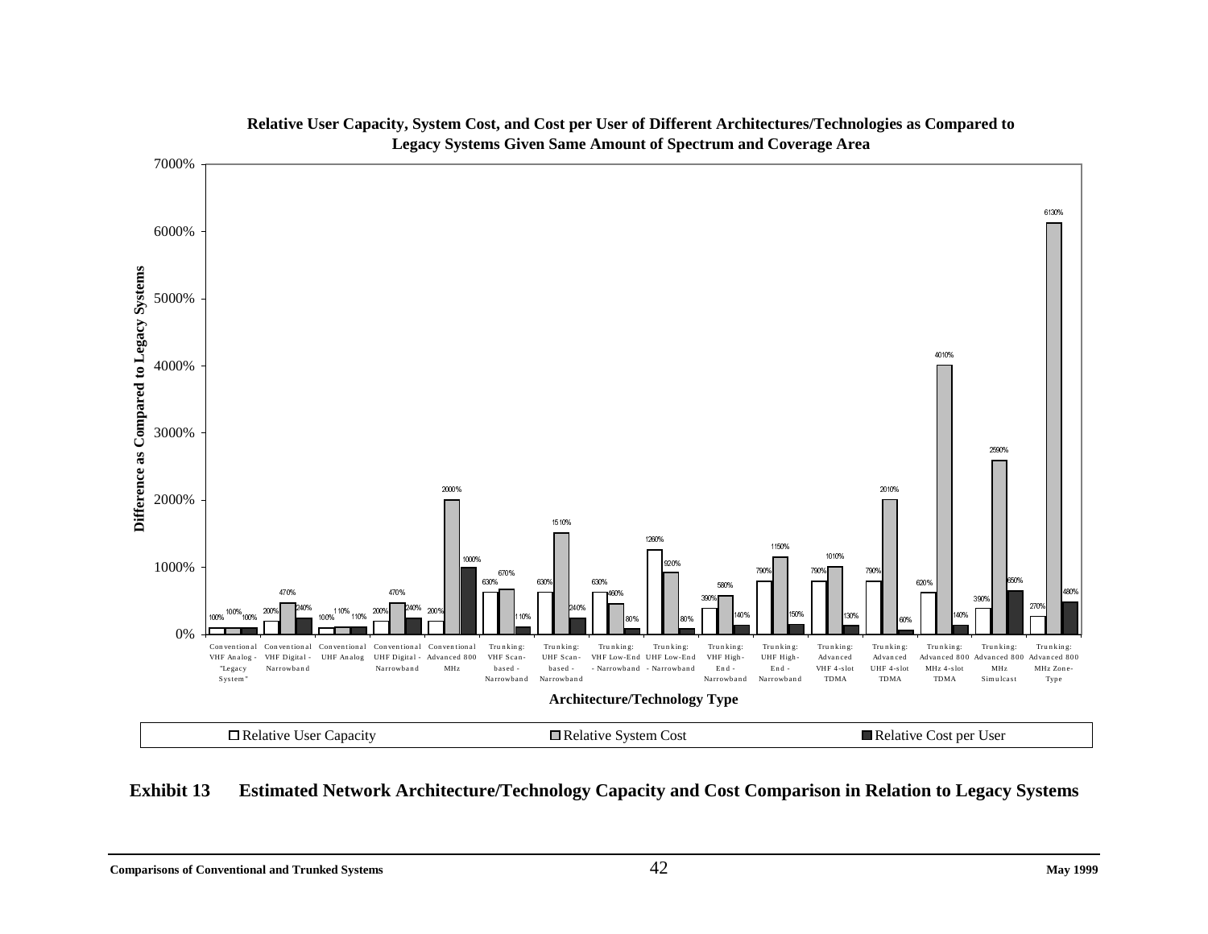**Relative User Capacity, System Cost, and Cost per User of Different Architectures/Technologies as Compared to Legacy Systems Given Same Amount of Spectrum and Coverage Area**

| Architecture/Technology Type | Relative User Capacity | Relative System Cost | Relative Cost per User |
|---|---|---|---|
| Conventional VHF Analog - "Legacy System" | 100% | 100% | 100% |
| Conventional VHF Digital - Narrowband | 200% | 470% | 240% |
| Conventional UHF Analog | 100% | 110% | 110% |
| Conventional UHF Digital - Narrowband | 200% | 470% | 240% |
| Conventional Advanced 800 MHz | 200% | 2000% | 1000% |
| Trunking: VHF Scan-based - Narrowband | 630% | 670% | 110% |
| Trunking: UHF Scan-based - Narrowband | 630% | 1510% | 240% |
| Trunking: VHF Low-End - Narrowband | 630% | 460% | 80% |
| Trunking: UHF Low-End - Narrowband | 1260% | 920% | 80% |
| Trunking: VHF High-End - Narrowband | 390% | 580% | 140% |
| Trunking: UHF High-End - Narrowband | 790% | 1150% | 150% |
| Trunking: Advanced VHF 4-slot TDMA | 790% | 1010% | 130% |
| Trunking: Advanced UHF 4-slot TDMA | 790% | 2010% | 60% |
| Trunking: Advanced 800 MHz 4-slot TDMA | 620% | 4010% | 140% |
| Trunking: Advanced 800 MHz Simulcast | 390% | 2590% | 650% |
| Trunking: Advanced 800 MHz Zone-Type | 270% | 6130% | 480% |

**Exhibit 13 Estimated Network Architecture/Technology Capacity and Cost Comparison in Relation to Legacy Systems**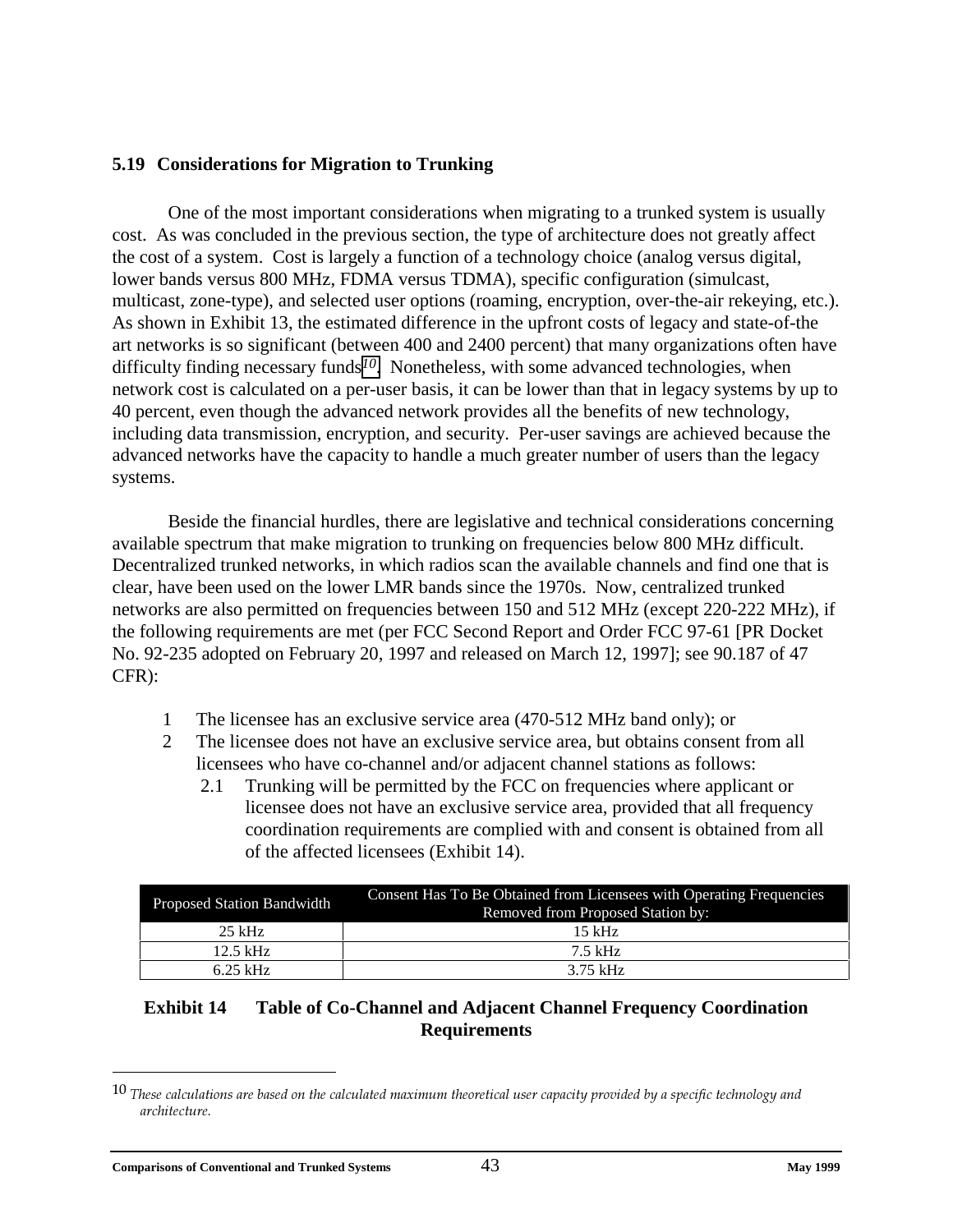### 5.19 Considerations for Migration to Trunking

One of the most important considerations when migrating to a trunked system is usually cost. As was concluded in the previous section, the type of architecture does not greatly affect the cost of a system. Cost is largely a function of a technology choice (analog versus digital, lower bands versus 800 MHz, FDMA versus TDMA), specific configuration (simulcast, multicast, zone-type), and selected user options (roaming, encryption, over-the-air rekeying, etc.). As shown in Exhibit 13, the estimated difference in the upfront costs of legacy and state-of-the art networks is so significant (between 400 and 2400 percent) that many organizations often have difficulty finding necessary funds[10]. Nonetheless, with some advanced technologies, when network cost is calculated on a per-user basis, it can be lower than that in legacy systems by up to 40 percent, even though the advanced network provides all the benefits of new technology, including data transmission, encryption, and security. Per-user savings are achieved because the advanced networks have the capacity to handle a much greater number of users than the legacy systems.

Beside the financial hurdles, there are legislative and technical considerations concerning available spectrum that make migration to trunking on frequencies below 800 MHz difficult. Decentralized trunked networks, in which radios scan the available channels and find one that is clear, have been used on the lower LMR bands since the 1970s. Now, centralized trunked networks are also permitted on frequencies between 150 and 512 MHz (except 220-222 MHz), if the following requirements are met (per FCC Second Report and Order FCC 97-61 [PR Docket No. 92-235 adopted on February 20, 1997 and released on March 12, 1997]; see 90.187 of 47 CFR):

1. The licensee has an exclusive service area (470-512 MHz band only); or
2. The licensee does not have an exclusive service area, but obtains consent from all licensees who have co-channel and/or adjacent channel stations as follows:
   - 2.1 Trunking will be permitted by the FCC on frequencies where applicant or licensee does not have an exclusive service area, provided that all frequency coordination requirements are complied with and consent is obtained from all of the affected licensees (Exhibit 14).

| Proposed Station Bandwidth | Consent Has To Be Obtained from Licensees with Operating Frequencies Removed from Proposed Station by: |
|---|---|
| 25 kHz | 15 kHz |
| 12.5 kHz | 7.5 kHz |
| 6.25 kHz | 3.75 kHz |

**Exhibit 14 Table of Co-Channel and Adjacent Channel Frequency Coordination Requirements**

---

[10] *These calculations are based on the calculated maximum theoretical user capacity provided by a specific technology and architecture.*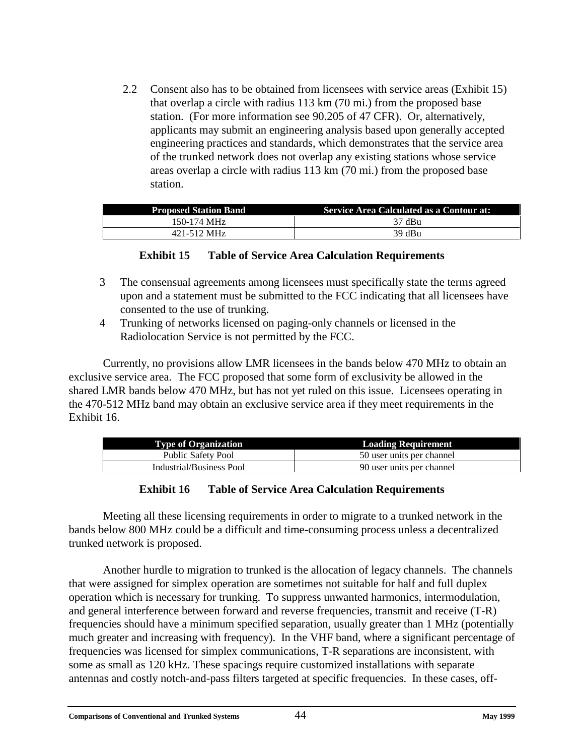2.2 Consent also has to be obtained from licensees with service areas (Exhibit 15) that overlap a circle with radius 113 km (70 mi.) from the proposed base station. (For more information see 90.205 of 47 CFR). Or, alternatively, applicants may submit an engineering analysis based upon generally accepted engineering practices and standards, which demonstrates that the service area of the trunked network does not overlap any existing stations whose service areas overlap a circle with radius 113 km (70 mi.) from the proposed base station.

| Proposed Station Band | Service Area Calculated as a Contour at: |
|---|---|
| 150-174 MHz | 37 dBu |
| 421-512 MHz | 39 dBu |

**Exhibit 15 Table of Service Area Calculation Requirements**

3 The consensual agreements among licensees must specifically state the terms agreed upon and a statement must be submitted to the FCC indicating that all licensees have consented to the use of trunking.

4 Trunking of networks licensed on paging-only channels or licensed in the Radiolocation Service is not permitted by the FCC.

Currently, no provisions allow LMR licensees in the bands below 470 MHz to obtain an exclusive service area. The FCC proposed that some form of exclusivity be allowed in the shared LMR bands below 470 MHz, but has not yet ruled on this issue. Licensees operating in the 470-512 MHz band may obtain an exclusive service area if they meet requirements in the Exhibit 16.

| Type of Organization | Loading Requirement |
|---|---|
| Public Safety Pool | 50 user units per channel |
| Industrial/Business Pool | 90 user units per channel |

**Exhibit 16 Table of Service Area Calculation Requirements**

Meeting all these licensing requirements in order to migrate to a trunked network in the bands below 800 MHz could be a difficult and time-consuming process unless a decentralized trunked network is proposed.

Another hurdle to migration to trunked is the allocation of legacy channels. The channels that were assigned for simplex operation are sometimes not suitable for half and full duplex operation which is necessary for trunking. To suppress unwanted harmonics, intermodulation, and general interference between forward and reverse frequencies, transmit and receive (T-R) frequencies should have a minimum specified separation, usually greater than 1 MHz (potentially much greater and increasing with frequency). In the VHF band, where a significant percentage of frequencies was licensed for simplex communications, T-R separations are inconsistent, with some as small as 120 kHz. These spacings require customized installations with separate antennas and costly notch-and-pass filters targeted at specific frequencies. In these cases, off-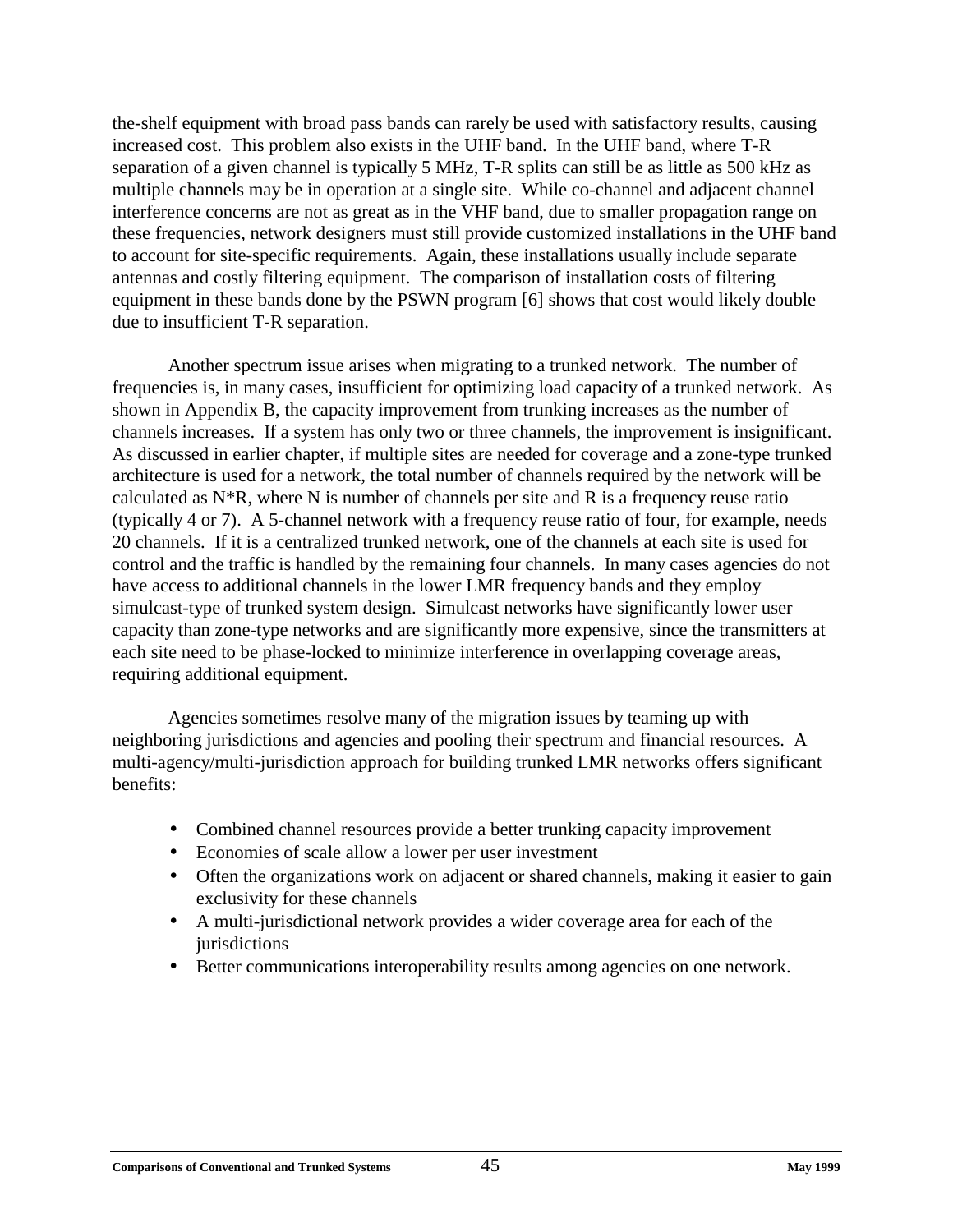the-shelf equipment with broad pass bands can rarely be used with satisfactory results, causing increased cost. This problem also exists in the UHF band. In the UHF band, where T-R separation of a given channel is typically 5 MHz, T-R splits can still be as little as 500 kHz as multiple channels may be in operation at a single site. While co-channel and adjacent channel interference concerns are not as great as in the VHF band, due to smaller propagation range on these frequencies, network designers must still provide customized installations in the UHF band to account for site-specific requirements. Again, these installations usually include separate antennas and costly filtering equipment. The comparison of installation costs of filtering equipment in these bands done by the PSWN program [6] shows that cost would likely double due to insufficient T-R separation.

Another spectrum issue arises when migrating to a trunked network. The number of frequencies is, in many cases, insufficient for optimizing load capacity of a trunked network. As shown in Appendix B, the capacity improvement from trunking increases as the number of channels increases. If a system has only two or three channels, the improvement is insignificant. As discussed in earlier chapter, if multiple sites are needed for coverage and a zone-type trunked architecture is used for a network, the total number of channels required by the network will be calculated as N*R, where N is number of channels per site and R is a frequency reuse ratio (typically 4 or 7). A 5-channel network with a frequency reuse ratio of four, for example, needs 20 channels. If it is a centralized trunked network, one of the channels at each site is used for control and the traffic is handled by the remaining four channels. In many cases agencies do not have access to additional channels in the lower LMR frequency bands and they employ simulcast-type of trunked system design. Simulcast networks have significantly lower user capacity than zone-type networks and are significantly more expensive, since the transmitters at each site need to be phase-locked to minimize interference in overlapping coverage areas, requiring additional equipment.

Agencies sometimes resolve many of the migration issues by teaming up with neighboring jurisdictions and agencies and pooling their spectrum and financial resources. A multi-agency/multi-jurisdiction approach for building trunked LMR networks offers significant benefits:

- Combined channel resources provide a better trunking capacity improvement
- Economies of scale allow a lower per user investment
- Often the organizations work on adjacent or shared channels, making it easier to gain exclusivity for these channels
- A multi-jurisdictional network provides a wider coverage area for each of the jurisdictions
- Better communications interoperability results among agencies on one network.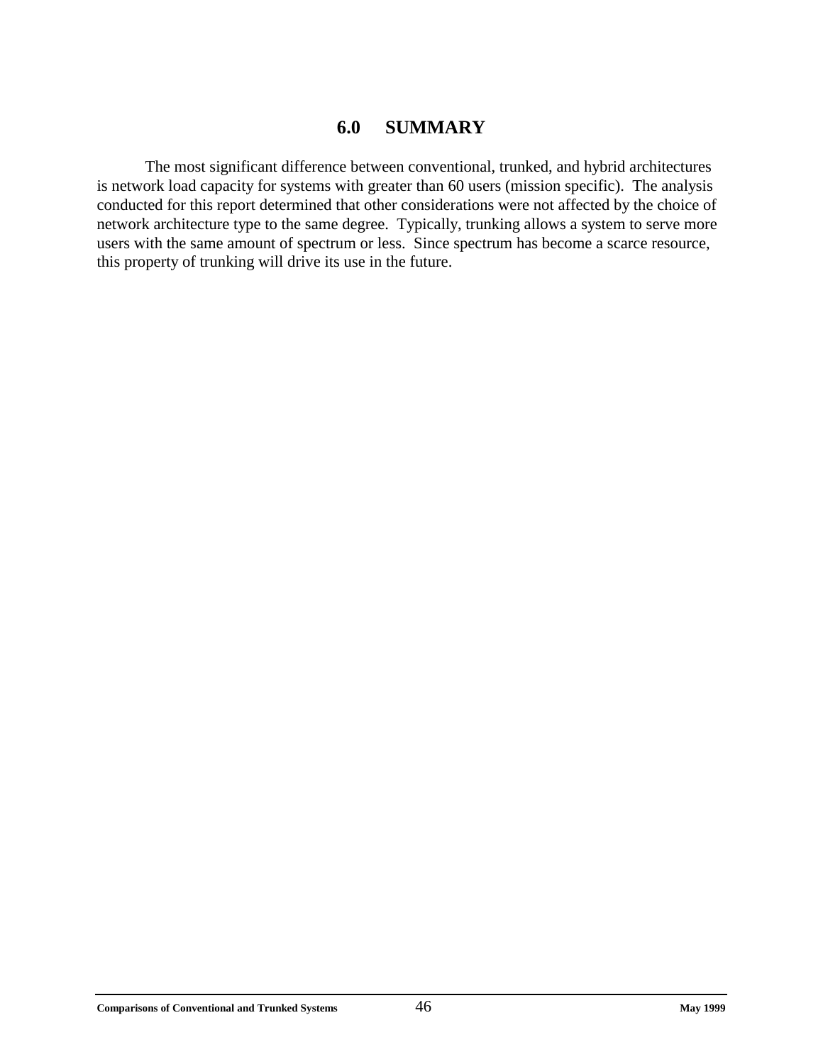# 6.0 SUMMARY

The most significant difference between conventional, trunked, and hybrid architectures is network load capacity for systems with greater than 60 users (mission specific). The analysis conducted for this report determined that other considerations were not affected by the choice of network architecture type to the same degree. Typically, trunking allows a system to serve more users with the same amount of spectrum or less. Since spectrum has become a scarce resource, this property of trunking will drive its use in the future.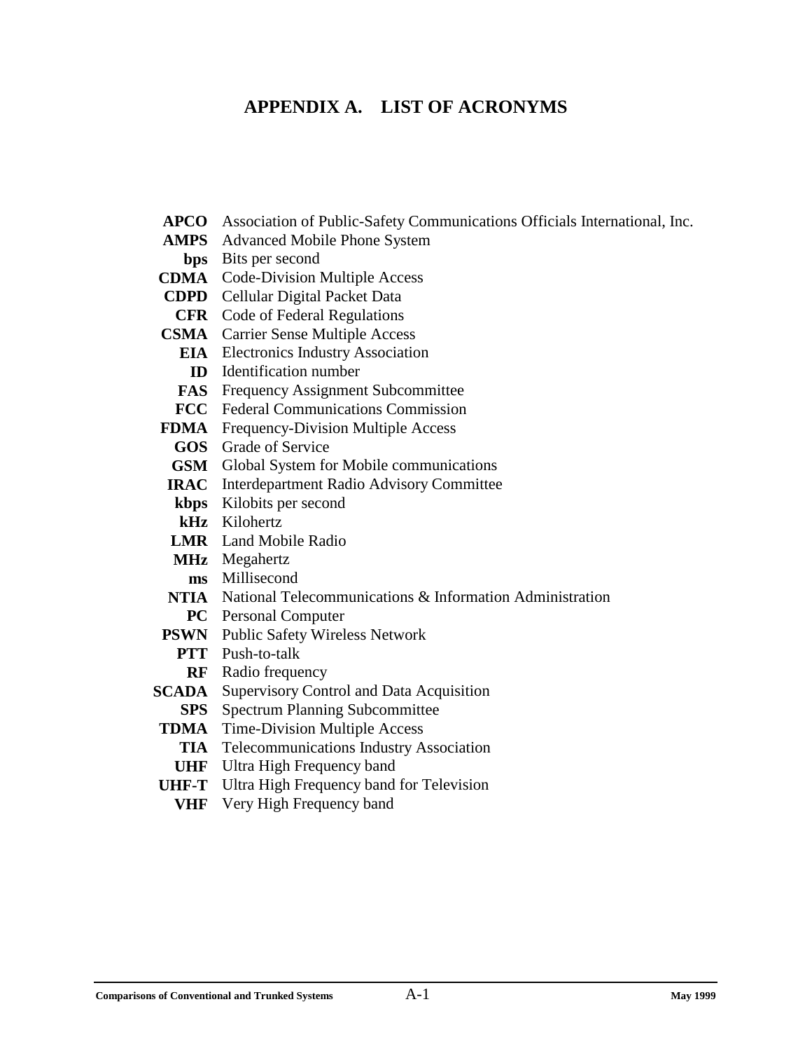# APPENDIX A. LIST OF ACRONYMS

| | |
|---|---|
| **APCO** | Association of Public-Safety Communications Officials International, Inc. |
| **AMPS** | Advanced Mobile Phone System |
| **bps** | Bits per second |
| **CDMA** | Code-Division Multiple Access |
| **CDPD** | Cellular Digital Packet Data |
| **CFR** | Code of Federal Regulations |
| **CSMA** | Carrier Sense Multiple Access |
| **EIA** | Electronics Industry Association |
| **ID** | Identification number |
| **FAS** | Frequency Assignment Subcommittee |
| **FCC** | Federal Communications Commission |
| **FDMA** | Frequency-Division Multiple Access |
| **GOS** | Grade of Service |
| **GSM** | Global System for Mobile communications |
| **IRAC** | Interdepartment Radio Advisory Committee |
| **kbps** | Kilobits per second |
| **kHz** | Kilohertz |
| **LMR** | Land Mobile Radio |
| **MHz** | Megahertz |
| **ms** | Millisecond |
| **NTIA** | National Telecommunications & Information Administration |
| **PC** | Personal Computer |
| **PSWN** | Public Safety Wireless Network |
| **PTT** | Push-to-talk |
| **RF** | Radio frequency |
| **SCADA** | Supervisory Control and Data Acquisition |
| **SPS** | Spectrum Planning Subcommittee |
| **TDMA** | Time-Division Multiple Access |
| **TIA** | Telecommunications Industry Association |
| **UHF** | Ultra High Frequency band |
| **UHF-T** | Ultra High Frequency band for Television |
| **VHF** | Very High Frequency band |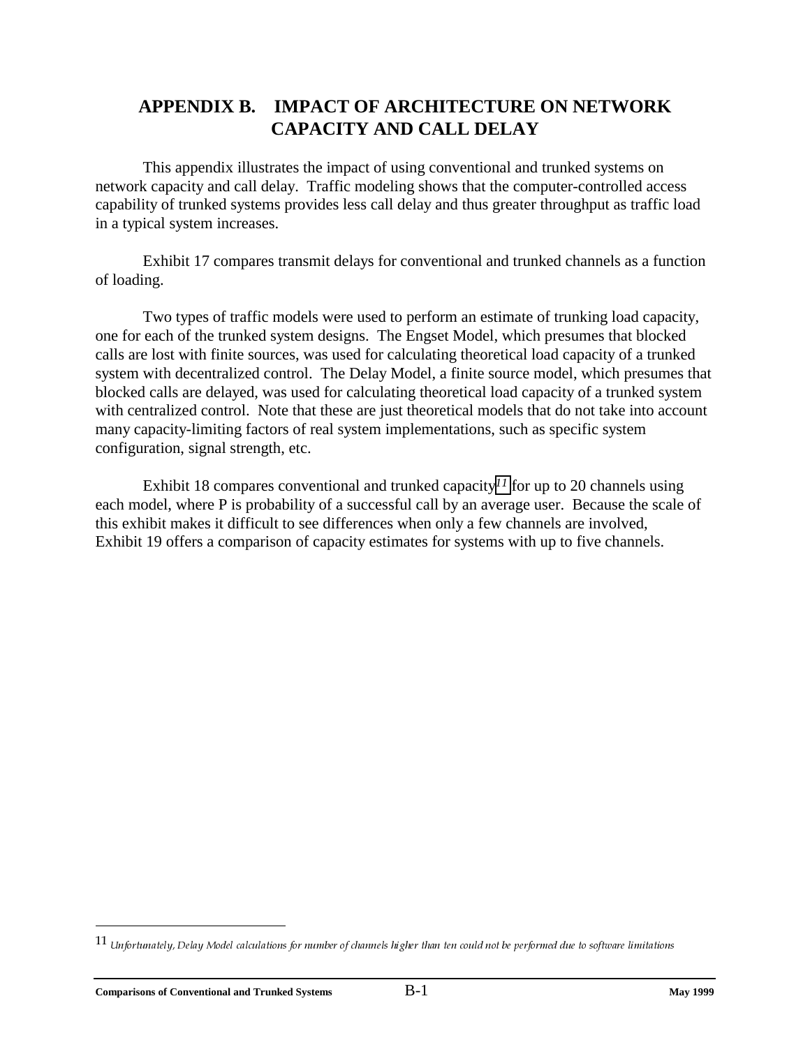# APPENDIX B. IMPACT OF ARCHITECTURE ON NETWORK CAPACITY AND CALL DELAY

This appendix illustrates the impact of using conventional and trunked systems on network capacity and call delay. Traffic modeling shows that the computer-controlled access capability of trunked systems provides less call delay and thus greater throughput as traffic load in a typical system increases.

Exhibit 17 compares transmit delays for conventional and trunked channels as a function of loading.

Two types of traffic models were used to perform an estimate of trunking load capacity, one for each of the trunked system designs. The Engset Model, which presumes that blocked calls are lost with finite sources, was used for calculating theoretical load capacity of a trunked system with decentralized control. The Delay Model, a finite source model, which presumes that blocked calls are delayed, was used for calculating theoretical load capacity of a trunked system with centralized control. Note that these are just theoretical models that do not take into account many capacity-limiting factors of real system implementations, such as specific system configuration, signal strength, etc.

Exhibit 18 compares conventional and trunked capacity[11] for up to 20 channels using each model, where P is probability of a successful call by an average user. Because the scale of this exhibit makes it difficult to see differences when only a few channels are involved, Exhibit 19 offers a comparison of capacity estimates for systems with up to five channels.

---

[11] *Unfortunately, Delay Model calculations for number of channels higher than ten could not be performed due to software limitations*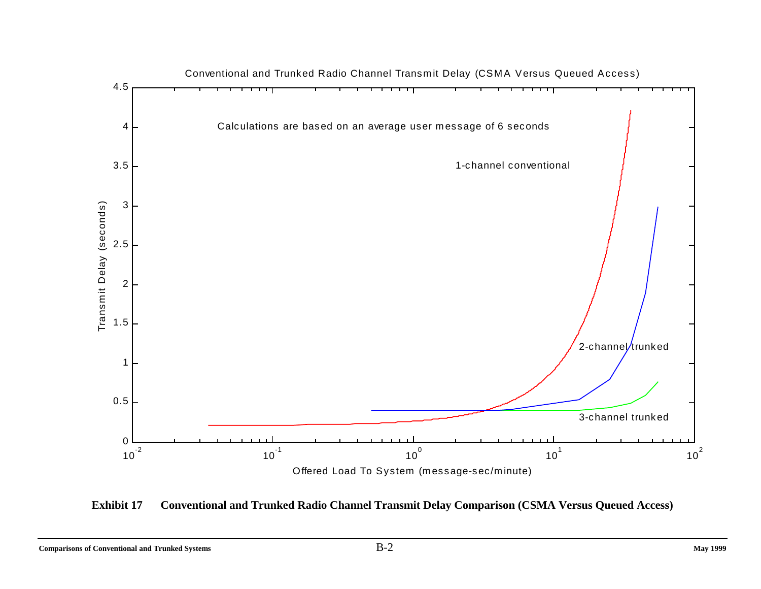Conventional and Trunked Radio Channel Transmit Delay (CSMA Versus Queued Access)

Calculations are based on an average user message of 6 seconds

1-channel conventional

2-channel trunked

3-channel trunked

Transmit Delay (seconds)

Offered Load To System (message-sec/minute)

**Exhibit 17 Conventional and Trunked Radio Channel Transmit Delay Comparison (CSMA Versus Queued Access)**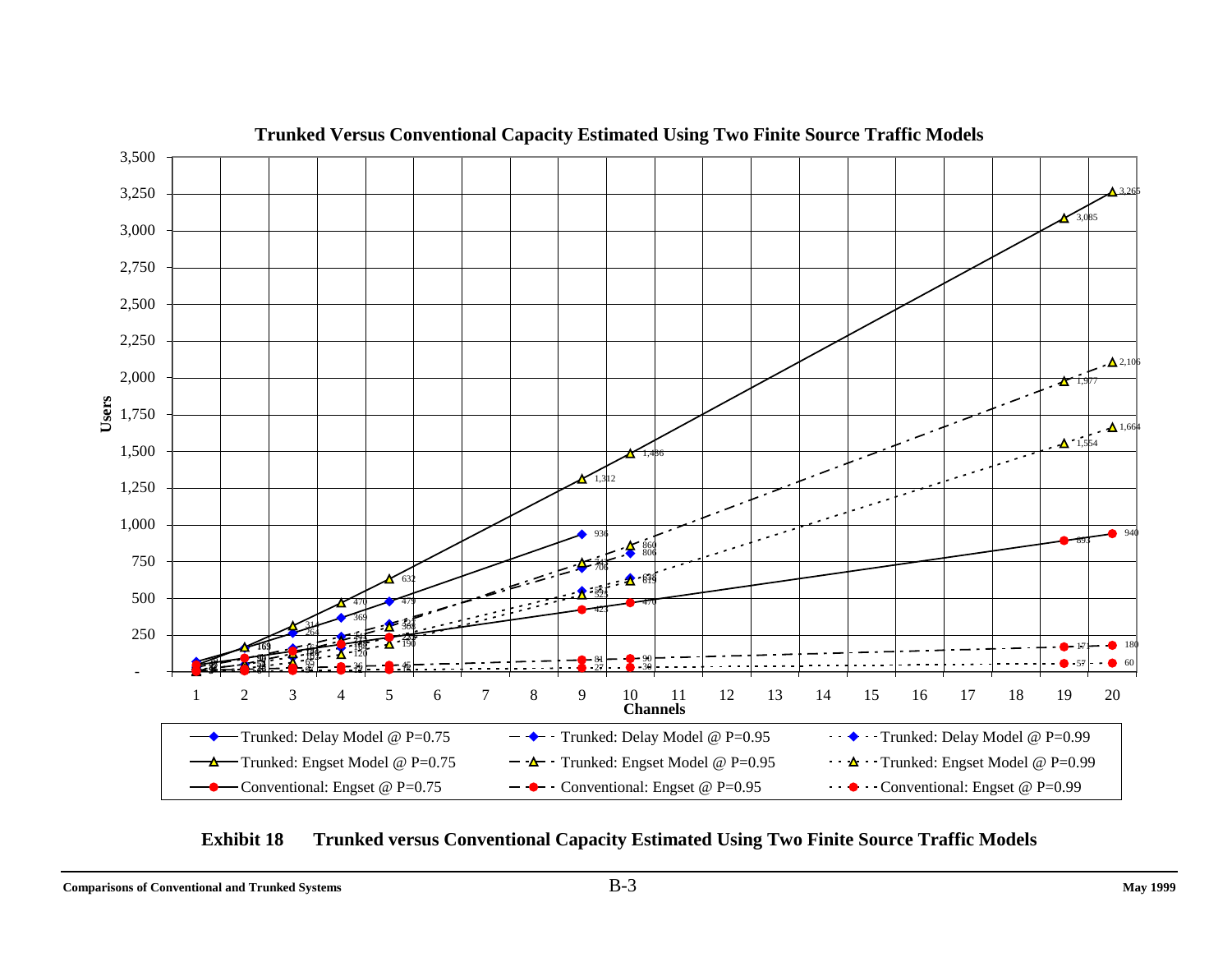**Trunked Versus Conventional Capacity Estimated Using Two Finite Source Traffic Models**

**Exhibit 18 Trunked versus Conventional Capacity Estimated Using Two Finite Source Traffic Models**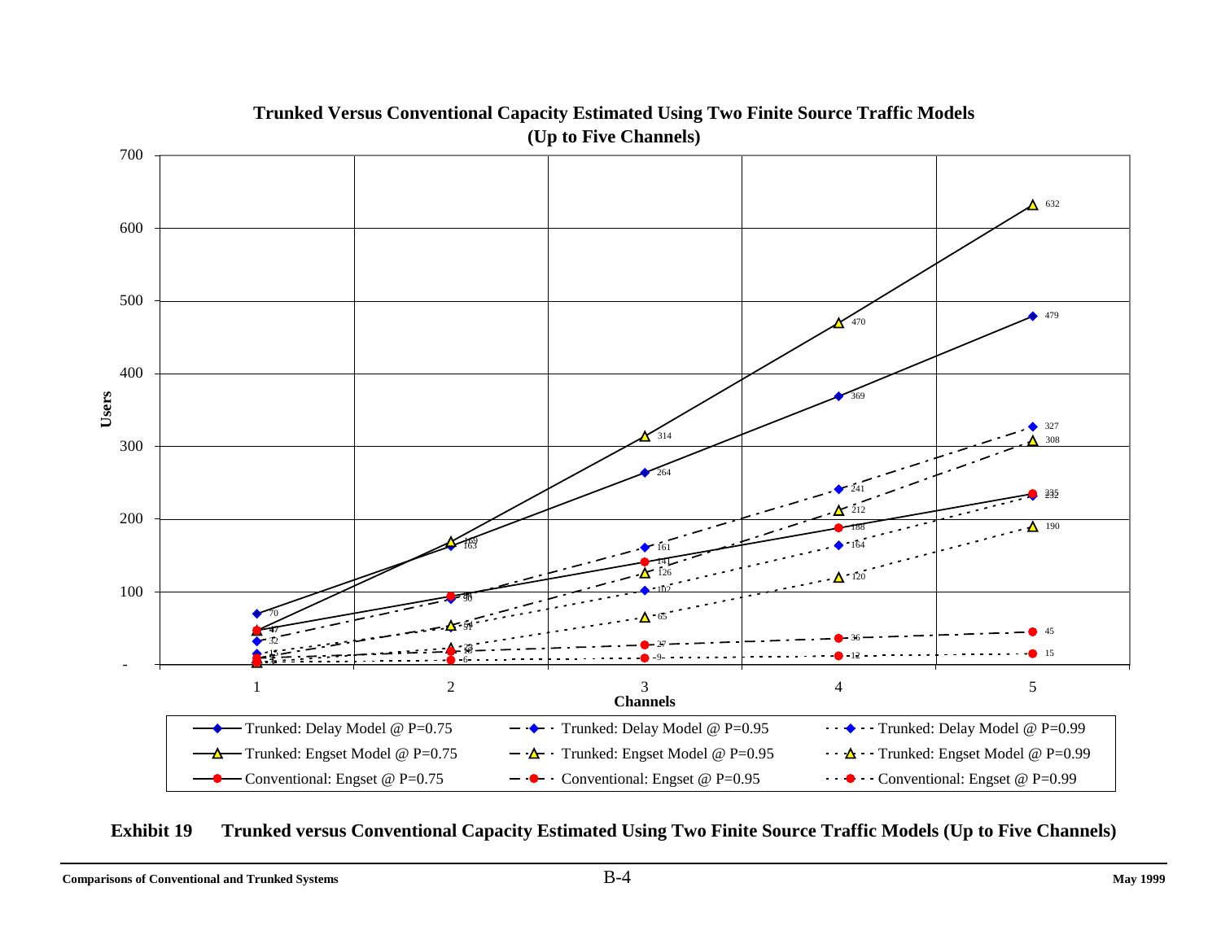**Trunked Versus Conventional Capacity Estimated Using Two Finite Source Traffic Models (Up to Five Channels)**

| Channels | Trunked: Delay Model @ P=0.75 | Trunked: Delay Model @ P=0.95 | Trunked: Delay Model @ P=0.99 | Trunked: Engset Model @ P=0.75 | Trunked: Engset Model @ P=0.95 | Trunked: Engset Model @ P=0.99 | Conventional: Engset @ P=0.75 | Conventional: Engset @ P=0.95 | Conventional: Engset @ P=0.99 |
|---|---|---|---|---|---|---|---|---|---|
| 1 | 70 | 32 | 15 | 47 | 9 | 1 | 47 | 9 | 3 |
| 2 | 163 | 90 | 51 | 169 | 54 | 22 | 94 | 18 | 6 |
| 3 | 264 | 161 | 102 | 314 | 126 | 65 | 141 | 27 | 9 |
| 4 | 369 | 241 | 164 | 470 | 212 | 120 | 188 | 36 | 12 |
| 5 | 479 | 327 | 232 | 632 | 308 | 190 | 235 | 45 | 15 |

**Exhibit 19 Trunked versus Conventional Capacity Estimated Using Two Finite Source Traffic Models (Up to Five Channels)**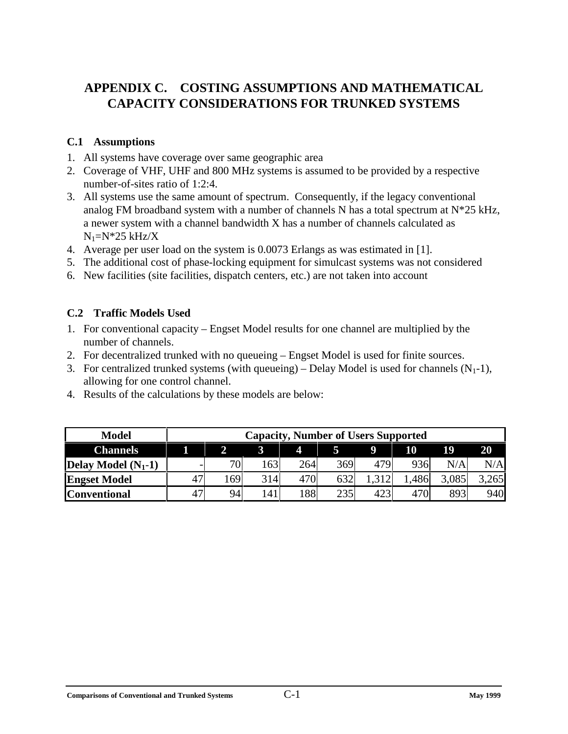# APPENDIX C. COSTING ASSUMPTIONS AND MATHEMATICAL CAPACITY CONSIDERATIONS FOR TRUNKED SYSTEMS

## C.1 Assumptions

1. All systems have coverage over same geographic area
2. Coverage of VHF, UHF and 800 MHz systems is assumed to be provided by a respective number-of-sites ratio of 1:2:4.
3. All systems use the same amount of spectrum. Consequently, if the legacy conventional analog FM broadband system with a number of channels N has a total spectrum at N*25 kHz, a newer system with a channel bandwidth X has a number of channels calculated as $N_1$=N*25 kHz/X
4. Average per user load on the system is 0.0073 Erlangs as was estimated in [1].
5. The additional cost of phase-locking equipment for simulcast systems was not considered
6. New facilities (site facilities, dispatch centers, etc.) are not taken into account

## C.2 Traffic Models Used

1. For conventional capacity – Engset Model results for one channel are multiplied by the number of channels.
2. For decentralized trunked with no queueing – Engset Model is used for finite sources.
3. For centralized trunked systems (with queueing) – Delay Model is used for channels ($N_1$-1), allowing for one control channel.
4. Results of the calculations by these models are below:

| Model | Capacity, Number of Users Supported | | | | | | | | |
|---|---|---|---|---|---|---|---|---|---|
| **Channels** | **1** | **2** | **3** | **4** | **5** | **9** | **10** | **19** | **20** |
| **Delay Model ($N_1$-1)** | - | 70 | 163 | 264 | 369 | 479 | 936 | N/A | N/A |
| **Engset Model** | 47 | 169 | 314 | 470 | 632 | 1,312 | 1,486 | 3,085 | 3,265 |
| **Conventional** | 47 | 94 | 141 | 188 | 235 | 423 | 470 | 893 | 940 |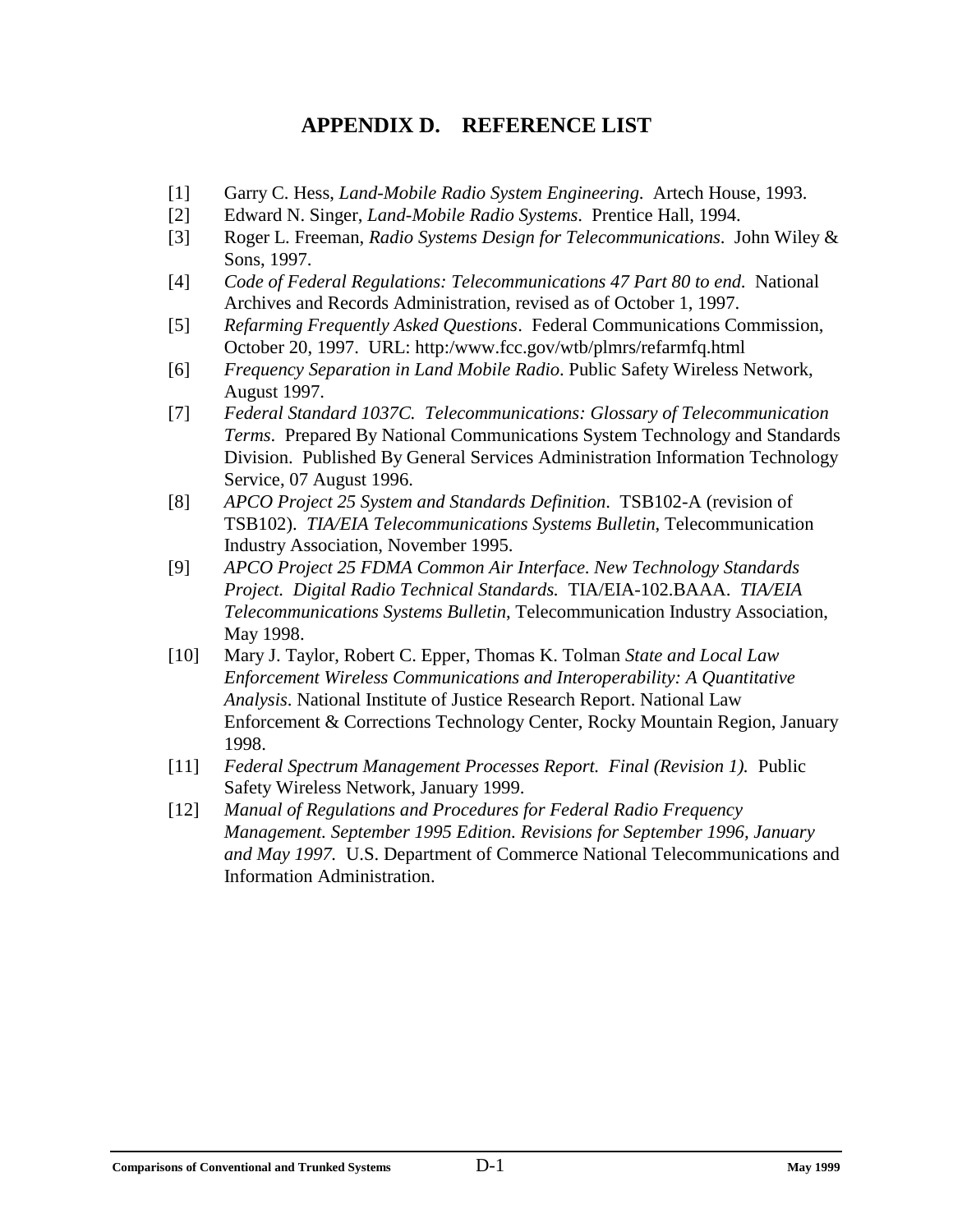# APPENDIX D. REFERENCE LIST

[1] Garry C. Hess, *Land-Mobile Radio System Engineering.* Artech House, 1993.

[2] Edward N. Singer, *Land-Mobile Radio Systems*. Prentice Hall, 1994.

[3] Roger L. Freeman, *Radio Systems Design for Telecommunications*. John Wiley & Sons, 1997.

[4] *Code of Federal Regulations: Telecommunications 47 Part 80 to end.* National Archives and Records Administration, revised as of October 1, 1997.

[5] *Refarming Frequently Asked Questions*. Federal Communications Commission, October 20, 1997. URL: http:/www.fcc.gov/wtb/plmrs/refarmfq.html

[6] *Frequency Separation in Land Mobile Radio*. Public Safety Wireless Network, August 1997.

[7] *Federal Standard 1037C. Telecommunications: Glossary of Telecommunication Terms*. Prepared By National Communications System Technology and Standards Division. Published By General Services Administration Information Technology Service, 07 August 1996.

[8] *APCO Project 25 System and Standards Definition*. TSB102-A (revision of TSB102). *TIA/EIA Telecommunications Systems Bulletin*, Telecommunication Industry Association, November 1995.

[9] *APCO Project 25 FDMA Common Air Interface*. *New Technology Standards Project. Digital Radio Technical Standards.* TIA/EIA-102.BAAA. *TIA/EIA Telecommunications Systems Bulletin*, Telecommunication Industry Association, May 1998.

[10] Mary J. Taylor, Robert C. Epper, Thomas K. Tolman *State and Local Law Enforcement Wireless Communications and Interoperability: A Quantitative Analysis*. National Institute of Justice Research Report. National Law Enforcement & Corrections Technology Center, Rocky Mountain Region, January 1998.

[11] *Federal Spectrum Management Processes Report. Final (Revision 1).* Public Safety Wireless Network, January 1999.

[12] *Manual of Regulations and Procedures for Federal Radio Frequency Management. September 1995 Edition. Revisions for September 1996, January and May 1997.* U.S. Department of Commerce National Telecommunications and Information Administration.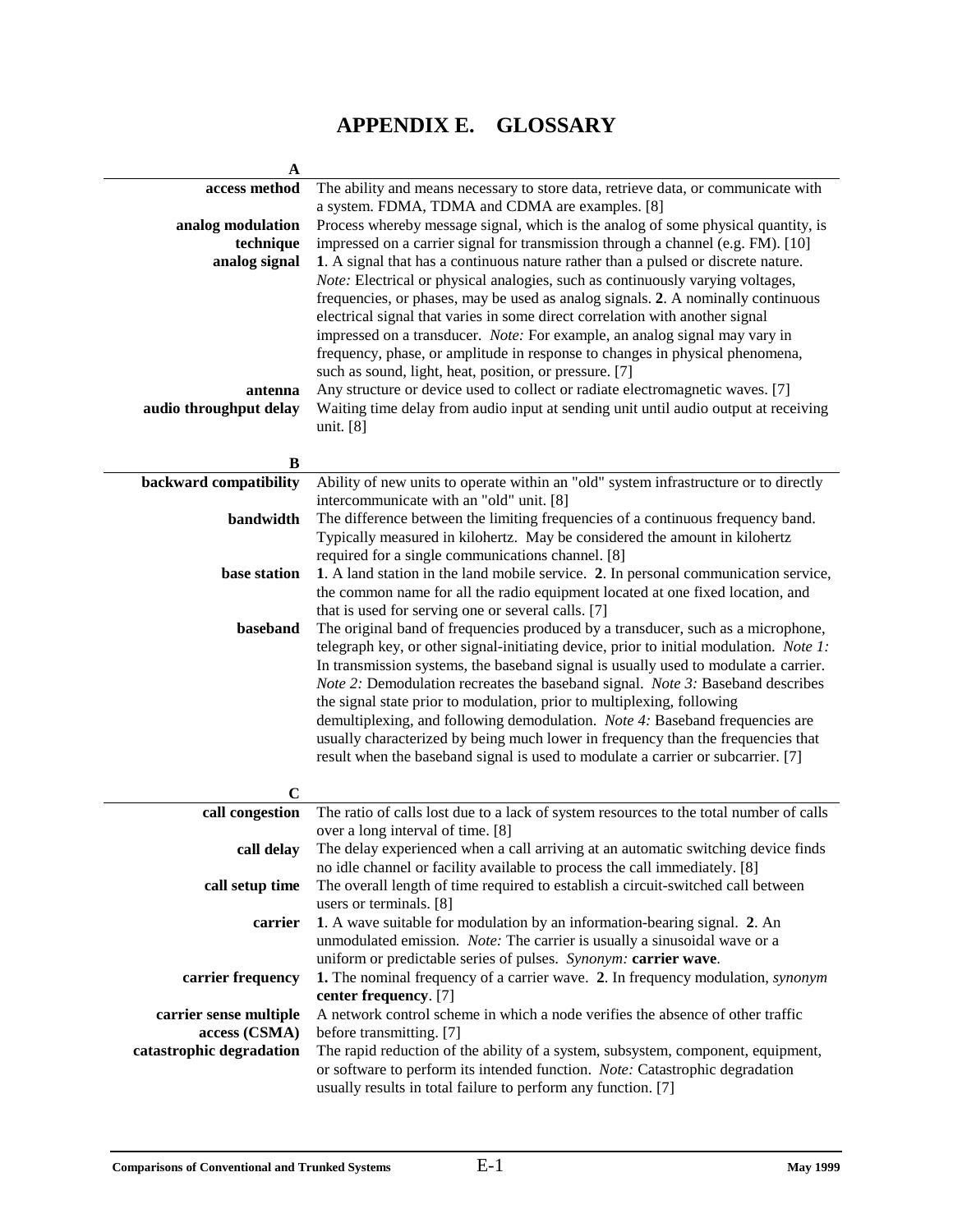# APPENDIX E. GLOSSARY

## A

**access method** The ability and means necessary to store data, retrieve data, or communicate with a system. FDMA, TDMA and CDMA are examples. [8]

**analog modulation technique** Process whereby message signal, which is the analog of some physical quantity, is impressed on a carrier signal for transmission through a channel (e.g. FM). [10]

**analog signal** **1**. A signal that has a continuous nature rather than a pulsed or discrete nature. *Note:* Electrical or physical analogies, such as continuously varying voltages, frequencies, or phases, may be used as analog signals. **2**. A nominally continuous electrical signal that varies in some direct correlation with another signal impressed on a transducer. *Note:* For example, an analog signal may vary in frequency, phase, or amplitude in response to changes in physical phenomena, such as sound, light, heat, position, or pressure. [7]

**antenna** Any structure or device used to collect or radiate electromagnetic waves. [7]

**audio throughput delay** Waiting time delay from audio input at sending unit until audio output at receiving unit. [8]

## B

**backward compatibility** Ability of new units to operate within an "old" system infrastructure or to directly intercommunicate with an "old" unit. [8]

**bandwidth** The difference between the limiting frequencies of a continuous frequency band. Typically measured in kilohertz. May be considered the amount in kilohertz required for a single communications channel. [8]

**base station** **1**. A land station in the land mobile service. **2**. In personal communication service, the common name for all the radio equipment located at one fixed location, and that is used for serving one or several calls. [7]

**baseband** The original band of frequencies produced by a transducer, such as a microphone, telegraph key, or other signal-initiating device, prior to initial modulation. *Note 1:* In transmission systems, the baseband signal is usually used to modulate a carrier. *Note 2:* Demodulation recreates the baseband signal. *Note 3:* Baseband describes the signal state prior to modulation, prior to multiplexing, following demultiplexing, and following demodulation. *Note 4:* Baseband frequencies are usually characterized by being much lower in frequency than the frequencies that result when the baseband signal is used to modulate a carrier or subcarrier. [7]

## C

**call congestion** The ratio of calls lost due to a lack of system resources to the total number of calls over a long interval of time. [8]

**call delay** The delay experienced when a call arriving at an automatic switching device finds no idle channel or facility available to process the call immediately. [8]

**call setup time** The overall length of time required to establish a circuit-switched call between users or terminals. [8]

**carrier** **1**. A wave suitable for modulation by an information-bearing signal. **2**. An unmodulated emission. *Note:* The carrier is usually a sinusoidal wave or a uniform or predictable series of pulses. *Synonym:* **carrier wave**.

**carrier frequency** **1.** The nominal frequency of a carrier wave. **2**. In frequency modulation, *synonym* **center frequency**. [7]

**carrier sense multiple access (CSMA)** A network control scheme in which a node verifies the absence of other traffic before transmitting. [7]

**catastrophic degradation** The rapid reduction of the ability of a system, subsystem, component, equipment, or software to perform its intended function. *Note:* Catastrophic degradation usually results in total failure to perform any function. [7]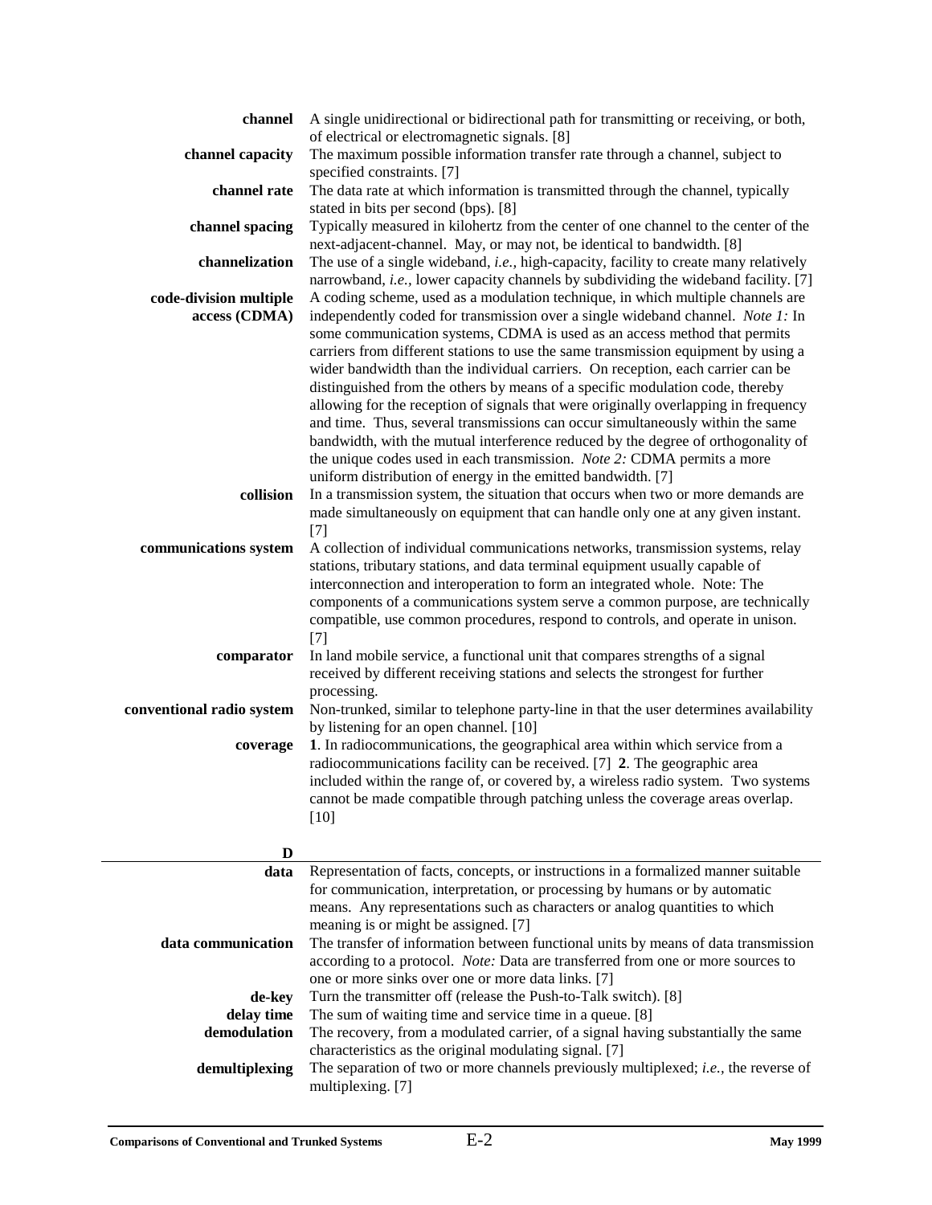**channel** A single unidirectional or bidirectional path for transmitting or receiving, or both, of electrical or electromagnetic signals. [8]

**channel capacity** The maximum possible information transfer rate through a channel, subject to specified constraints. [7]

**channel rate** The data rate at which information is transmitted through the channel, typically stated in bits per second (bps). [8]

**channel spacing** Typically measured in kilohertz from the center of one channel to the center of the next-adjacent-channel. May, or may not, be identical to bandwidth. [8]

**channelization** The use of a single wideband, *i.e.,* high-capacity, facility to create many relatively narrowband, *i.e.,* lower capacity channels by subdividing the wideband facility. [7]

**code-division multiple access (CDMA)** A coding scheme, used as a modulation technique, in which multiple channels are independently coded for transmission over a single wideband channel. *Note 1:* In some communication systems, CDMA is used as an access method that permits carriers from different stations to use the same transmission equipment by using a wider bandwidth than the individual carriers. On reception, each carrier can be distinguished from the others by means of a specific modulation code, thereby allowing for the reception of signals that were originally overlapping in frequency and time. Thus, several transmissions can occur simultaneously within the same bandwidth, with the mutual interference reduced by the degree of orthogonality of the unique codes used in each transmission. *Note 2:* CDMA permits a more uniform distribution of energy in the emitted bandwidth. [7]

**collision** In a transmission system, the situation that occurs when two or more demands are made simultaneously on equipment that can handle only one at any given instant. [7]

**communications system** A collection of individual communications networks, transmission systems, relay stations, tributary stations, and data terminal equipment usually capable of interconnection and interoperation to form an integrated whole. Note: The components of a communications system serve a common purpose, are technically compatible, use common procedures, respond to controls, and operate in unison. [7]

**comparator** In land mobile service, a functional unit that compares strengths of a signal received by different receiving stations and selects the strongest for further processing.

**conventional radio system** Non-trunked, similar to telephone party-line in that the user determines availability by listening for an open channel. [10]

**coverage** **1**. In radiocommunications, the geographical area within which service from a radiocommunications facility can be received. [7] **2**. The geographic area included within the range of, or covered by, a wireless radio system. Two systems cannot be made compatible through patching unless the coverage areas overlap. [10]

## D

**data** Representation of facts, concepts, or instructions in a formalized manner suitable for communication, interpretation, or processing by humans or by automatic means. Any representations such as characters or analog quantities to which meaning is or might be assigned. [7]

**data communication** The transfer of information between functional units by means of data transmission according to a protocol. *Note:* Data are transferred from one or more sources to one or more sinks over one or more data links. [7]

**de-key** Turn the transmitter off (release the Push-to-Talk switch). [8]

**delay time** The sum of waiting time and service time in a queue. [8]

**demodulation** The recovery, from a modulated carrier, of a signal having substantially the same characteristics as the original modulating signal. [7]

**demultiplexing** The separation of two or more channels previously multiplexed; *i.e.,* the reverse of multiplexing. [7]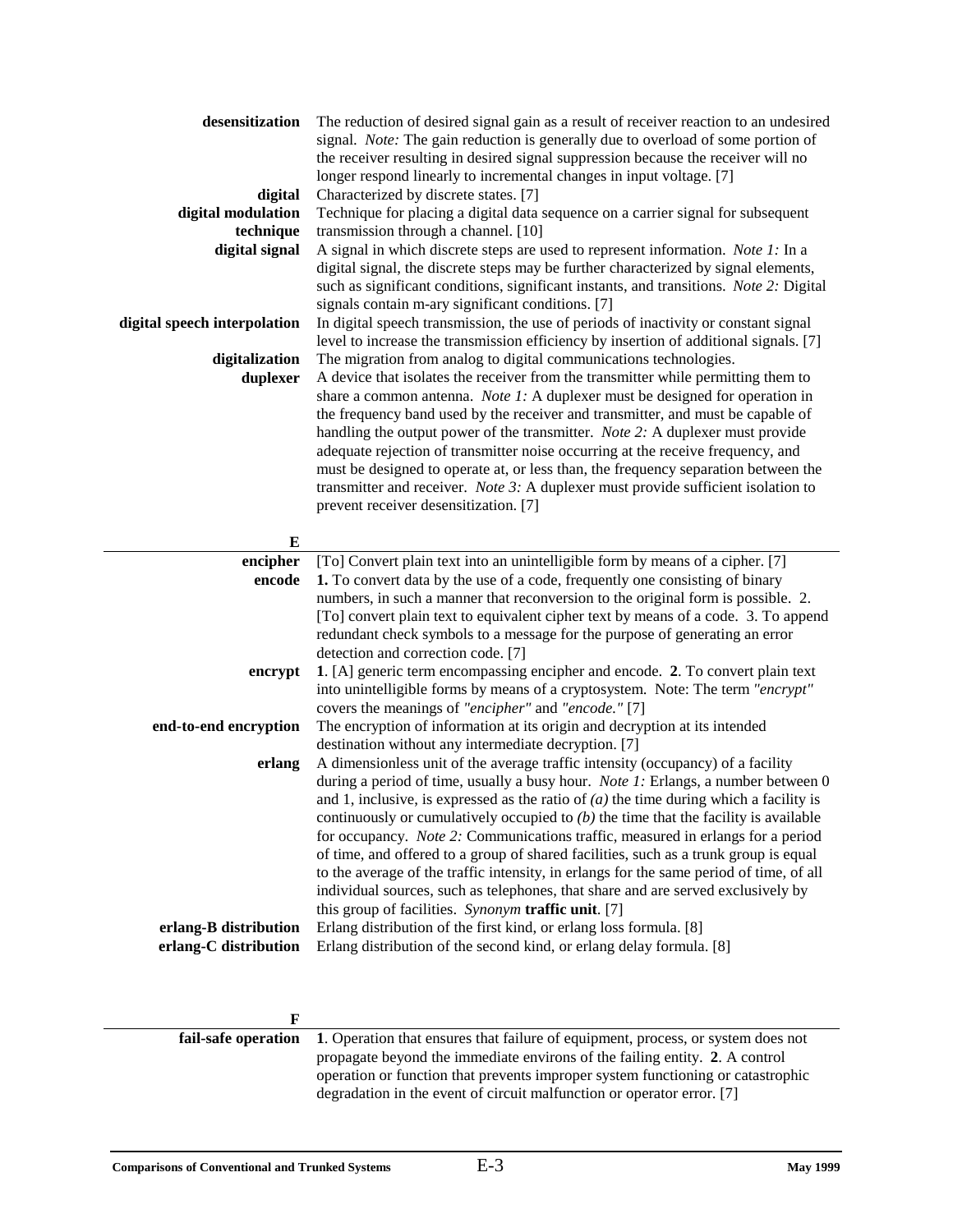**desensitization** The reduction of desired signal gain as a result of receiver reaction to an undesired signal. *Note:* The gain reduction is generally due to overload of some portion of the receiver resulting in desired signal suppression because the receiver will no longer respond linearly to incremental changes in input voltage. [7]

**digital** Characterized by discrete states. [7]

**digital modulation technique** Technique for placing a digital data sequence on a carrier signal for subsequent transmission through a channel. [10]

**digital signal** A signal in which discrete steps are used to represent information. *Note 1:* In a digital signal, the discrete steps may be further characterized by signal elements, such as significant conditions, significant instants, and transitions. *Note 2:* Digital signals contain m-ary significant conditions. [7]

**digital speech interpolation** In digital speech transmission, the use of periods of inactivity or constant signal level to increase the transmission efficiency by insertion of additional signals. [7]

**digitalization** The migration from analog to digital communications technologies.

**duplexer** A device that isolates the receiver from the transmitter while permitting them to share a common antenna. *Note 1:* A duplexer must be designed for operation in the frequency band used by the receiver and transmitter, and must be capable of handling the output power of the transmitter. *Note 2:* A duplexer must provide adequate rejection of transmitter noise occurring at the receive frequency, and must be designed to operate at, or less than, the frequency separation between the transmitter and receiver. *Note 3:* A duplexer must provide sufficient isolation to prevent receiver desensitization. [7]

## E

**encipher** [To] Convert plain text into an unintelligible form by means of a cipher. [7]

**encode** **1.** To convert data by the use of a code, frequently one consisting of binary numbers, in such a manner that reconversion to the original form is possible. 2. [To] convert plain text to equivalent cipher text by means of a code. 3. To append redundant check symbols to a message for the purpose of generating an error detection and correction code. [7]

**encrypt** **1**. [A] generic term encompassing encipher and encode. **2**. To convert plain text into unintelligible forms by means of a cryptosystem. Note: The term *"encrypt"* covers the meanings of *"encipher"* and *"encode."* [7]

**end-to-end encryption** The encryption of information at its origin and decryption at its intended destination without any intermediate decryption. [7]

**erlang** A dimensionless unit of the average traffic intensity (occupancy) of a facility during a period of time, usually a busy hour. *Note 1:* Erlangs, a number between 0 and 1, inclusive, is expressed as the ratio of *(a)* the time during which a facility is continuously or cumulatively occupied to *(b)* the time that the facility is available for occupancy. *Note 2:* Communications traffic, measured in erlangs for a period of time, and offered to a group of shared facilities, such as a trunk group is equal to the average of the traffic intensity, in erlangs for the same period of time, of all individual sources, such as telephones, that share and are served exclusively by this group of facilities. *Synonym* **traffic unit**. [7]

**erlang-B distribution** Erlang distribution of the first kind, or erlang loss formula. [8]

**erlang-C distribution** Erlang distribution of the second kind, or erlang delay formula. [8]

## F

**fail-safe operation** **1**. Operation that ensures that failure of equipment, process, or system does not propagate beyond the immediate environs of the failing entity. **2**. A control operation or function that prevents improper system functioning or catastrophic degradation in the event of circuit malfunction or operator error. [7]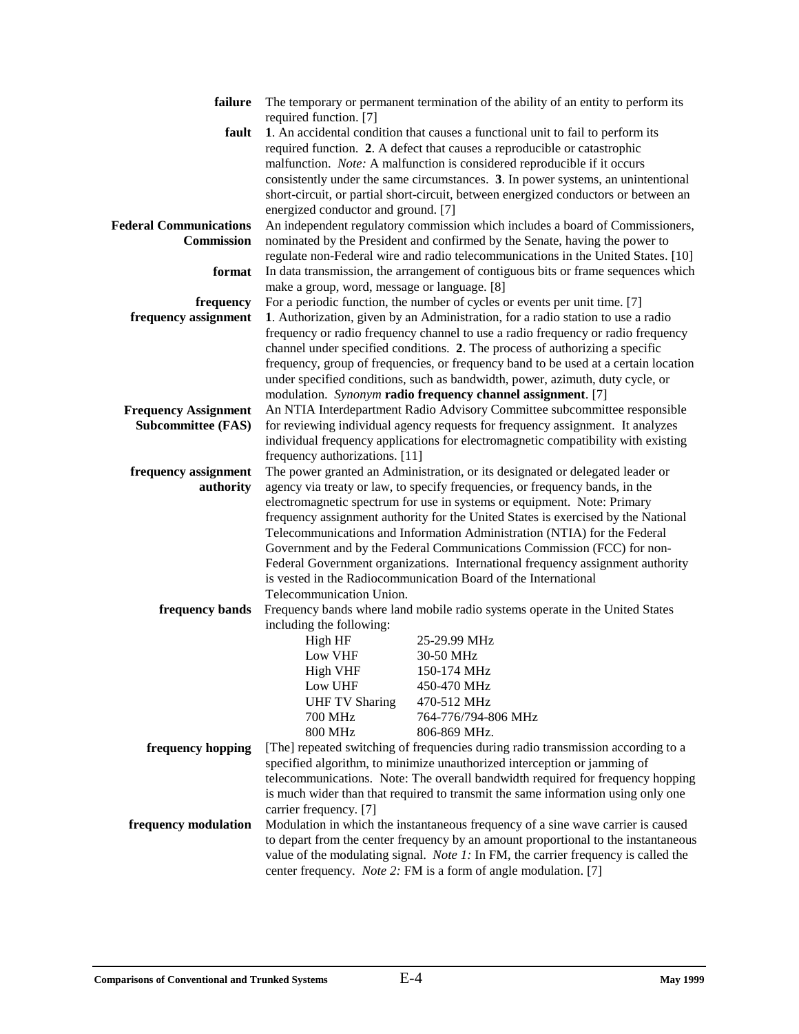**failure** The temporary or permanent termination of the ability of an entity to perform its required function. [7]

**fault** **1**. An accidental condition that causes a functional unit to fail to perform its required function. **2**. A defect that causes a reproducible or catastrophic malfunction. *Note:* A malfunction is considered reproducible if it occurs consistently under the same circumstances. **3**. In power systems, an unintentional short-circuit, or partial short-circuit, between energized conductors or between an energized conductor and ground. [7]

**Federal Communications Commission** An independent regulatory commission which includes a board of Commissioners, nominated by the President and confirmed by the Senate, having the power to regulate non-Federal wire and radio telecommunications in the United States. [10]

**format** In data transmission, the arrangement of contiguous bits or frame sequences which make a group, word, message or language. [8]

**frequency** For a periodic function, the number of cycles or events per unit time. [7]

**frequency assignment** **1**. Authorization, given by an Administration, for a radio station to use a radio frequency or radio frequency channel to use a radio frequency or radio frequency channel under specified conditions. **2**. The process of authorizing a specific frequency, group of frequencies, or frequency band to be used at a certain location under specified conditions, such as bandwidth, power, azimuth, duty cycle, or modulation. *Synonym* **radio frequency channel assignment**. [7]

**Frequency Assignment Subcommittee (FAS)** An NTIA Interdepartment Radio Advisory Committee subcommittee responsible for reviewing individual agency requests for frequency assignment. It analyzes individual frequency applications for electromagnetic compatibility with existing frequency authorizations. [11]

**frequency assignment authority** The power granted an Administration, or its designated or delegated leader or agency via treaty or law, to specify frequencies, or frequency bands, in the electromagnetic spectrum for use in systems or equipment. Note: Primary frequency assignment authority for the United States is exercised by the National Telecommunications and Information Administration (NTIA) for the Federal Government and by the Federal Communications Commission (FCC) for non-Federal Government organizations. International frequency assignment authority is vested in the Radiocommunication Board of the International Telecommunication Union.

**frequency bands** Frequency bands where land mobile radio systems operate in the United States including the following:

| | |
|---|---|
| High HF | 25-29.99 MHz |
| Low VHF | 30-50 MHz |
| High VHF | 150-174 MHz |
| Low UHF | 450-470 MHz |
| UHF TV Sharing | 470-512 MHz |
| 700 MHz | 764-776/794-806 MHz |
| 800 MHz | 806-869 MHz. |

**frequency hopping** [The] repeated switching of frequencies during radio transmission according to a specified algorithm, to minimize unauthorized interception or jamming of telecommunications. Note: The overall bandwidth required for frequency hopping is much wider than that required to transmit the same information using only one carrier frequency. [7]

**frequency modulation** Modulation in which the instantaneous frequency of a sine wave carrier is caused to depart from the center frequency by an amount proportional to the instantaneous value of the modulating signal. *Note 1:* In FM, the carrier frequency is called the center frequency. *Note 2:* FM is a form of angle modulation. [7]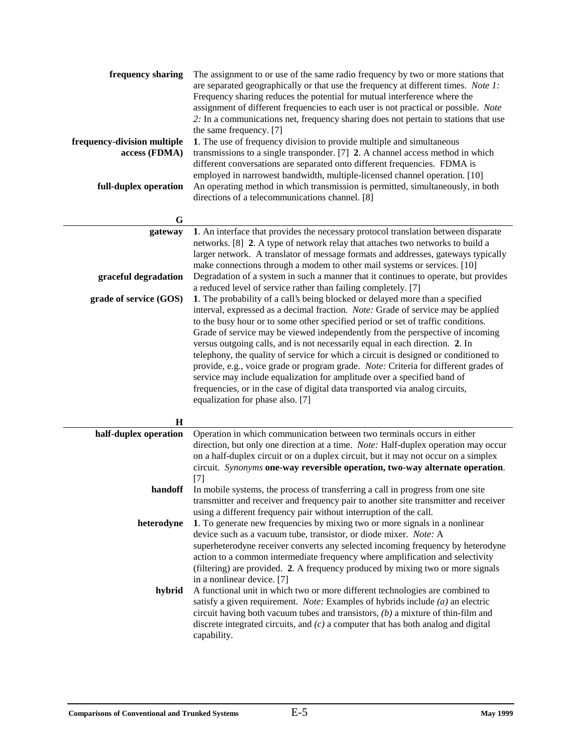**frequency sharing** The assignment to or use of the same radio frequency by two or more stations that are separated geographically or that use the frequency at different times. *Note 1:* Frequency sharing reduces the potential for mutual interference where the assignment of different frequencies to each user is not practical or possible. *Note 2:* In a communications net, frequency sharing does not pertain to stations that use the same frequency. [7]

**frequency-division multiple access (FDMA)** **1**. The use of frequency division to provide multiple and simultaneous transmissions to a single transponder. [7] **2**. A channel access method in which different conversations are separated onto different frequencies. FDMA is employed in narrowest bandwidth, multiple-licensed channel operation. [10]

**full-duplex operation** An operating method in which transmission is permitted, simultaneously, in both directions of a telecommunications channel. [8]

## G

**gateway** **1**. An interface that provides the necessary protocol translation between disparate networks. [8] **2**. A type of network relay that attaches two networks to build a larger network. A translator of message formats and addresses, gateways typically make connections through a modem to other mail systems or services. [10]

**graceful degradation** Degradation of a system in such a manner that it continues to operate, but provides a reduced level of service rather than failing completely. [7]

**grade of service (GOS)** **1**. The probability of a call's being blocked or delayed more than a specified interval, expressed as a decimal fraction. *Note:* Grade of service may be applied to the busy hour or to some other specified period or set of traffic conditions. Grade of service may be viewed independently from the perspective of incoming versus outgoing calls, and is not necessarily equal in each direction. **2**. In telephony, the quality of service for which a circuit is designed or conditioned to provide, e.g., voice grade or program grade. *Note:* Criteria for different grades of service may include equalization for amplitude over a specified band of frequencies, or in the case of digital data transported via analog circuits, equalization for phase also. [7]

## H

**half-duplex operation** Operation in which communication between two terminals occurs in either direction, but only one direction at a time. *Note:* Half-duplex operation may occur on a half-duplex circuit or on a duplex circuit, but it may not occur on a simplex circuit. *Synonyms* **one-way reversible operation, two-way alternate operation**. [7]

**handoff** In mobile systems, the process of transferring a call in progress from one site transmitter and receiver and frequency pair to another site transmitter and receiver using a different frequency pair without interruption of the call.

**heterodyne** **1**. To generate new frequencies by mixing two or more signals in a nonlinear device such as a vacuum tube, transistor, or diode mixer. *Note:* A superheterodyne receiver converts any selected incoming frequency by heterodyne action to a common intermediate frequency where amplification and selectivity (filtering) are provided. **2**. A frequency produced by mixing two or more signals in a nonlinear device. [7]

**hybrid** A functional unit in which two or more different technologies are combined to satisfy a given requirement. *Note:* Examples of hybrids include *(a)* an electric circuit having both vacuum tubes and transistors, *(b)* a mixture of thin-film and discrete integrated circuits, and *(c)* a computer that has both analog and digital capability.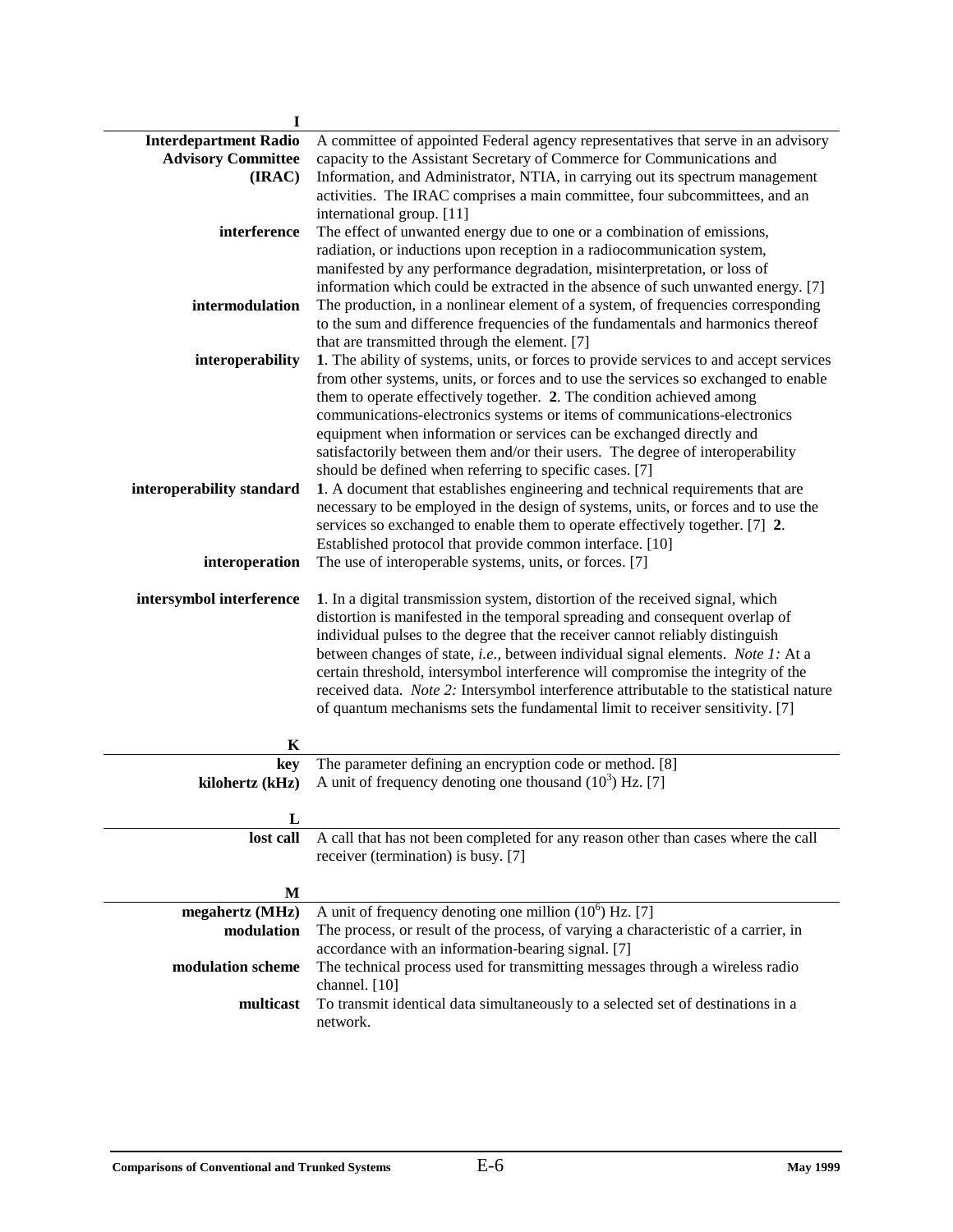## I

| | |
|---|---|
| **Interdepartment Radio Advisory Committee (IRAC)** | A committee of appointed Federal agency representatives that serve in an advisory capacity to the Assistant Secretary of Commerce for Communications and Information, and Administrator, NTIA, in carrying out its spectrum management activities. The IRAC comprises a main committee, four subcommittees, and an international group. [11] |
| **interference** | The effect of unwanted energy due to one or a combination of emissions, radiation, or inductions upon reception in a radiocommunication system, manifested by any performance degradation, misinterpretation, or loss of information which could be extracted in the absence of such unwanted energy. [7] |
| **intermodulation** | The production, in a nonlinear element of a system, of frequencies corresponding to the sum and difference frequencies of the fundamentals and harmonics thereof that are transmitted through the element. [7] |
| **interoperability** | **1**. The ability of systems, units, or forces to provide services to and accept services from other systems, units, or forces and to use the services so exchanged to enable them to operate effectively together. **2**. The condition achieved among communications-electronics systems or items of communications-electronics equipment when information or services can be exchanged directly and satisfactorily between them and/or their users. The degree of interoperability should be defined when referring to specific cases. [7] |
| **interoperability standard** | **1**. A document that establishes engineering and technical requirements that are necessary to be employed in the design of systems, units, or forces and to use the services so exchanged to enable them to operate effectively together. [7] **2**. Established protocol that provide common interface. [10] |
| **interoperation** | The use of interoperable systems, units, or forces. [7] |
| **intersymbol interference** | **1**. In a digital transmission system, distortion of the received signal, which distortion is manifested in the temporal spreading and consequent overlap of individual pulses to the degree that the receiver cannot reliably distinguish between changes of state, *i.e.,* between individual signal elements. *Note 1:* At a certain threshold, intersymbol interference will compromise the integrity of the received data. *Note 2:* Intersymbol interference attributable to the statistical nature of quantum mechanisms sets the fundamental limit to receiver sensitivity. [7] |

## K

| | |
|---|---|
| **key** | The parameter defining an encryption code or method. [8] |
| **kilohertz (kHz)** | A unit of frequency denoting one thousand ($10^3$) Hz. [7] |

## L

| | |
|---|---|
| **lost call** | A call that has not been completed for any reason other than cases where the call receiver (termination) is busy. [7] |

## M

| | |
|---|---|
| **megahertz (MHz)** | A unit of frequency denoting one million ($10^6$) Hz. [7] |
| **modulation** | The process, or result of the process, of varying a characteristic of a carrier, in accordance with an information-bearing signal. [7] |
| **modulation scheme** | The technical process used for transmitting messages through a wireless radio channel. [10] |
| **multicast** | To transmit identical data simultaneously to a selected set of destinations in a network. |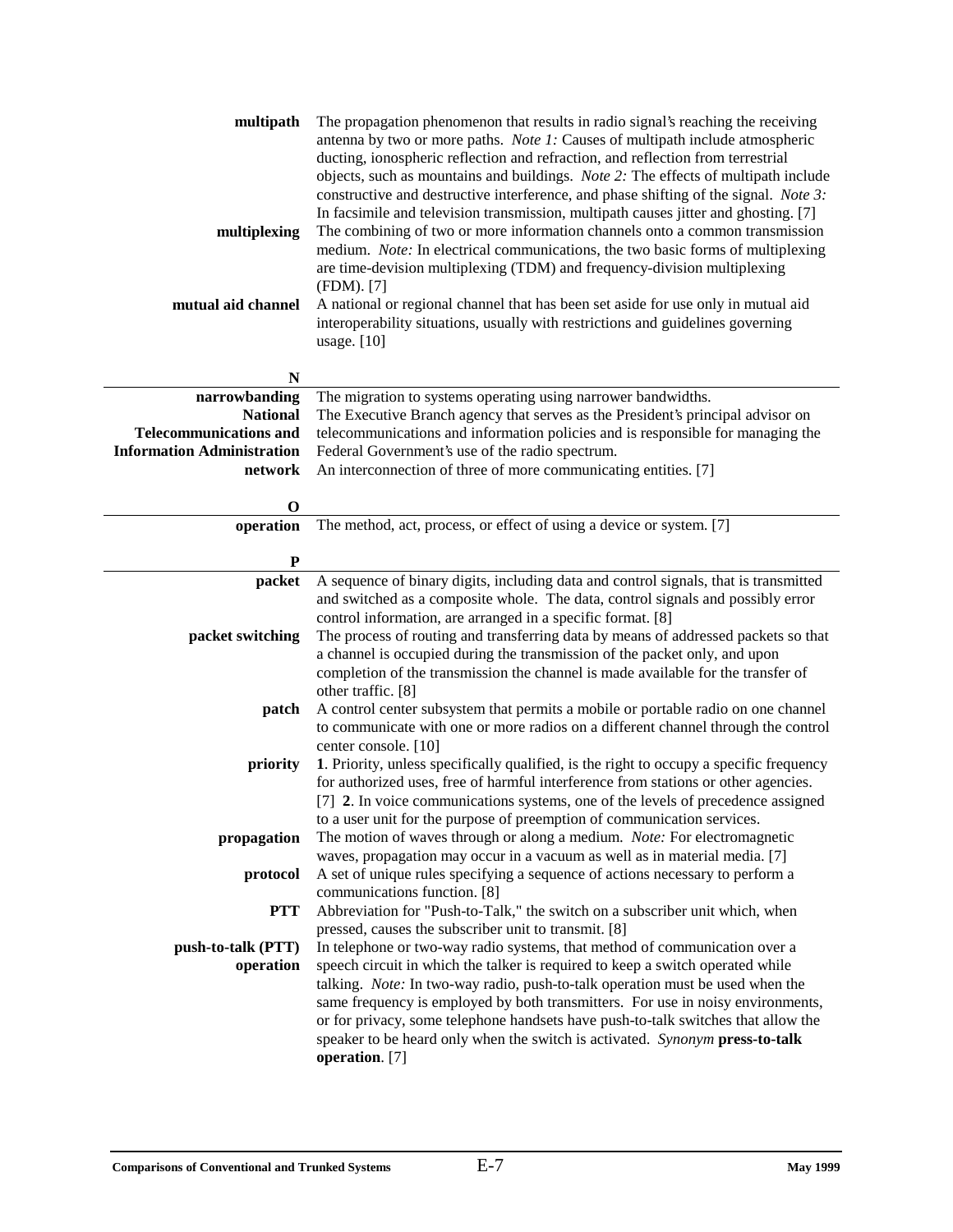**multipath** The propagation phenomenon that results in radio signal's reaching the receiving antenna by two or more paths. *Note 1:* Causes of multipath include atmospheric ducting, ionospheric reflection and refraction, and reflection from terrestrial objects, such as mountains and buildings. *Note 2:* The effects of multipath include constructive and destructive interference, and phase shifting of the signal. *Note 3:* In facsimile and television transmission, multipath causes jitter and ghosting. [7]

**multiplexing** The combining of two or more information channels onto a common transmission medium. *Note:* In electrical communications, the two basic forms of multiplexing are time-devision multiplexing (TDM) and frequency-division multiplexing (FDM). [7]

**mutual aid channel** A national or regional channel that has been set aside for use only in mutual aid interoperability situations, usually with restrictions and guidelines governing usage. [10]

## N

**narrowbanding** The migration to systems operating using narrower bandwidths.

**National Telecommunications and Information Administration** The Executive Branch agency that serves as the President's principal advisor on telecommunications and information policies and is responsible for managing the Federal Government's use of the radio spectrum.

**network** An interconnection of three of more communicating entities. [7]

## O

**operation** The method, act, process, or effect of using a device or system. [7]

## P

**packet** A sequence of binary digits, including data and control signals, that is transmitted and switched as a composite whole. The data, control signals and possibly error control information, are arranged in a specific format. [8]

**packet switching** The process of routing and transferring data by means of addressed packets so that a channel is occupied during the transmission of the packet only, and upon completion of the transmission the channel is made available for the transfer of other traffic. [8]

**patch** A control center subsystem that permits a mobile or portable radio on one channel to communicate with one or more radios on a different channel through the control center console. [10]

**priority** **1**. Priority, unless specifically qualified, is the right to occupy a specific frequency for authorized uses, free of harmful interference from stations or other agencies. [7] **2**. In voice communications systems, one of the levels of precedence assigned to a user unit for the purpose of preemption of communication services.

**propagation** The motion of waves through or along a medium. *Note:* For electromagnetic waves, propagation may occur in a vacuum as well as in material media. [7]

**protocol** A set of unique rules specifying a sequence of actions necessary to perform a communications function. [8]

**PTT** Abbreviation for "Push-to-Talk," the switch on a subscriber unit which, when pressed, causes the subscriber unit to transmit. [8]

**push-to-talk (PTT) operation** In telephone or two-way radio systems, that method of communication over a speech circuit in which the talker is required to keep a switch operated while talking. *Note:* In two-way radio, push-to-talk operation must be used when the same frequency is employed by both transmitters. For use in noisy environments, or for privacy, some telephone handsets have push-to-talk switches that allow the speaker to be heard only when the switch is activated. *Synonym* **press-to-talk operation**. [7]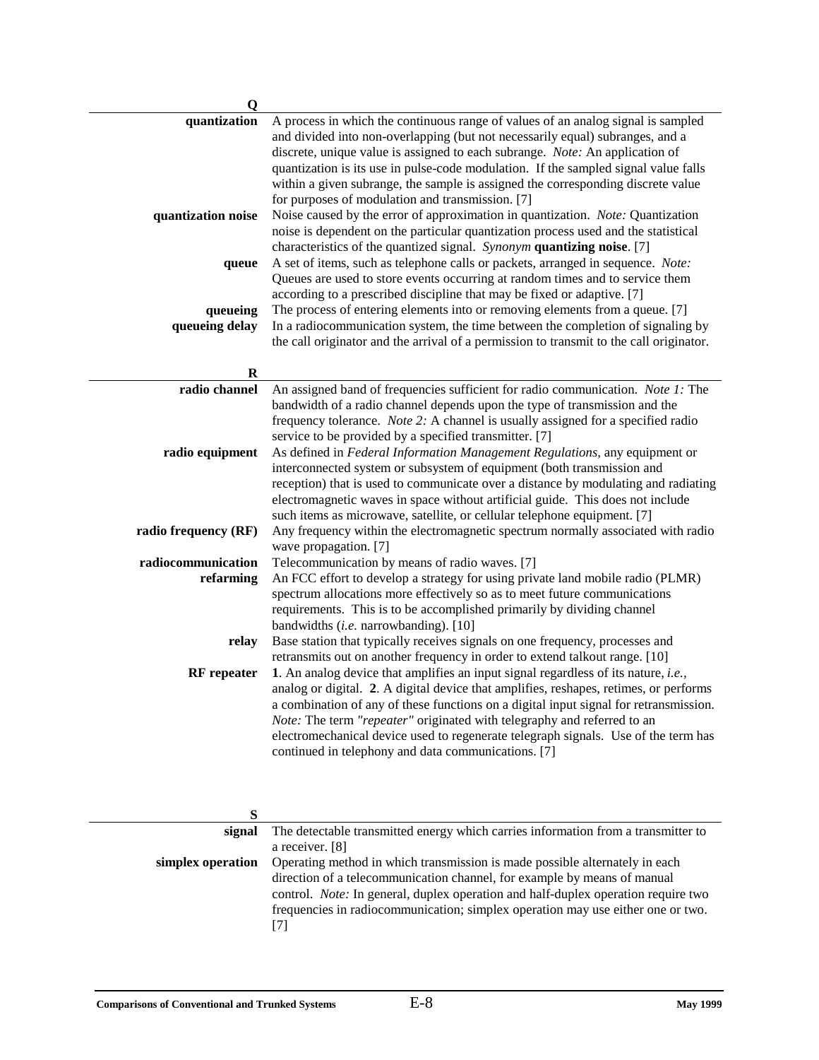## Q

**quantization** A process in which the continuous range of values of an analog signal is sampled and divided into non-overlapping (but not necessarily equal) subranges, and a discrete, unique value is assigned to each subrange. *Note:* An application of quantization is its use in pulse-code modulation. If the sampled signal value falls within a given subrange, the sample is assigned the corresponding discrete value for purposes of modulation and transmission. [7]

**quantization noise** Noise caused by the error of approximation in quantization. *Note:* Quantization noise is dependent on the particular quantization process used and the statistical characteristics of the quantized signal. *Synonym* **quantizing noise**. [7]

**queue** A set of items, such as telephone calls or packets, arranged in sequence. *Note:* Queues are used to store events occurring at random times and to service them according to a prescribed discipline that may be fixed or adaptive. [7]

**queueing** The process of entering elements into or removing elements from a queue. [7]

**queueing delay** In a radiocommunication system, the time between the completion of signaling by the call originator and the arrival of a permission to transmit to the call originator.

## R

**radio channel** An assigned band of frequencies sufficient for radio communication. *Note 1:* The bandwidth of a radio channel depends upon the type of transmission and the frequency tolerance. *Note 2:* A channel is usually assigned for a specified radio service to be provided by a specified transmitter. [7]

**radio equipment** As defined in *Federal Information Management Regulations,* any equipment or interconnected system or subsystem of equipment (both transmission and reception) that is used to communicate over a distance by modulating and radiating electromagnetic waves in space without artificial guide. This does not include such items as microwave, satellite, or cellular telephone equipment. [7]

**radio frequency (RF)** Any frequency within the electromagnetic spectrum normally associated with radio wave propagation. [7]

**radiocommunication** Telecommunication by means of radio waves. [7]

**refarming** An FCC effort to develop a strategy for using private land mobile radio (PLMR) spectrum allocations more effectively so as to meet future communications requirements. This is to be accomplished primarily by dividing channel bandwidths (*i.e.* narrowbanding). [10]

**relay** Base station that typically receives signals on one frequency, processes and retransmits out on another frequency in order to extend talkout range. [10]

**RF repeater** **1**. An analog device that amplifies an input signal regardless of its nature, *i.e.*, analog or digital. **2**. A digital device that amplifies, reshapes, retimes, or performs a combination of any of these functions on a digital input signal for retransmission. *Note:* The term *"repeater"* originated with telegraphy and referred to an electromechanical device used to regenerate telegraph signals. Use of the term has continued in telephony and data communications. [7]

## S

**signal** The detectable transmitted energy which carries information from a transmitter to a receiver. [8]

**simplex operation** Operating method in which transmission is made possible alternately in each direction of a telecommunication channel, for example by means of manual control. *Note:* In general, duplex operation and half-duplex operation require two frequencies in radiocommunication; simplex operation may use either one or two. [7]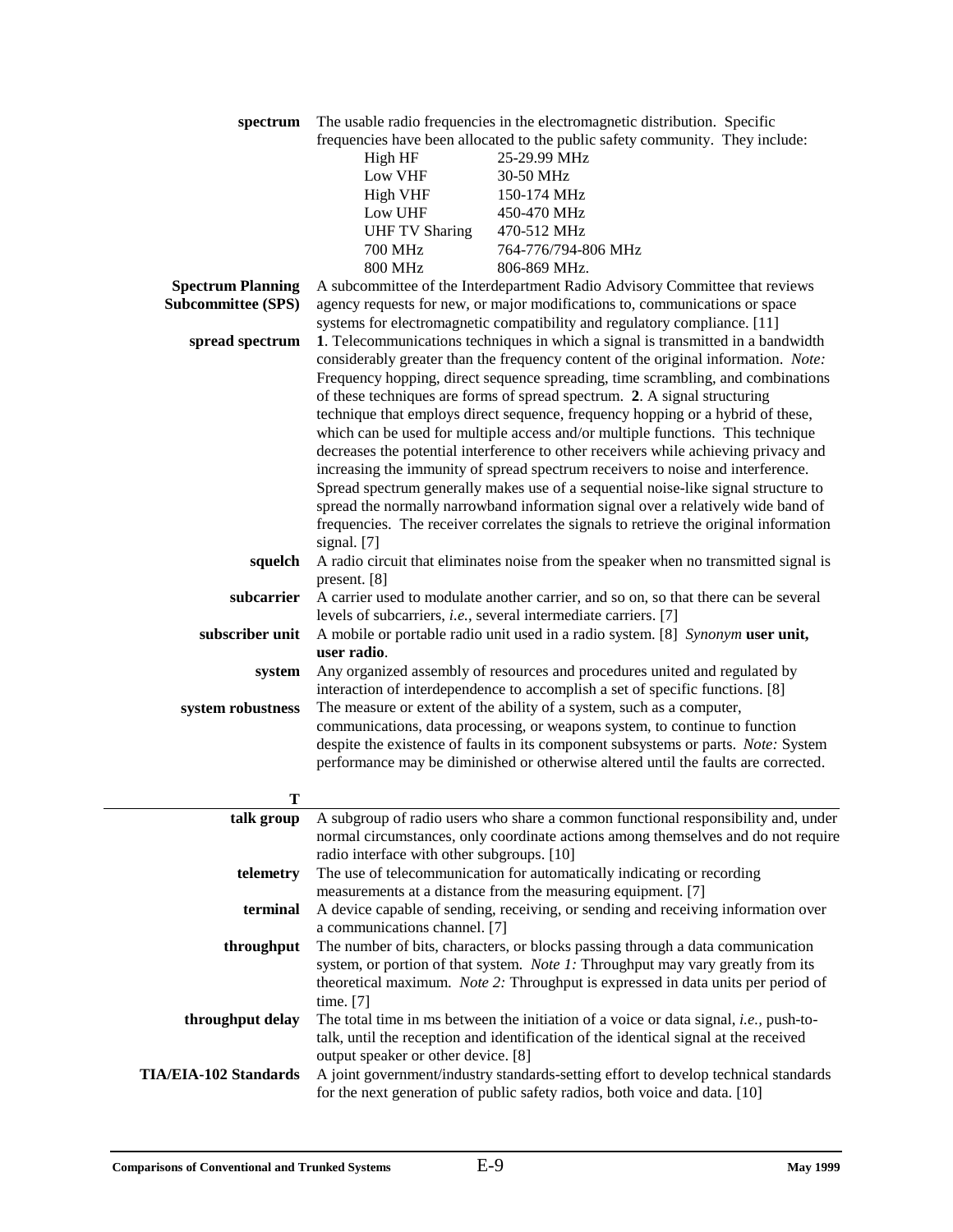**spectrum** The usable radio frequencies in the electromagnetic distribution. Specific frequencies have been allocated to the public safety community. They include:

| | |
|---|---|
| High HF | 25-29.99 MHz |
| Low VHF | 30-50 MHz |
| High VHF | 150-174 MHz |
| Low UHF | 450-470 MHz |
| UHF TV Sharing | 470-512 MHz |
| 700 MHz | 764-776/794-806 MHz |
| 800 MHz | 806-869 MHz. |

**Spectrum Planning Subcommittee (SPS)** A subcommittee of the Interdepartment Radio Advisory Committee that reviews agency requests for new, or major modifications to, communications or space systems for electromagnetic compatibility and regulatory compliance. [11]

**spread spectrum** **1**. Telecommunications techniques in which a signal is transmitted in a bandwidth considerably greater than the frequency content of the original information. *Note:* Frequency hopping, direct sequence spreading, time scrambling, and combinations of these techniques are forms of spread spectrum. **2**. A signal structuring technique that employs direct sequence, frequency hopping or a hybrid of these, which can be used for multiple access and/or multiple functions. This technique decreases the potential interference to other receivers while achieving privacy and increasing the immunity of spread spectrum receivers to noise and interference. Spread spectrum generally makes use of a sequential noise-like signal structure to spread the normally narrowband information signal over a relatively wide band of frequencies. The receiver correlates the signals to retrieve the original information signal. [7]

**squelch** A radio circuit that eliminates noise from the speaker when no transmitted signal is present. [8]

**subcarrier** A carrier used to modulate another carrier, and so on, so that there can be several levels of subcarriers, *i.e.*, several intermediate carriers. [7]

**subscriber unit** A mobile or portable radio unit used in a radio system. [8] *Synonym* **user unit, user radio**.

**system** Any organized assembly of resources and procedures united and regulated by interaction of interdependence to accomplish a set of specific functions. [8]

**system robustness** The measure or extent of the ability of a system, such as a computer, communications, data processing, or weapons system, to continue to function despite the existence of faults in its component subsystems or parts. *Note:* System performance may be diminished or otherwise altered until the faults are corrected.

## T

**talk group** A subgroup of radio users who share a common functional responsibility and, under normal circumstances, only coordinate actions among themselves and do not require radio interface with other subgroups. [10]

**telemetry** The use of telecommunication for automatically indicating or recording measurements at a distance from the measuring equipment. [7]

**terminal** A device capable of sending, receiving, or sending and receiving information over a communications channel. [7]

**throughput** The number of bits, characters, or blocks passing through a data communication system, or portion of that system. *Note 1:* Throughput may vary greatly from its theoretical maximum. *Note 2:* Throughput is expressed in data units per period of time. [7]

**throughput delay** The total time in ms between the initiation of a voice or data signal, *i.e.*, push-to-talk, until the reception and identification of the identical signal at the received output speaker or other device. [8]

**TIA/EIA-102 Standards** A joint government/industry standards-setting effort to develop technical standards for the next generation of public safety radios, both voice and data. [10]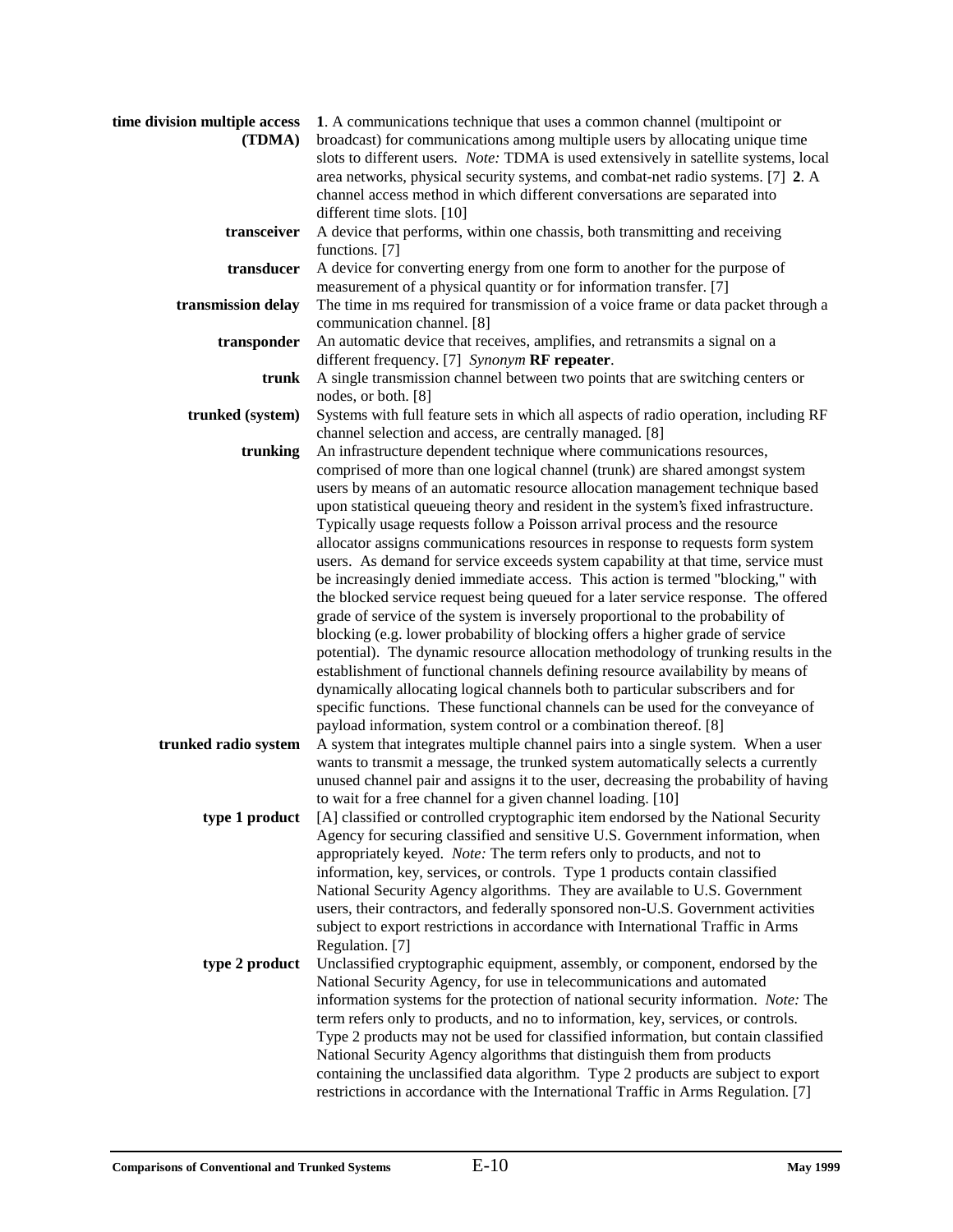**time division multiple access (TDMA)** **1**. A communications technique that uses a common channel (multipoint or broadcast) for communications among multiple users by allocating unique time slots to different users. *Note:* TDMA is used extensively in satellite systems, local area networks, physical security systems, and combat-net radio systems. [7] **2**. A channel access method in which different conversations are separated into different time slots. [10]

**transceiver** A device that performs, within one chassis, both transmitting and receiving functions. [7]

**transducer** A device for converting energy from one form to another for the purpose of measurement of a physical quantity or for information transfer. [7]

**transmission delay** The time in ms required for transmission of a voice frame or data packet through a communication channel. [8]

**transponder** An automatic device that receives, amplifies, and retransmits a signal on a different frequency. [7] *Synonym* **RF repeater**.

**trunk** A single transmission channel between two points that are switching centers or nodes, or both. [8]

**trunked (system)** Systems with full feature sets in which all aspects of radio operation, including RF channel selection and access, are centrally managed. [8]

**trunking** An infrastructure dependent technique where communications resources, comprised of more than one logical channel (trunk) are shared amongst system users by means of an automatic resource allocation management technique based upon statistical queueing theory and resident in the system's fixed infrastructure. Typically usage requests follow a Poisson arrival process and the resource allocator assigns communications resources in response to requests form system users. As demand for service exceeds system capability at that time, service must be increasingly denied immediate access. This action is termed "blocking," with the blocked service request being queued for a later service response. The offered grade of service of the system is inversely proportional to the probability of blocking (e.g. lower probability of blocking offers a higher grade of service potential). The dynamic resource allocation methodology of trunking results in the establishment of functional channels defining resource availability by means of dynamically allocating logical channels both to particular subscribers and for specific functions. These functional channels can be used for the conveyance of payload information, system control or a combination thereof. [8]

**trunked radio system** A system that integrates multiple channel pairs into a single system. When a user wants to transmit a message, the trunked system automatically selects a currently unused channel pair and assigns it to the user, decreasing the probability of having to wait for a free channel for a given channel loading. [10]

**type 1 product** [A] classified or controlled cryptographic item endorsed by the National Security Agency for securing classified and sensitive U.S. Government information, when appropriately keyed. *Note:* The term refers only to products, and not to information, key, services, or controls. Type 1 products contain classified National Security Agency algorithms. They are available to U.S. Government users, their contractors, and federally sponsored non-U.S. Government activities subject to export restrictions in accordance with International Traffic in Arms Regulation. [7]

**type 2 product** Unclassified cryptographic equipment, assembly, or component, endorsed by the National Security Agency, for use in telecommunications and automated information systems for the protection of national security information. *Note:* The term refers only to products, and no to information, key, services, or controls. Type 2 products may not be used for classified information, but contain classified National Security Agency algorithms that distinguish them from products containing the unclassified data algorithm. Type 2 products are subject to export restrictions in accordance with the International Traffic in Arms Regulation. [7]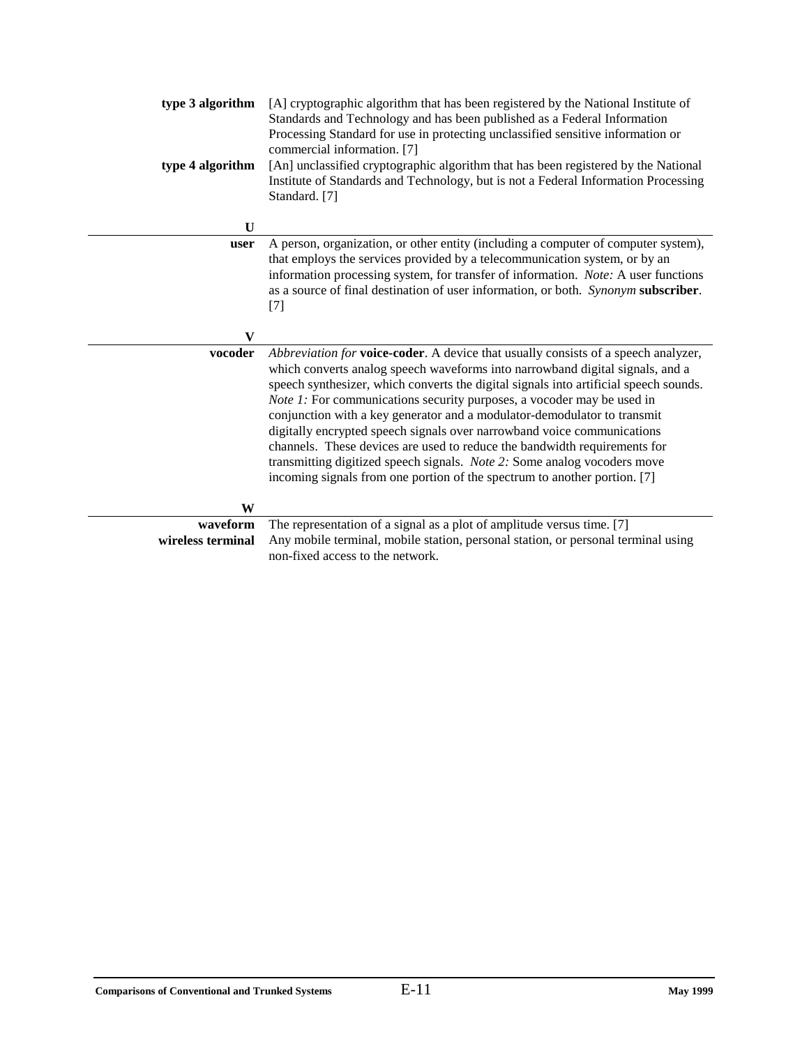**type 3 algorithm** [A] cryptographic algorithm that has been registered by the National Institute of Standards and Technology and has been published as a Federal Information Processing Standard for use in protecting unclassified sensitive information or commercial information. [7]

**type 4 algorithm** [An] unclassified cryptographic algorithm that has been registered by the National Institute of Standards and Technology, but is not a Federal Information Processing Standard. [7]

## U

**user** A person, organization, or other entity (including a computer of computer system), that employs the services provided by a telecommunication system, or by an information processing system, for transfer of information. *Note:* A user functions as a source of final destination of user information, or both. *Synonym* **subscriber**. [7]

## V

**vocoder** *Abbreviation for* **voice-coder**. A device that usually consists of a speech analyzer, which converts analog speech waveforms into narrowband digital signals, and a speech synthesizer, which converts the digital signals into artificial speech sounds. *Note 1:* For communications security purposes, a vocoder may be used in conjunction with a key generator and a modulator-demodulator to transmit digitally encrypted speech signals over narrowband voice communications channels. These devices are used to reduce the bandwidth requirements for transmitting digitized speech signals. *Note 2:* Some analog vocoders move incoming signals from one portion of the spectrum to another portion. [7]

## W

**waveform** The representation of a signal as a plot of amplitude versus time. [7]

**wireless terminal** Any mobile terminal, mobile station, personal station, or personal terminal using non-fixed access to the network.